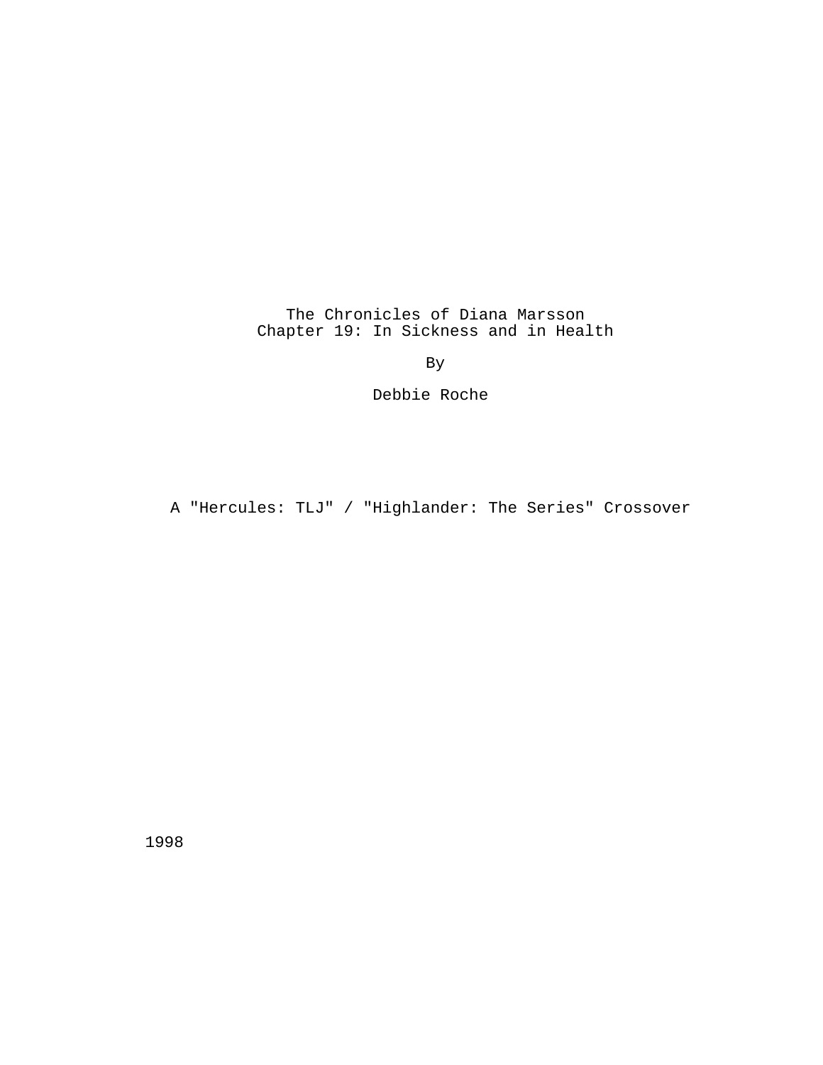# The Chronicles of Diana Marsson
## Chapter 19: In Sickness and in Health

By

Debbie Roche

A "Hercules: TLJ" / "Highlander: The Series" Crossover

1998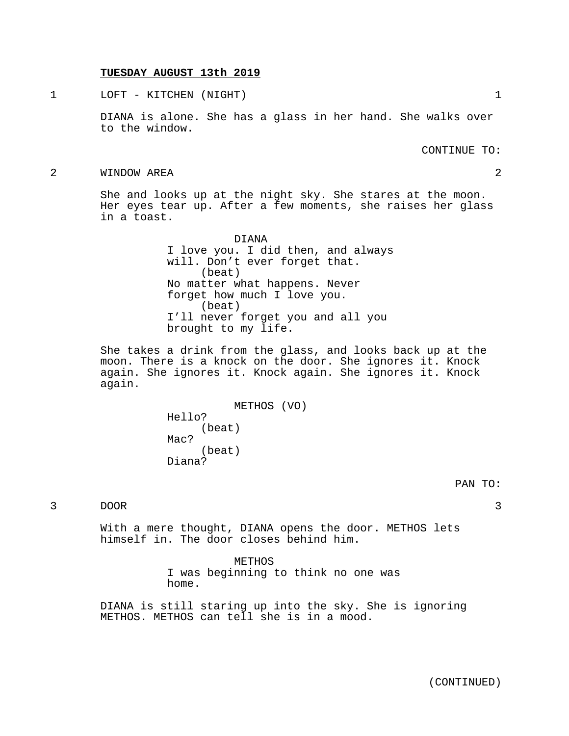**TUESDAY AUGUST 13th 2019**

1 LOFT - KITCHEN (NIGHT) 1

DIANA is alone. She has a glass in her hand. She walks over to the window.

CONTINUE TO:

2 WINDOW AREA 2

She and looks up at the night sky. She stares at the moon. Her eyes tear up. After a few moments, she raises her glass in a toast.

DIANA
I love you. I did then, and always will. Don't ever forget that.
(beat)
No matter what happens. Never forget how much I love you.
(beat)
I'll never forget you and all you brought to my life.

She takes a drink from the glass, and looks back up at the moon. There is a knock on the door. She ignores it. Knock again. She ignores it. Knock again. She ignores it. Knock again.

METHOS (VO)
Hello?
(beat)
Mac?
(beat)
Diana?

PAN TO:

3 DOOR 3

With a mere thought, DIANA opens the door. METHOS lets himself in. The door closes behind him.

METHOS
I was beginning to think no one was home.

DIANA is still staring up into the sky. She is ignoring METHOS. METHOS can tell she is in a mood.

(CONTINUED)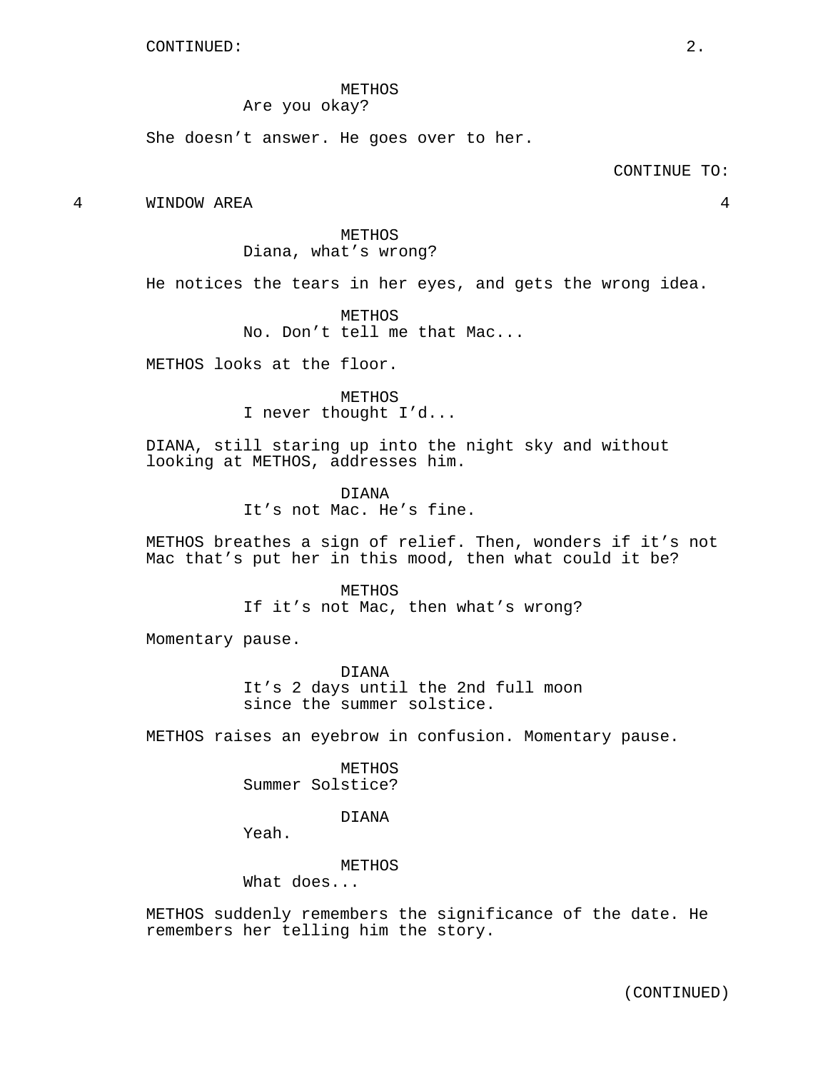CONTINUED:

METHOS
Are you okay?

She doesn't answer. He goes over to her.

CONTINUE TO:

4 WINDOW AREA 4

METHOS
Diana, what's wrong?

He notices the tears in her eyes, and gets the wrong idea.

METHOS
No. Don't tell me that Mac...

METHOS looks at the floor.

METHOS
I never thought I'd...

DIANA, still staring up into the night sky and without looking at METHOS, addresses him.

DIANA
It's not Mac. He's fine.

METHOS breathes a sign of relief. Then, wonders if it's not Mac that's put her in this mood, then what could it be?

METHOS
If it's not Mac, then what's wrong?

Momentary pause.

DIANA
It's 2 days until the 2nd full moon since the summer solstice.

METHOS raises an eyebrow in confusion. Momentary pause.

METHOS
Summer Solstice?

DIANA
Yeah.

METHOS
What does...

METHOS suddenly remembers the significance of the date. He remembers her telling him the story.

(CONTINUED)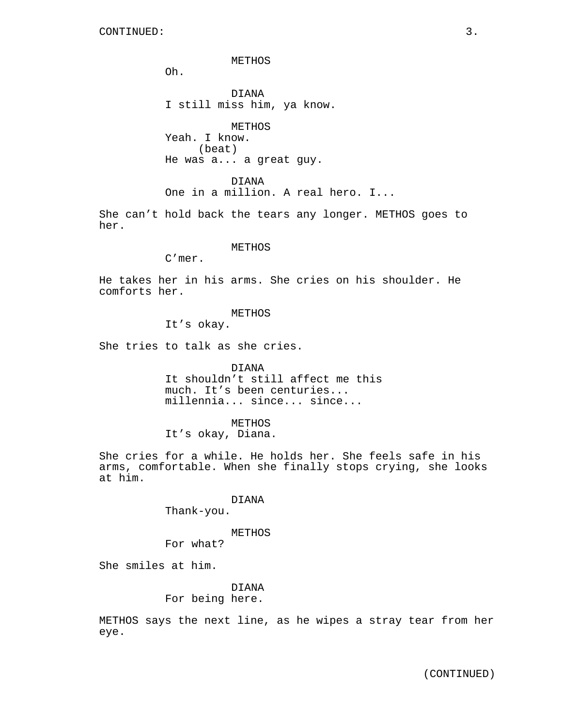CONTINUED:

METHOS
Oh.

DIANA
I still miss him, ya know.

METHOS
Yeah. I know.
(beat)
He was a... a great guy.

DIANA
One in a million. A real hero. I...

She can't hold back the tears any longer. METHOS goes to her.

METHOS
C'mer.

He takes her in his arms. She cries on his shoulder. He comforts her.

METHOS
It's okay.

She tries to talk as she cries.

DIANA
It shouldn't still affect me this much. It's been centuries... millennia... since... since...

METHOS
It's okay, Diana.

She cries for a while. He holds her. She feels safe in his arms, comfortable. When she finally stops crying, she looks at him.

DIANA
Thank-you.

METHOS
For what?

She smiles at him.

DIANA
For being here.

METHOS says the next line, as he wipes a stray tear from her eye.

(CONTINUED)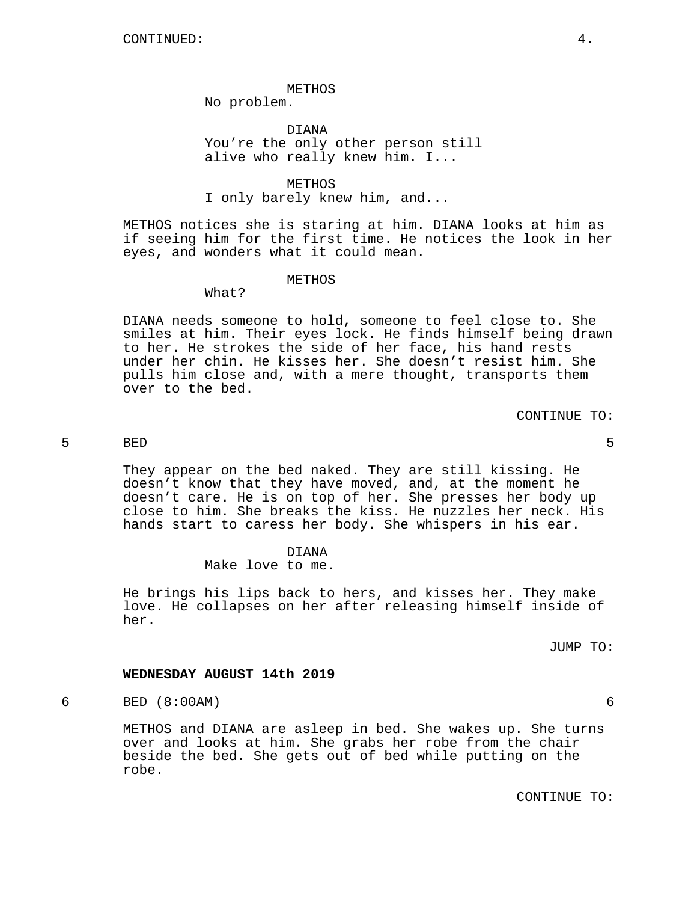CONTINUED:

METHOS
No problem.

DIANA
You're the only other person still alive who really knew him. I...

METHOS
I only barely knew him, and...

METHOS notices she is staring at him. DIANA looks at him as if seeing him for the first time. He notices the look in her eyes, and wonders what it could mean.

METHOS
What?

DIANA needs someone to hold, someone to feel close to. She smiles at him. Their eyes lock. He finds himself being drawn to her. He strokes the side of her face, his hand rests under her chin. He kisses her. She doesn't resist him. She pulls him close and, with a mere thought, transports them over to the bed.

CONTINUE TO:

5 BED 5

They appear on the bed naked. They are still kissing. He doesn't know that they have moved, and, at the moment he doesn't care. He is on top of her. She presses her body up close to him. She breaks the kiss. He nuzzles her neck. His hands start to caress her body. She whispers in his ear.

DIANA
Make love to me.

He brings his lips back to hers, and kisses her. They make love. He collapses on her after releasing himself inside of her.

JUMP TO:

**WEDNESDAY AUGUST 14th 2019**

6 BED (8:00AM) 6

METHOS and DIANA are asleep in bed. She wakes up. She turns over and looks at him. She grabs her robe from the chair beside the bed. She gets out of bed while putting on the robe.

CONTINUE TO: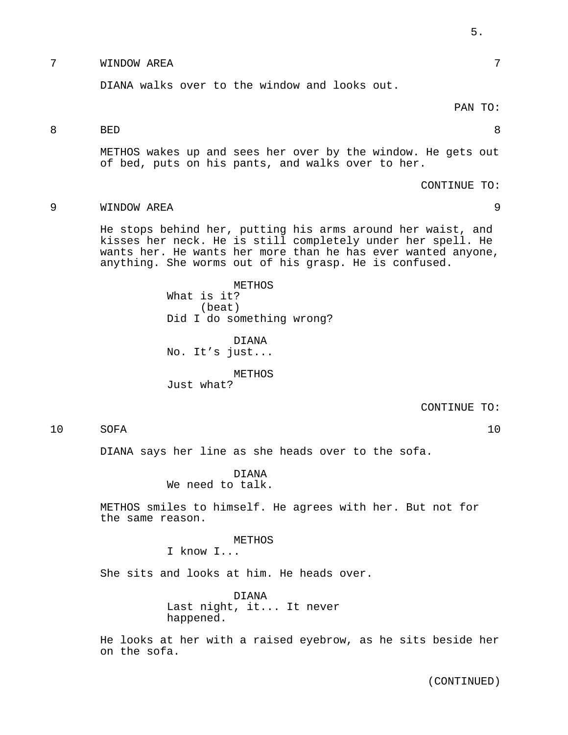7 WINDOW AREA 7

DIANA walks over to the window and looks out.

PAN TO:

8 BED 8

METHOS wakes up and sees her over by the window. He gets out of bed, puts on his pants, and walks over to her.

CONTINUE TO:

9 WINDOW AREA 9

He stops behind her, putting his arms around her waist, and kisses her neck. He is still completely under her spell. He wants her. He wants her more than he has ever wanted anyone, anything. She worms out of his grasp. He is confused.

METHOS
What is it?
(beat)
Did I do something wrong?

DIANA
No. It's just...

METHOS
Just what?

CONTINUE TO:

10 SOFA 10

DIANA says her line as she heads over to the sofa.

DIANA
We need to talk.

METHOS smiles to himself. He agrees with her. But not for the same reason.

METHOS
I know I...

She sits and looks at him. He heads over.

DIANA
Last night, it... It never happened.

He looks at her with a raised eyebrow, as he sits beside her on the sofa.

(CONTINUED)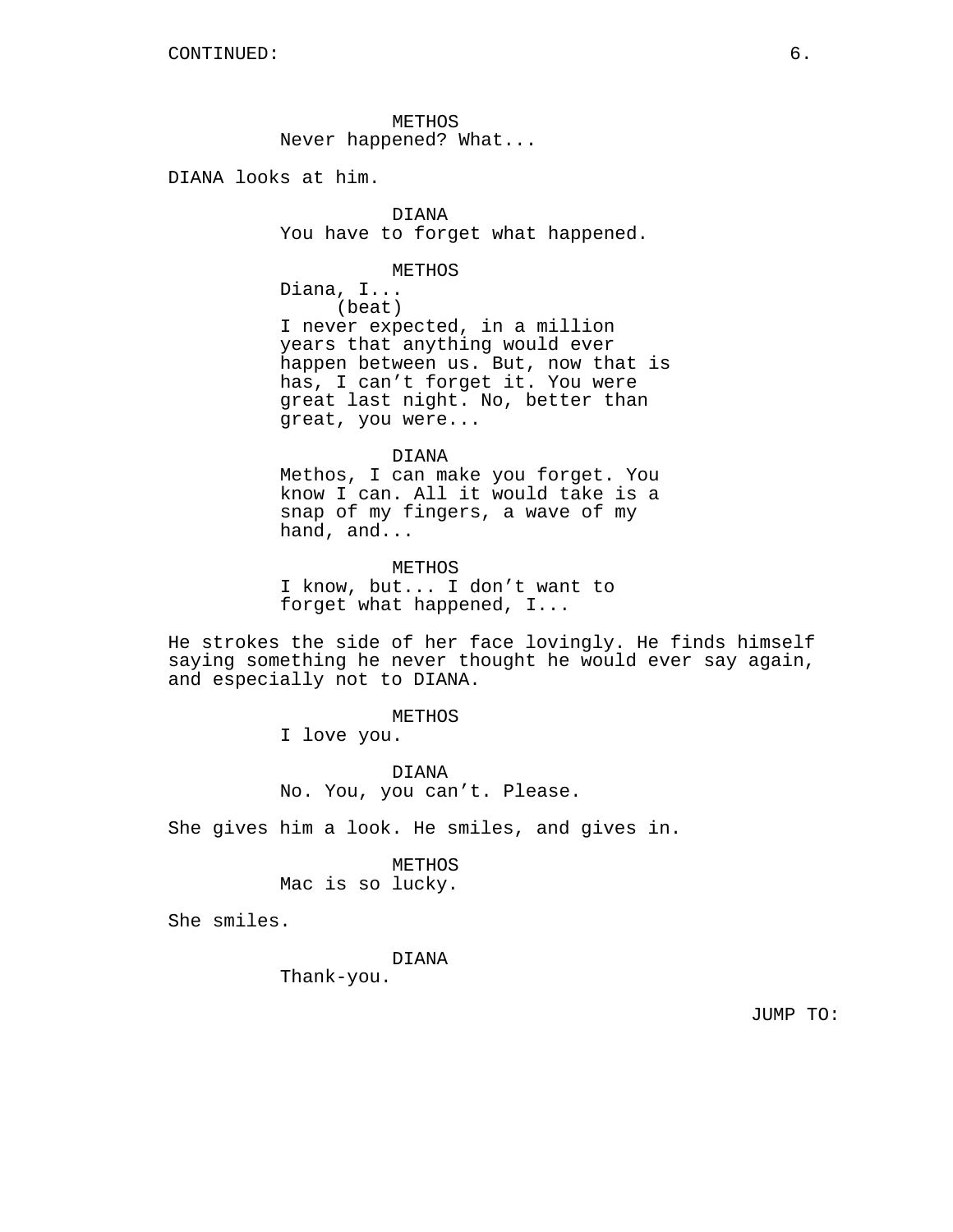CONTINUED:

METHOS
Never happened? What...

DIANA looks at him.

DIANA
You have to forget what happened.

METHOS
Diana, I...
(beat)
I never expected, in a million years that anything would ever happen between us. But, now that is has, I can’t forget it. You were great last night. No, better than great, you were...

DIANA
Methos, I can make you forget. You know I can. All it would take is a snap of my fingers, a wave of my hand, and...

METHOS
I know, but... I don’t want to forget what happened, I...

He strokes the side of her face lovingly. He finds himself saying something he never thought he would ever say again, and especially not to DIANA.

METHOS
I love you.

DIANA
No. You, you can’t. Please.

She gives him a look. He smiles, and gives in.

METHOS
Mac is so lucky.

She smiles.

DIANA
Thank-you.

JUMP TO: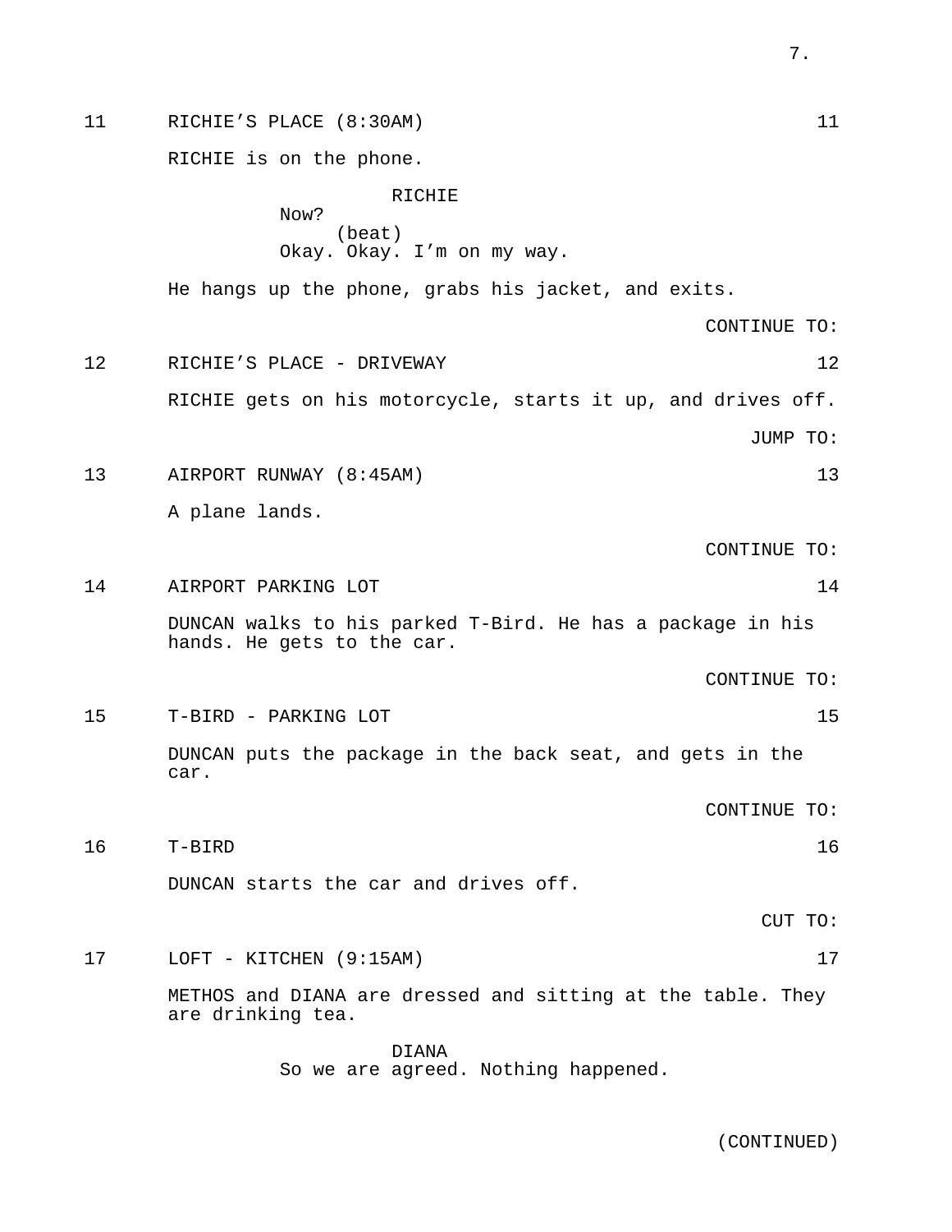11 RICHIE'S PLACE (8:30AM) 11

RICHIE is on the phone.

RICHIE
Now?
(beat)
Okay. Okay. I'm on my way.

He hangs up the phone, grabs his jacket, and exits.

CONTINUE TO:

12 RICHIE'S PLACE - DRIVEWAY 12

RICHIE gets on his motorcycle, starts it up, and drives off.

JUMP TO:

13 AIRPORT RUNWAY (8:45AM) 13

A plane lands.

CONTINUE TO:

14 AIRPORT PARKING LOT 14

DUNCAN walks to his parked T-Bird. He has a package in his hands. He gets to the car.

CONTINUE TO:

15 T-BIRD - PARKING LOT 15

DUNCAN puts the package in the back seat, and gets in the car.

CONTINUE TO:

16 T-BIRD 16

DUNCAN starts the car and drives off.

CUT TO:

17 LOFT - KITCHEN (9:15AM) 17

METHOS and DIANA are dressed and sitting at the table. They are drinking tea.

DIANA
So we are agreed. Nothing happened.

(CONTINUED)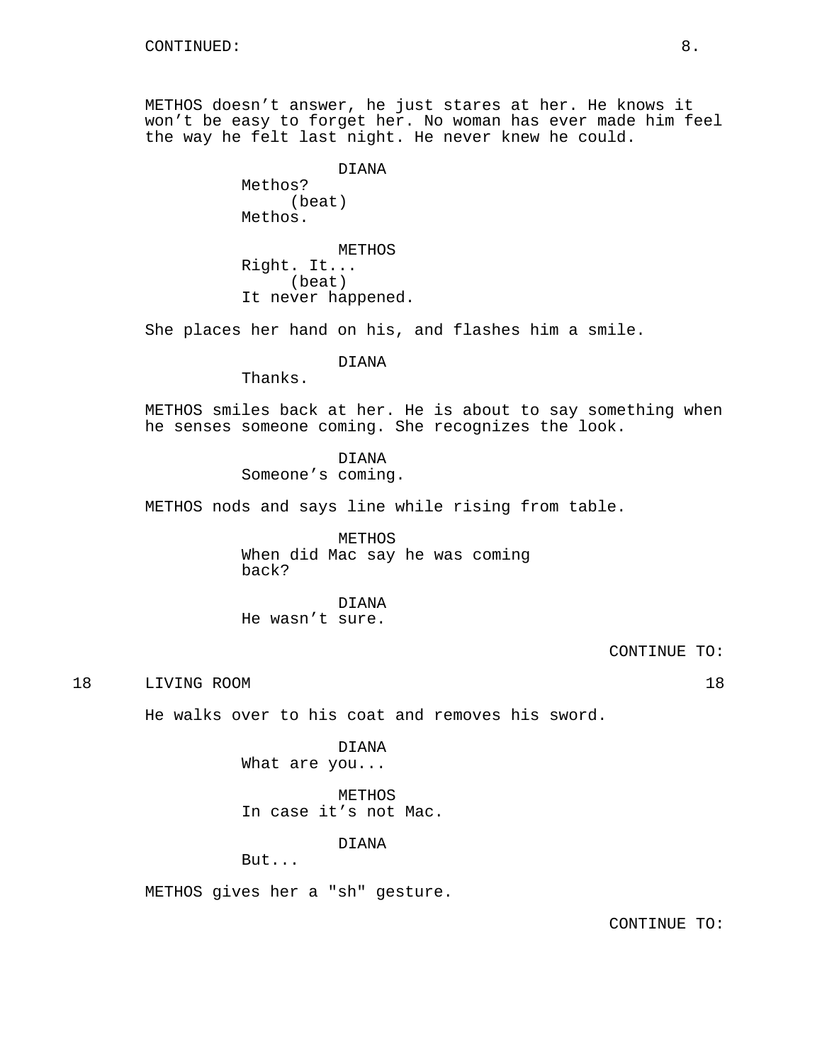CONTINUED:

METHOS doesn't answer, he just stares at her. He knows it won't be easy to forget her. No woman has ever made him feel the way he felt last night. He never knew he could.

DIANA
Methos?
(beat)
Methos.

METHOS
Right. It...
(beat)
It never happened.

She places her hand on his, and flashes him a smile.

DIANA
Thanks.

METHOS smiles back at her. He is about to say something when he senses someone coming. She recognizes the look.

DIANA
Someone's coming.

METHOS nods and says line while rising from table.

METHOS
When did Mac say he was coming back?

DIANA
He wasn't sure.

CONTINUE TO:

18 LIVING ROOM 18

He walks over to his coat and removes his sword.

DIANA
What are you...

METHOS
In case it's not Mac.

DIANA
But...

METHOS gives her a "sh" gesture.

CONTINUE TO: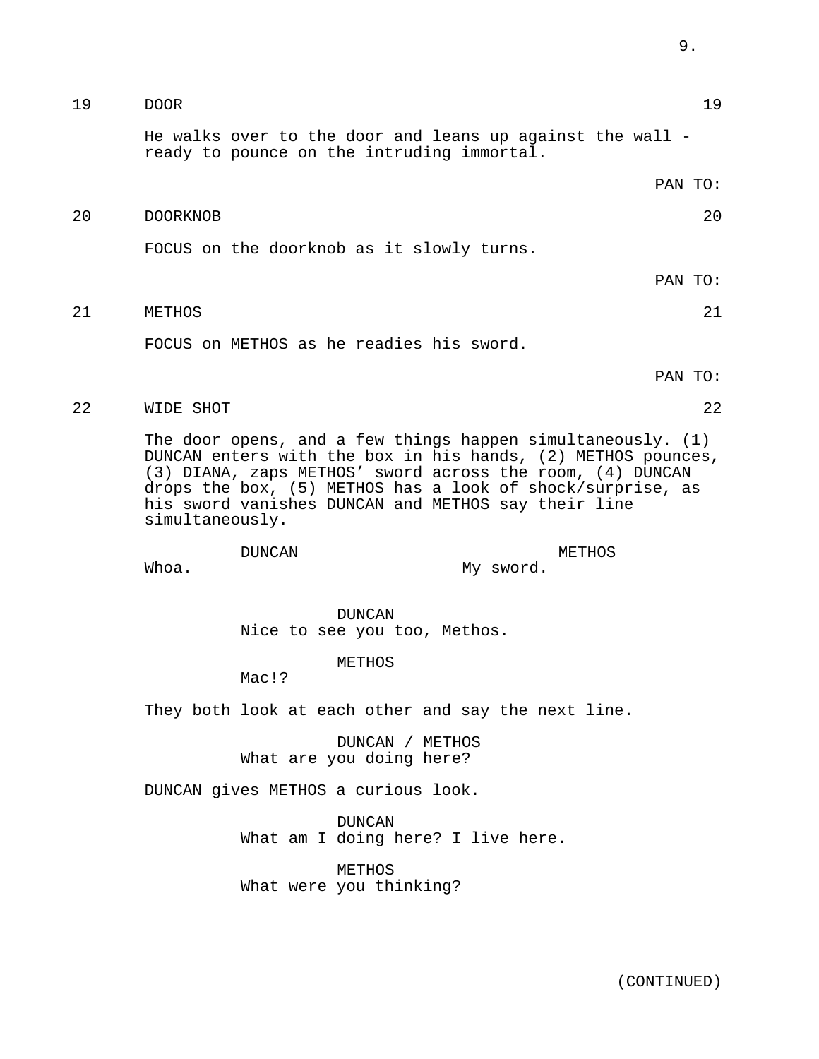19 DOOR 19

He walks over to the door and leans up against the wall - ready to pounce on the intruding immortal.

PAN TO:

20 DOORKNOB 20

FOCUS on the doorknob as it slowly turns.

PAN TO:

21 METHOS 21

FOCUS on METHOS as he readies his sword.

PAN TO:

22 WIDE SHOT 22

The door opens, and a few things happen simultaneously. (1) DUNCAN enters with the box in his hands, (2) METHOS pounces, (3) DIANA, zaps METHOS' sword across the room, (4) DUNCAN drops the box, (5) METHOS has a look of shock/surprise, as his sword vanishes DUNCAN and METHOS say their line simultaneously.

DUNCAN
Whoa.

METHOS
My sword.

DUNCAN
Nice to see you too, Methos.

METHOS
Mac!?

They both look at each other and say the next line.

DUNCAN / METHOS
What are you doing here?

DUNCAN gives METHOS a curious look.

DUNCAN
What am I doing here? I live here.

METHOS
What were you thinking?

(CONTINUED)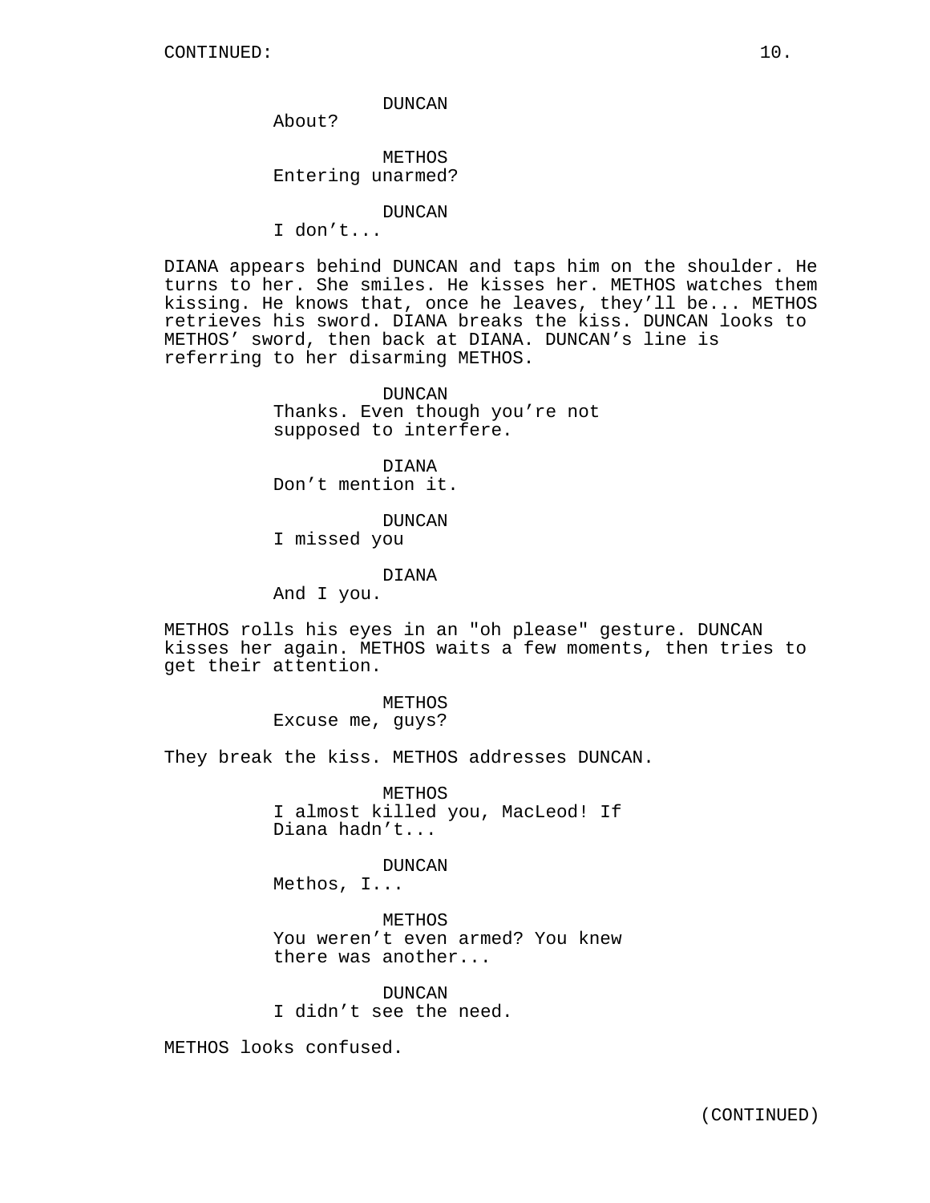CONTINUED:

DUNCAN
About?

METHOS
Entering unarmed?

DUNCAN
I don't...

DIANA appears behind DUNCAN and taps him on the shoulder. He turns to her. She smiles. He kisses her. METHOS watches them kissing. He knows that, once he leaves, they'll be... METHOS retrieves his sword. DIANA breaks the kiss. DUNCAN looks to METHOS' sword, then back at DIANA. DUNCAN's line is referring to her disarming METHOS.

DUNCAN
Thanks. Even though you're not supposed to interfere.

DIANA
Don't mention it.

DUNCAN
I missed you

DIANA
And I you.

METHOS rolls his eyes in an "oh please" gesture. DUNCAN kisses her again. METHOS waits a few moments, then tries to get their attention.

METHOS
Excuse me, guys?

They break the kiss. METHOS addresses DUNCAN.

METHOS
I almost killed you, MacLeod! If Diana hadn't...

DUNCAN
Methos, I...

METHOS
You weren't even armed? You knew there was another...

DUNCAN
I didn't see the need.

METHOS looks confused.

(CONTINUED)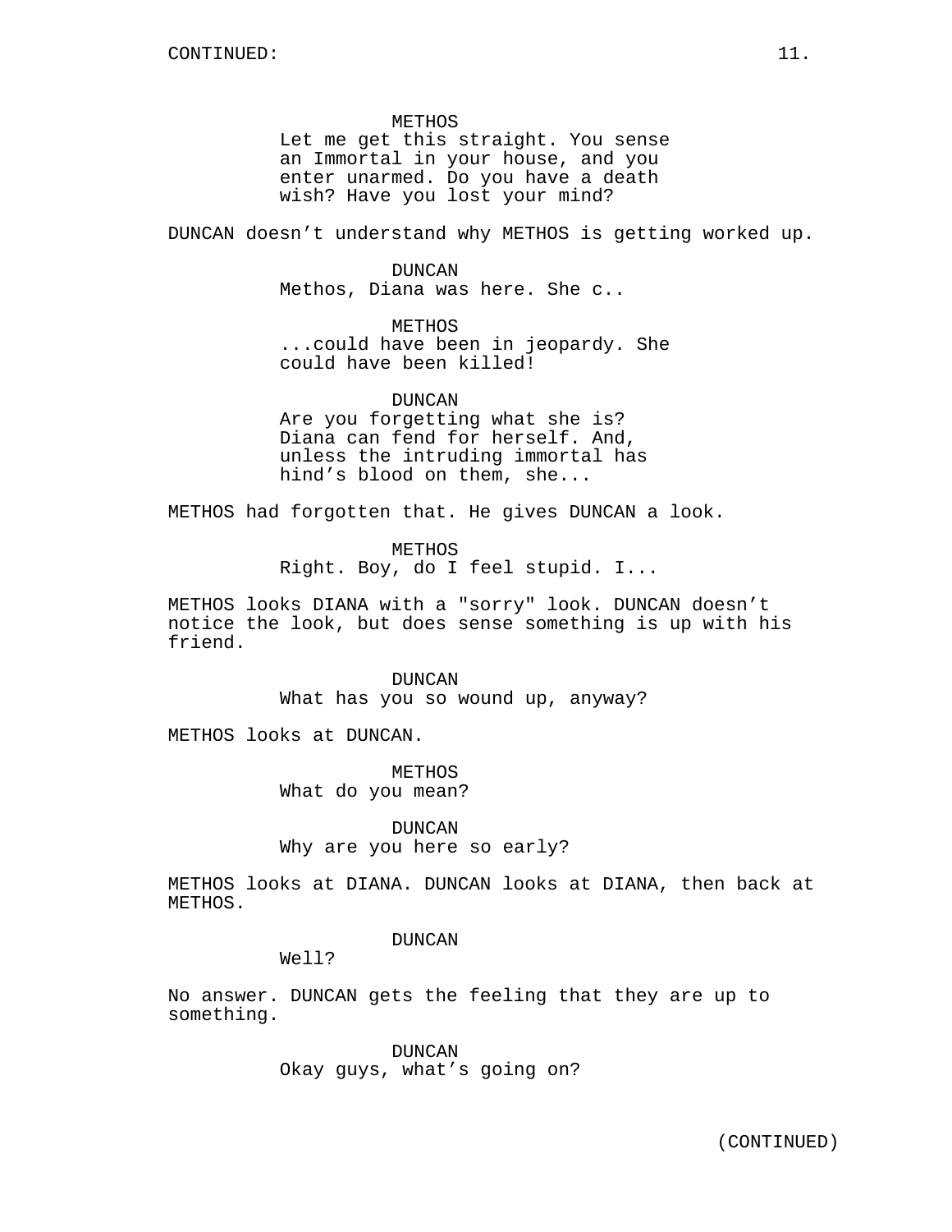CONTINUED:

METHOS
Let me get this straight. You sense an Immortal in your house, and you enter unarmed. Do you have a death wish? Have you lost your mind?

DUNCAN doesn’t understand why METHOS is getting worked up.

DUNCAN
Methos, Diana was here. She c..

METHOS
...could have been in jeopardy. She could have been killed!

DUNCAN
Are you forgetting what she is? Diana can fend for herself. And, unless the intruding immortal has hind’s blood on them, she...

METHOS had forgotten that. He gives DUNCAN a look.

METHOS
Right. Boy, do I feel stupid. I...

METHOS looks DIANA with a "sorry" look. DUNCAN doesn’t notice the look, but does sense something is up with his friend.

DUNCAN
What has you so wound up, anyway?

METHOS looks at DUNCAN.

METHOS
What do you mean?

DUNCAN
Why are you here so early?

METHOS looks at DIANA. DUNCAN looks at DIANA, then back at METHOS.

DUNCAN
Well?

No answer. DUNCAN gets the feeling that they are up to something.

DUNCAN
Okay guys, what’s going on?

(CONTINUED)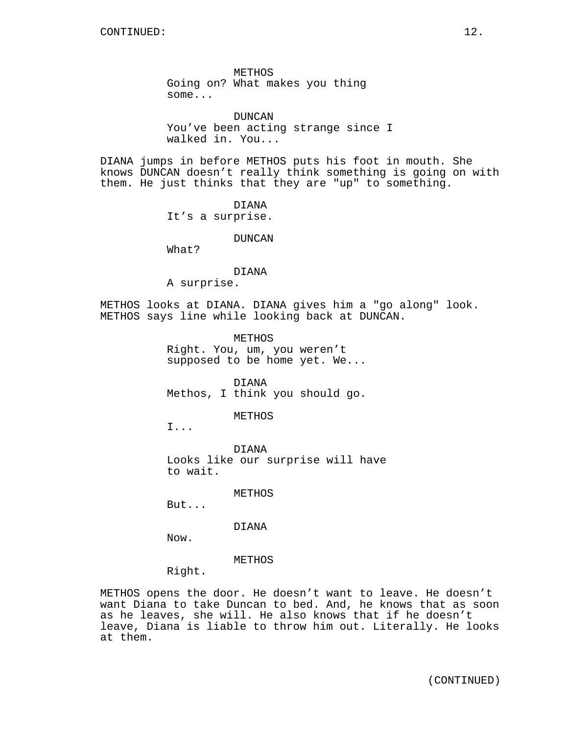CONTINUED:

METHOS
Going on? What makes you thing some...

DUNCAN
You've been acting strange since I walked in. You...

DIANA jumps in before METHOS puts his foot in mouth. She knows DUNCAN doesn't really think something is going on with them. He just thinks that they are "up" to something.

DIANA
It's a surprise.

DUNCAN
What?

DIANA
A surprise.

METHOS looks at DIANA. DIANA gives him a "go along" look. METHOS says line while looking back at DUNCAN.

METHOS
Right. You, um, you weren't supposed to be home yet. We...

DIANA
Methos, I think you should go.

METHOS
I...

DIANA
Looks like our surprise will have to wait.

METHOS
But...

DIANA
Now.

METHOS
Right.

METHOS opens the door. He doesn't want to leave. He doesn't want Diana to take Duncan to bed. And, he knows that as soon as he leaves, she will. He also knows that if he doesn't leave, Diana is liable to throw him out. Literally. He looks at them.

(CONTINUED)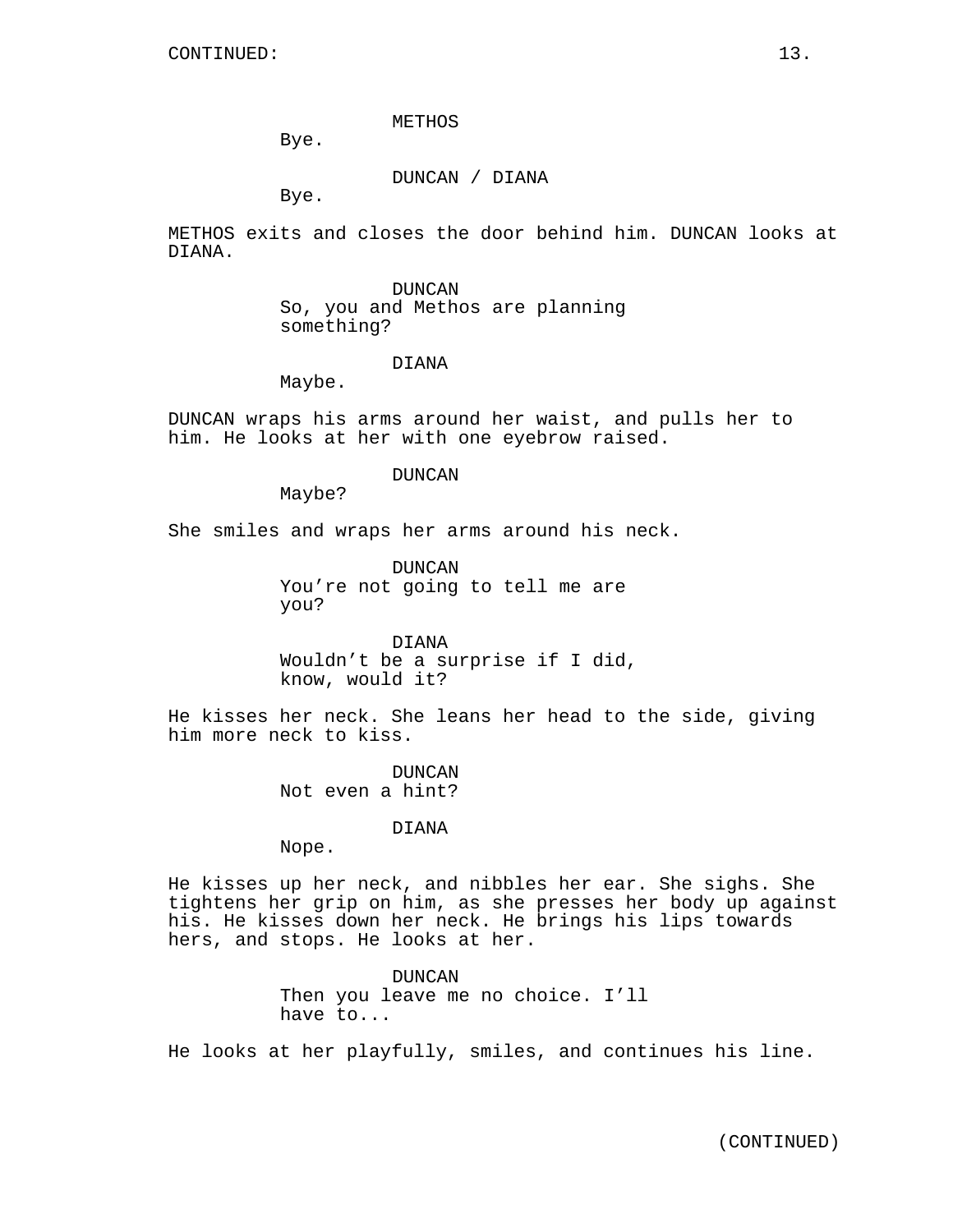CONTINUED:

METHOS
Bye.

DUNCAN / DIANA
Bye.

METHOS exits and closes the door behind him. DUNCAN looks at DIANA.

DUNCAN
So, you and Methos are planning something?

DIANA
Maybe.

DUNCAN wraps his arms around her waist, and pulls her to him. He looks at her with one eyebrow raised.

DUNCAN
Maybe?

She smiles and wraps her arms around his neck.

DUNCAN
You’re not going to tell me are you?

DIANA
Wouldn’t be a surprise if I did, know, would it?

He kisses her neck. She leans her head to the side, giving him more neck to kiss.

DUNCAN
Not even a hint?

DIANA
Nope.

He kisses up her neck, and nibbles her ear. She sighs. She tightens her grip on him, as she presses her body up against his. He kisses down her neck. He brings his lips towards hers, and stops. He looks at her.

DUNCAN
Then you leave me no choice. I’ll have to...

He looks at her playfully, smiles, and continues his line.

(CONTINUED)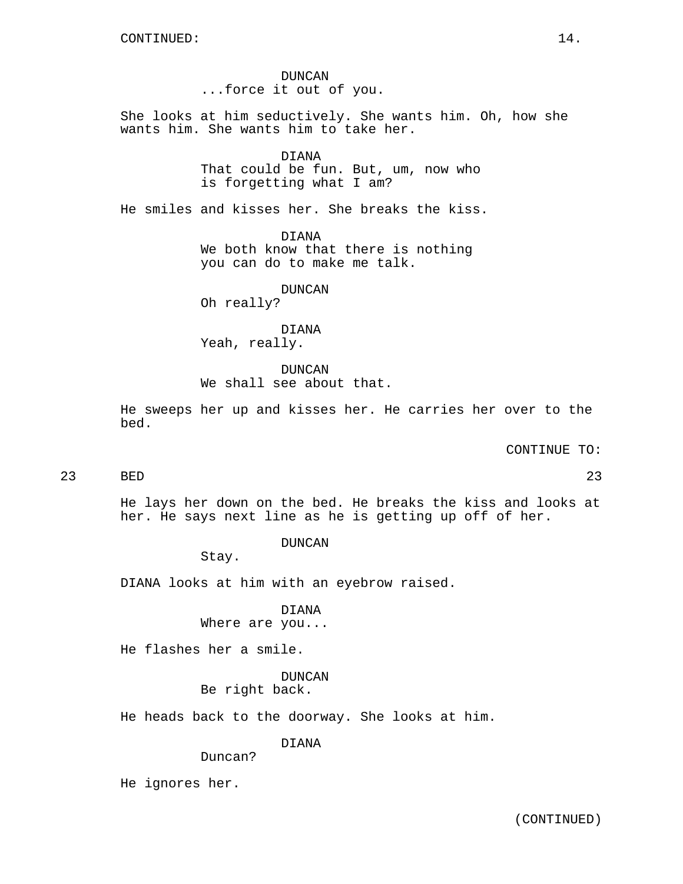DUNCAN
...force it out of you.

She looks at him seductively. She wants him. Oh, how she wants him. She wants him to take her.

DIANA
That could be fun. But, um, now who is forgetting what I am?

He smiles and kisses her. She breaks the kiss.

DIANA
We both know that there is nothing you can do to make me talk.

DUNCAN
Oh really?

DIANA
Yeah, really.

DUNCAN
We shall see about that.

He sweeps her up and kisses her. He carries her over to the bed.

CONTINUE TO:

23 BED 23

He lays her down on the bed. He breaks the kiss and looks at her. He says next line as he is getting up off of her.

DUNCAN
Stay.

DIANA looks at him with an eyebrow raised.

DIANA
Where are you...

He flashes her a smile.

DUNCAN
Be right back.

He heads back to the doorway. She looks at him.

DIANA
Duncan?

He ignores her.

(CONTINUED)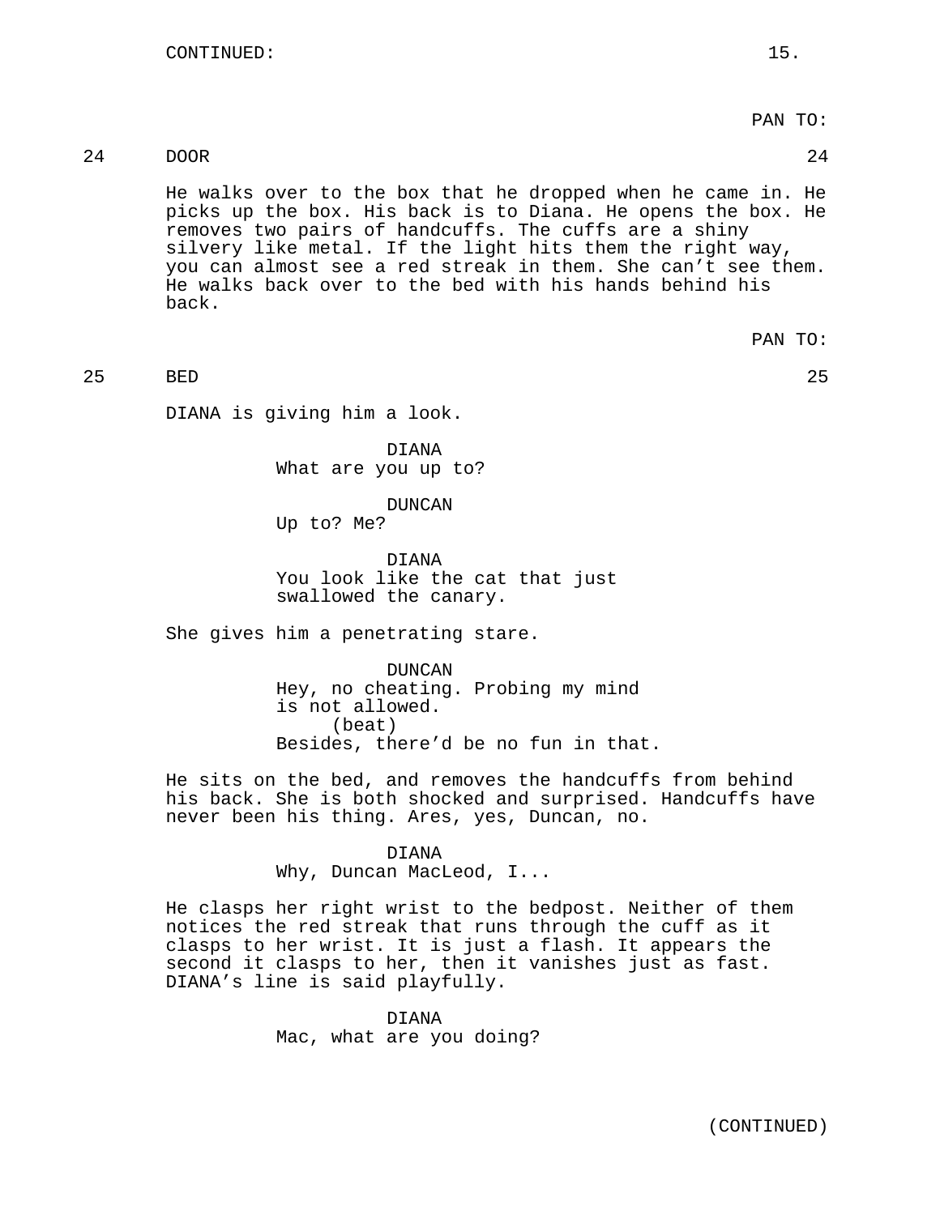CONTINUED:

PAN TO:

24 DOOR 24

He walks over to the box that he dropped when he came in. He picks up the box. His back is to Diana. He opens the box. He removes two pairs of handcuffs. The cuffs are a shiny silvery like metal. If the light hits them the right way, you can almost see a red streak in them. She can't see them. He walks back over to the bed with his hands behind his back.

PAN TO:

25 BED 25

DIANA is giving him a look.

DIANA
What are you up to?

DUNCAN
Up to? Me?

DIANA
You look like the cat that just swallowed the canary.

She gives him a penetrating stare.

DUNCAN
Hey, no cheating. Probing my mind is not allowed.
(beat)
Besides, there'd be no fun in that.

He sits on the bed, and removes the handcuffs from behind his back. She is both shocked and surprised. Handcuffs have never been his thing. Ares, yes, Duncan, no.

DIANA
Why, Duncan MacLeod, I...

He clasps her right wrist to the bedpost. Neither of them notices the red streak that runs through the cuff as it clasps to her wrist. It is just a flash. It appears the second it clasps to her, then it vanishes just as fast. DIANA's line is said playfully.

DIANA
Mac, what are you doing?

(CONTINUED)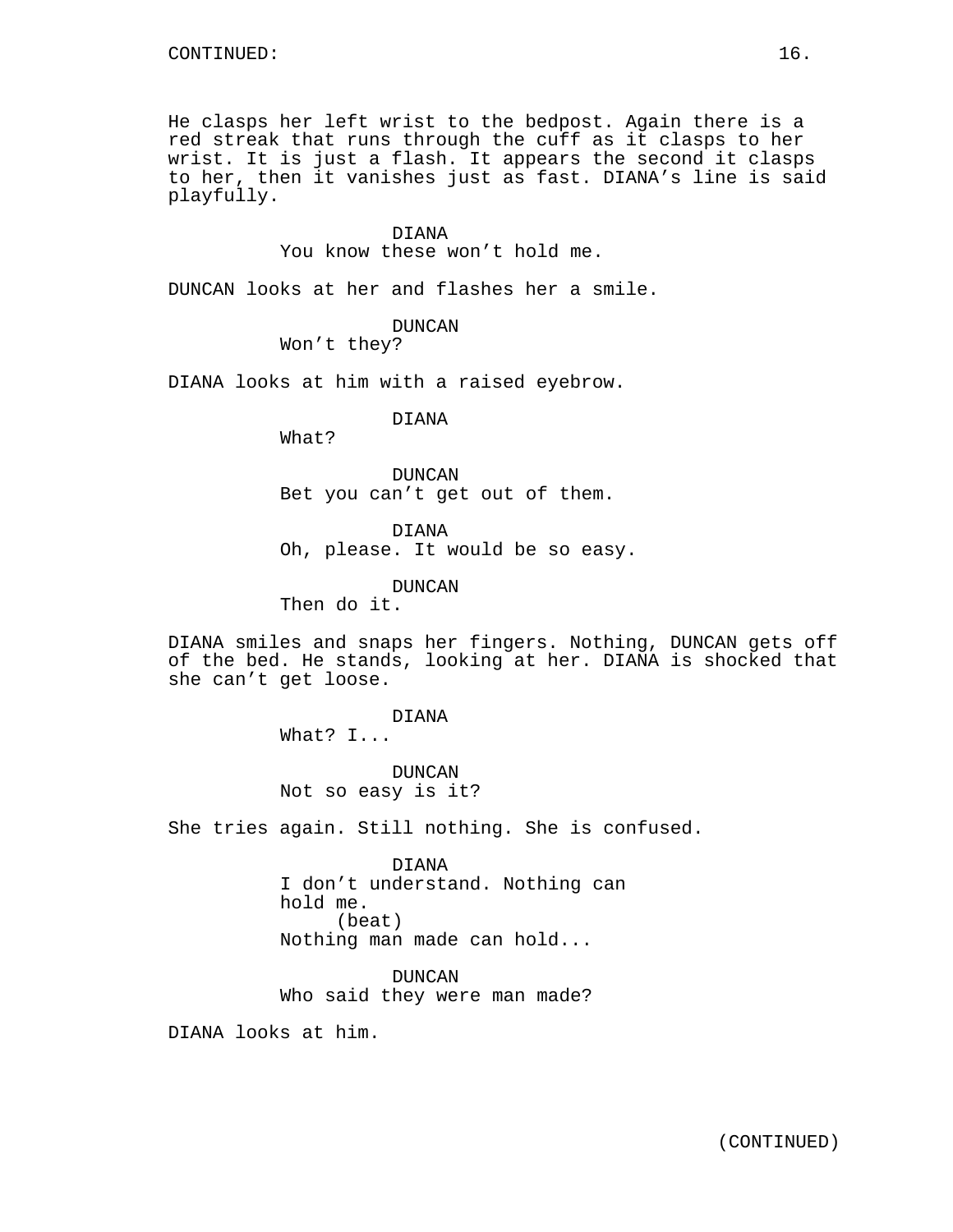CONTINUED:

He clasps her left wrist to the bedpost. Again there is a red streak that runs through the cuff as it clasps to her wrist. It is just a flash. It appears the second it clasps to her, then it vanishes just as fast. DIANA's line is said playfully.

DIANA
You know these won't hold me.

DUNCAN looks at her and flashes her a smile.

DUNCAN
Won't they?

DIANA looks at him with a raised eyebrow.

DIANA
What?

DUNCAN
Bet you can't get out of them.

DIANA
Oh, please. It would be so easy.

DUNCAN
Then do it.

DIANA smiles and snaps her fingers. Nothing, DUNCAN gets off of the bed. He stands, looking at her. DIANA is shocked that she can't get loose.

DIANA
What? I...

DUNCAN
Not so easy is it?

She tries again. Still nothing. She is confused.

DIANA
I don't understand. Nothing can hold me.
(beat)
Nothing man made can hold...

DUNCAN
Who said they were man made?

DIANA looks at him.

(CONTINUED)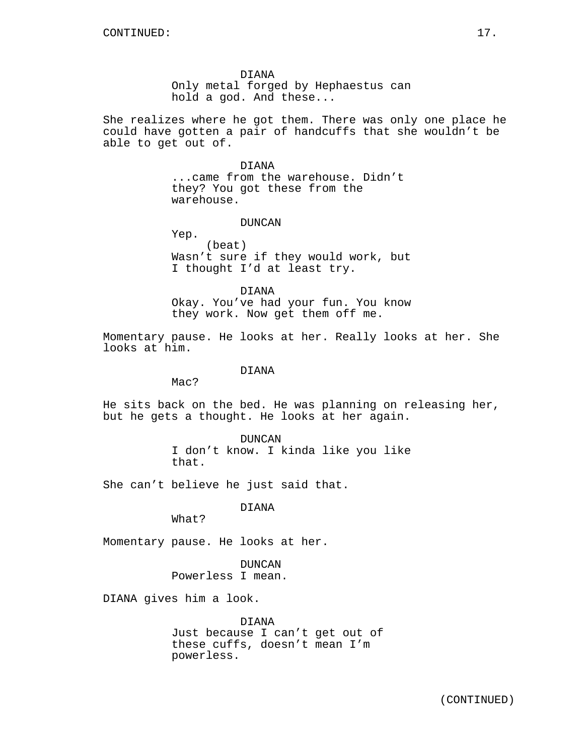DIANA
Only metal forged by Hephaestus can hold a god. And these...

She realizes where he got them. There was only one place he could have gotten a pair of handcuffs that she wouldn't be able to get out of.

DIANA
...came from the warehouse. Didn't they? You got these from the warehouse.

DUNCAN
Yep.
(beat)
Wasn't sure if they would work, but I thought I'd at least try.

DIANA
Okay. You've had your fun. You know they work. Now get them off me.

Momentary pause. He looks at her. Really looks at her. She looks at him.

DIANA
Mac?

He sits back on the bed. He was planning on releasing her, but he gets a thought. He looks at her again.

DUNCAN
I don't know. I kinda like you like that.

She can't believe he just said that.

DIANA
What?

Momentary pause. He looks at her.

DUNCAN
Powerless I mean.

DIANA gives him a look.

DIANA
Just because I can't get out of these cuffs, doesn't mean I'm powerless.

(CONTINUED)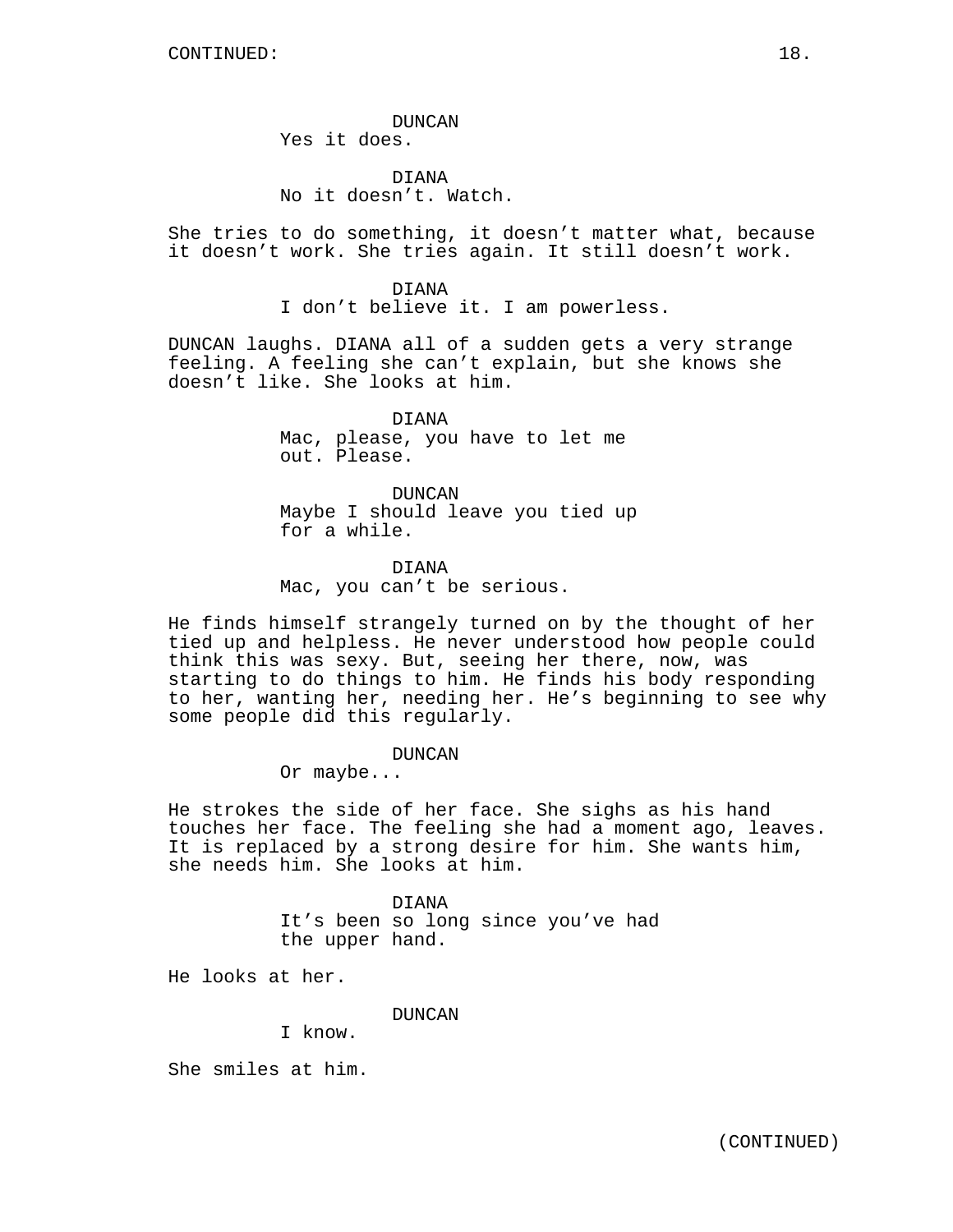CONTINUED:

DUNCAN
Yes it does.

DIANA
No it doesn't. Watch.

She tries to do something, it doesn't matter what, because it doesn't work. She tries again. It still doesn't work.

DIANA
I don't believe it. I am powerless.

DUNCAN laughs. DIANA all of a sudden gets a very strange feeling. A feeling she can't explain, but she knows she doesn't like. She looks at him.

DIANA
Mac, please, you have to let me out. Please.

DUNCAN
Maybe I should leave you tied up for a while.

DIANA
Mac, you can't be serious.

He finds himself strangely turned on by the thought of her tied up and helpless. He never understood how people could think this was sexy. But, seeing her there, now, was starting to do things to him. He finds his body responding to her, wanting her, needing her. He's beginning to see why some people did this regularly.

DUNCAN
Or maybe...

He strokes the side of her face. She sighs as his hand touches her face. The feeling she had a moment ago, leaves. It is replaced by a strong desire for him. She wants him, she needs him. She looks at him.

DIANA
It's been so long since you've had the upper hand.

He looks at her.

DUNCAN
I know.

She smiles at him.

(CONTINUED)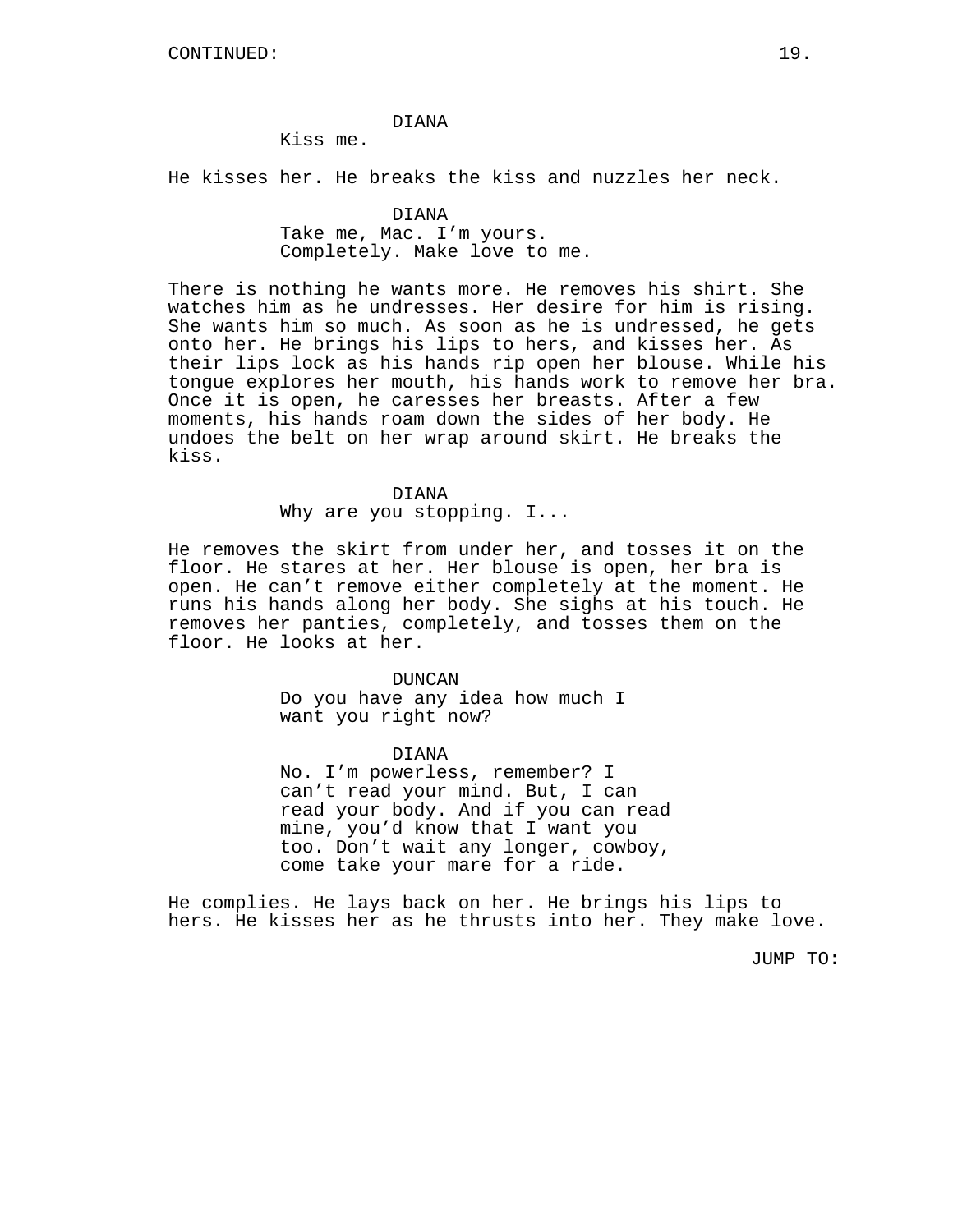DIANA
Kiss me.

He kisses her. He breaks the kiss and nuzzles her neck.

DIANA
Take me, Mac. I'm yours. Completely. Make love to me.

There is nothing he wants more. He removes his shirt. She watches him as he undresses. Her desire for him is rising. She wants him so much. As soon as he is undressed, he gets onto her. He brings his lips to hers, and kisses her. As their lips lock as his hands rip open her blouse. While his tongue explores her mouth, his hands work to remove her bra. Once it is open, he caresses her breasts. After a few moments, his hands roam down the sides of her body. He undoes the belt on her wrap around skirt. He breaks the kiss.

DIANA
Why are you stopping. I...

He removes the skirt from under her, and tosses it on the floor. He stares at her. Her blouse is open, her bra is open. He can't remove either completely at the moment. He runs his hands along her body. She sighs at his touch. He removes her panties, completely, and tosses them on the floor. He looks at her.

DUNCAN
Do you have any idea how much I want you right now?

DIANA
No. I'm powerless, remember? I can't read your mind. But, I can read your body. And if you can read mine, you'd know that I want you too. Don't wait any longer, cowboy, come take your mare for a ride.

He complies. He lays back on her. He brings his lips to hers. He kisses her as he thrusts into her. They make love.

JUMP TO: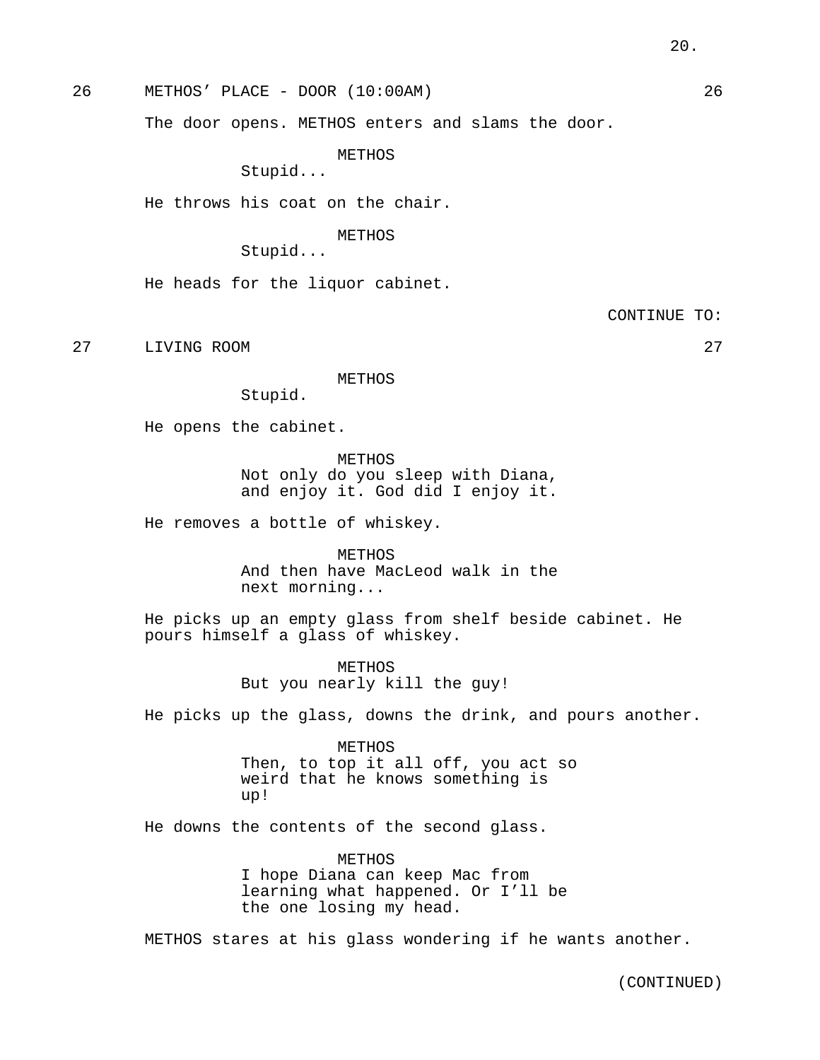26 METHOS' PLACE - DOOR (10:00AM) 26

The door opens. METHOS enters and slams the door.

METHOS
Stupid...

He throws his coat on the chair.

METHOS
Stupid...

He heads for the liquor cabinet.

CONTINUE TO:

27 LIVING ROOM 27

METHOS
Stupid.

He opens the cabinet.

METHOS
Not only do you sleep with Diana, and enjoy it. God did I enjoy it.

He removes a bottle of whiskey.

METHOS
And then have MacLeod walk in the next morning...

He picks up an empty glass from shelf beside cabinet. He pours himself a glass of whiskey.

METHOS
But you nearly kill the guy!

He picks up the glass, downs the drink, and pours another.

METHOS
Then, to top it all off, you act so weird that he knows something is up!

He downs the contents of the second glass.

METHOS
I hope Diana can keep Mac from learning what happened. Or I'll be the one losing my head.

METHOS stares at his glass wondering if he wants another.

(CONTINUED)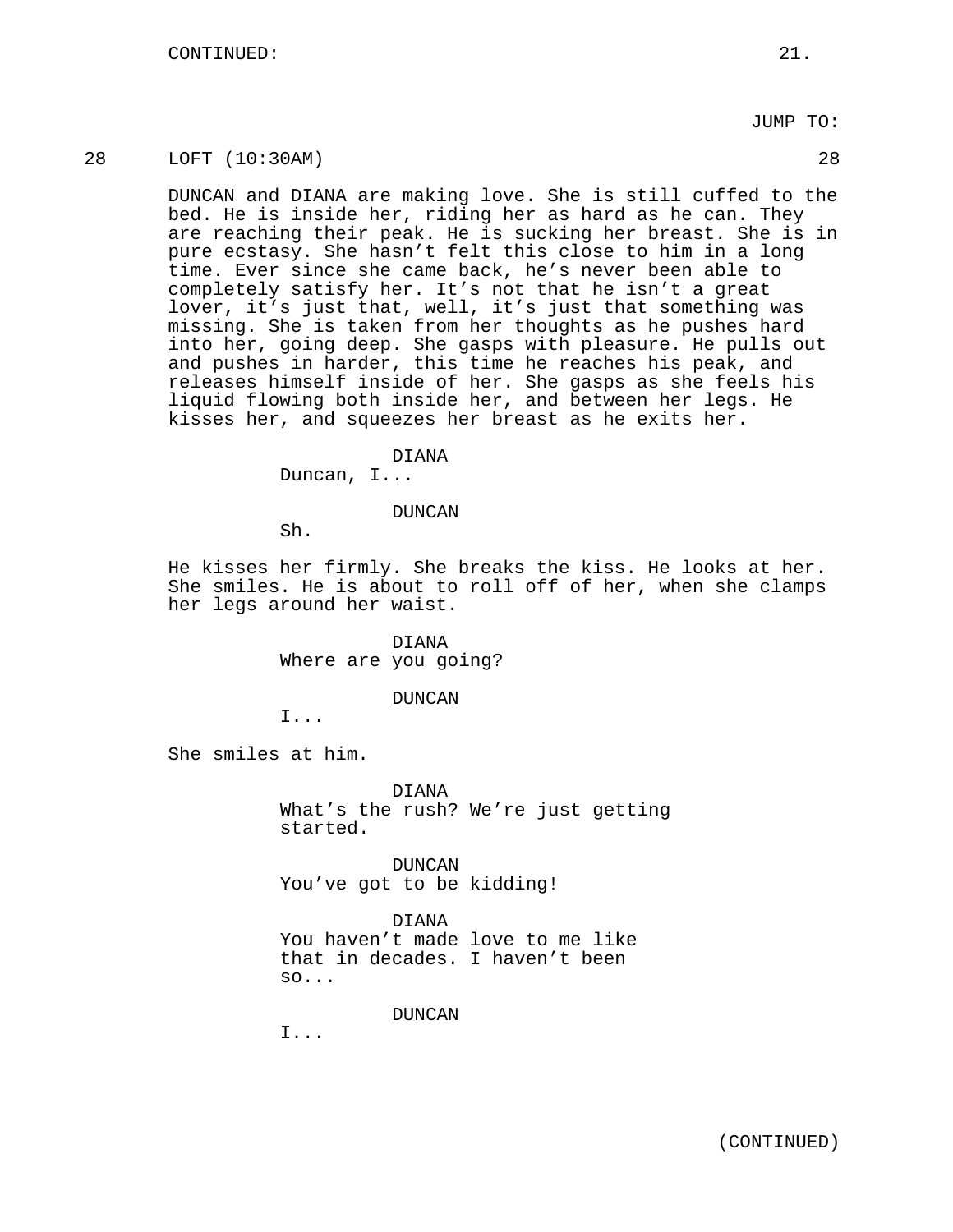JUMP TO:

28 LOFT (10:30AM) 28

DUNCAN and DIANA are making love. She is still cuffed to the bed. He is inside her, riding her as hard as he can. They are reaching their peak. He is sucking her breast. She is in pure ecstasy. She hasn't felt this close to him in a long time. Ever since she came back, he's never been able to completely satisfy her. It's not that he isn't a great lover, it's just that, well, it's just that something was missing. She is taken from her thoughts as he pushes hard into her, going deep. She gasps with pleasure. He pulls out and pushes in harder, this time he reaches his peak, and releases himself inside of her. She gasps as she feels his liquid flowing both inside her, and between her legs. He kisses her, and squeezes her breast as he exits her.

DIANA
Duncan, I...

DUNCAN
Sh.

He kisses her firmly. She breaks the kiss. He looks at her. She smiles. He is about to roll off of her, when she clamps her legs around her waist.

DIANA
Where are you going?

DUNCAN
I...

She smiles at him.

DIANA
What's the rush? We're just getting started.

DUNCAN
You've got to be kidding!

DIANA
You haven't made love to me like that in decades. I haven't been so...

DUNCAN
I...

(CONTINUED)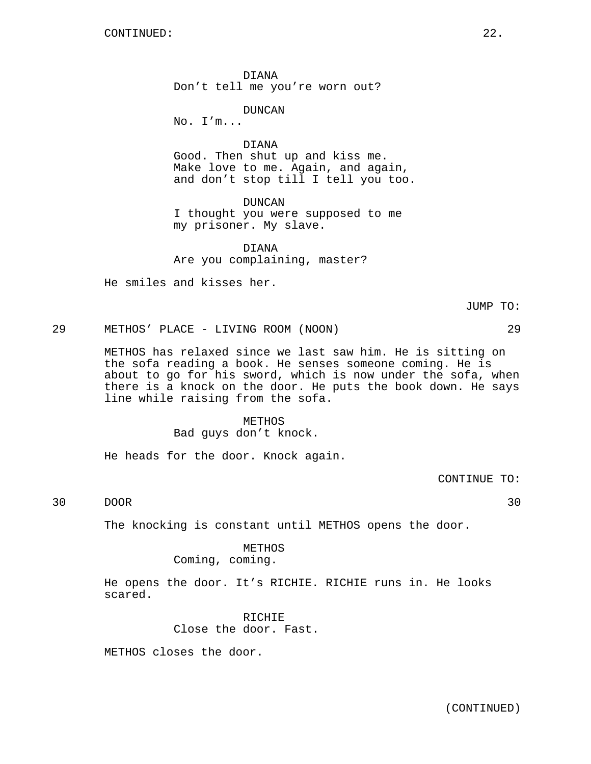CONTINUED:

DIANA
Don't tell me you're worn out?

DUNCAN
No. I'm...

DIANA
Good. Then shut up and kiss me. Make love to me. Again, and again, and don't stop till I tell you too.

DUNCAN
I thought you were supposed to me my prisoner. My slave.

DIANA
Are you complaining, master?

He smiles and kisses her.

JUMP TO:

29 METHOS' PLACE - LIVING ROOM (NOON) 29

METHOS has relaxed since we last saw him. He is sitting on the sofa reading a book. He senses someone coming. He is about to go for his sword, which is now under the sofa, when there is a knock on the door. He puts the book down. He says line while raising from the sofa.

METHOS
Bad guys don't knock.

He heads for the door. Knock again.

CONTINUE TO:

30 DOOR 30

The knocking is constant until METHOS opens the door.

METHOS
Coming, coming.

He opens the door. It's RICHIE. RICHIE runs in. He looks scared.

RICHIE
Close the door. Fast.

METHOS closes the door.

(CONTINUED)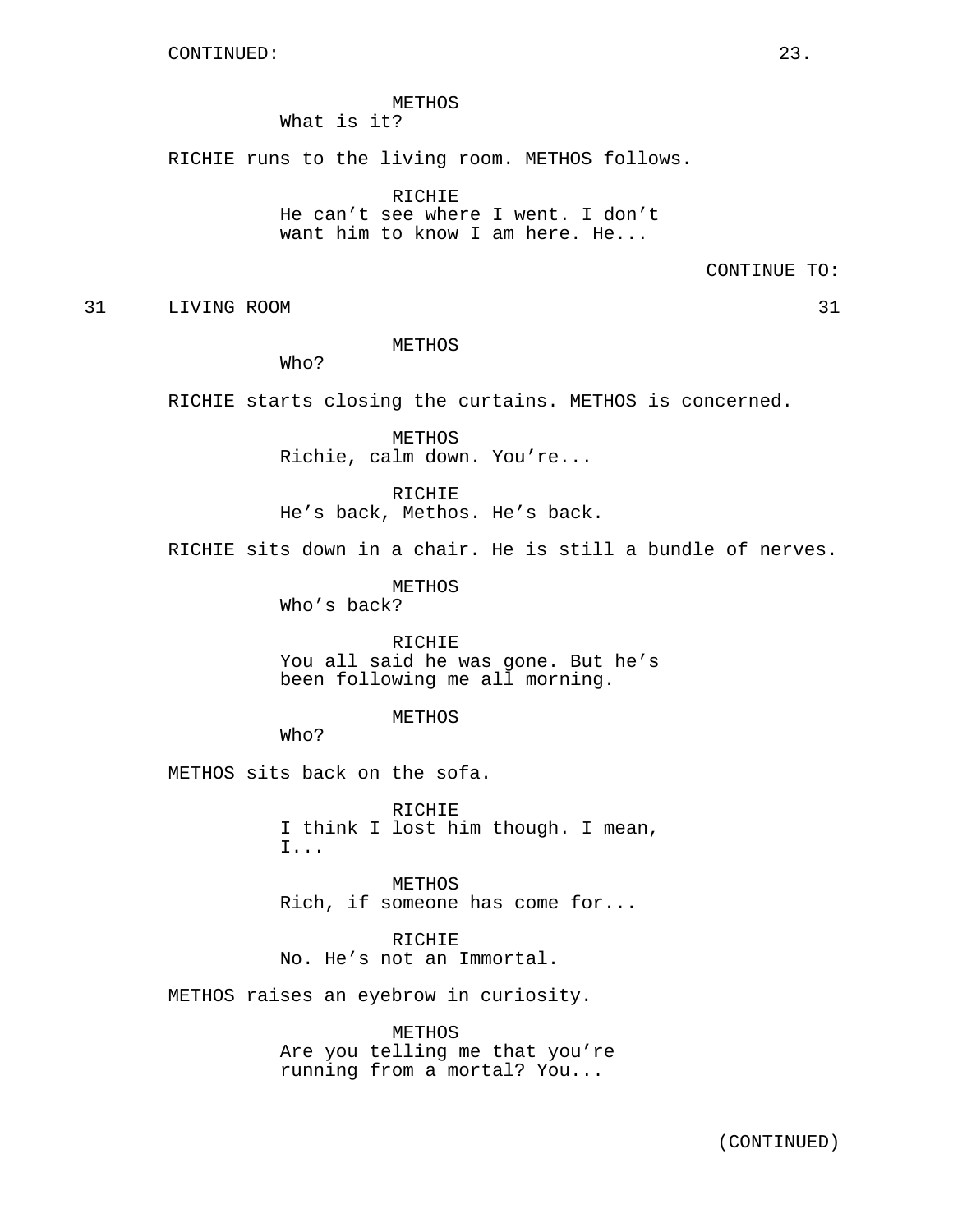CONTINUED:

METHOS
What is it?

RICHIE runs to the living room. METHOS follows.

RICHIE
He can't see where I went. I don't want him to know I am here. He...

CONTINUE TO:

31 LIVING ROOM 31

METHOS
Who?

RICHIE starts closing the curtains. METHOS is concerned.

METHOS
Richie, calm down. You're...

RICHIE
He's back, Methos. He's back.

RICHIE sits down in a chair. He is still a bundle of nerves.

METHOS
Who's back?

RICHIE
You all said he was gone. But he's been following me all morning.

METHOS
Who?

METHOS sits back on the sofa.

RICHIE
I think I lost him though. I mean, I...

METHOS
Rich, if someone has come for...

RICHIE
No. He's not an Immortal.

METHOS raises an eyebrow in curiosity.

METHOS
Are you telling me that you're running from a mortal? You...

(CONTINUED)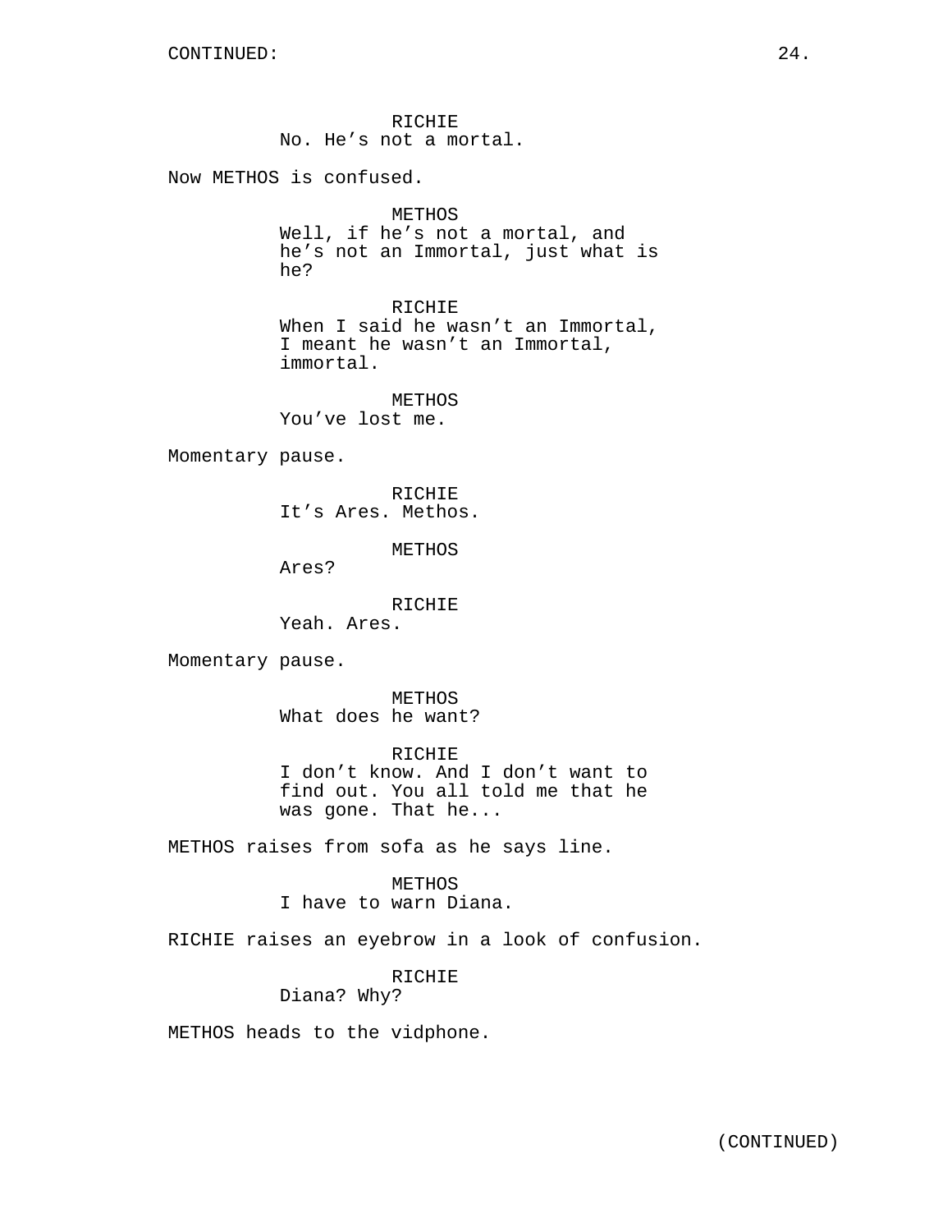CONTINUED:

RICHIE
No. He's not a mortal.

Now METHOS is confused.

METHOS
Well, if he's not a mortal, and he's not an Immortal, just what is he?

RICHIE
When I said he wasn't an Immortal, I meant he wasn't an Immortal, immortal.

METHOS
You've lost me.

Momentary pause.

RICHIE
It's Ares. Methos.

METHOS
Ares?

RICHIE
Yeah. Ares.

Momentary pause.

METHOS
What does he want?

RICHIE
I don't know. And I don't want to find out. You all told me that he was gone. That he...

METHOS raises from sofa as he says line.

METHOS
I have to warn Diana.

RICHIE raises an eyebrow in a look of confusion.

RICHIE
Diana? Why?

METHOS heads to the vidphone.

(CONTINUED)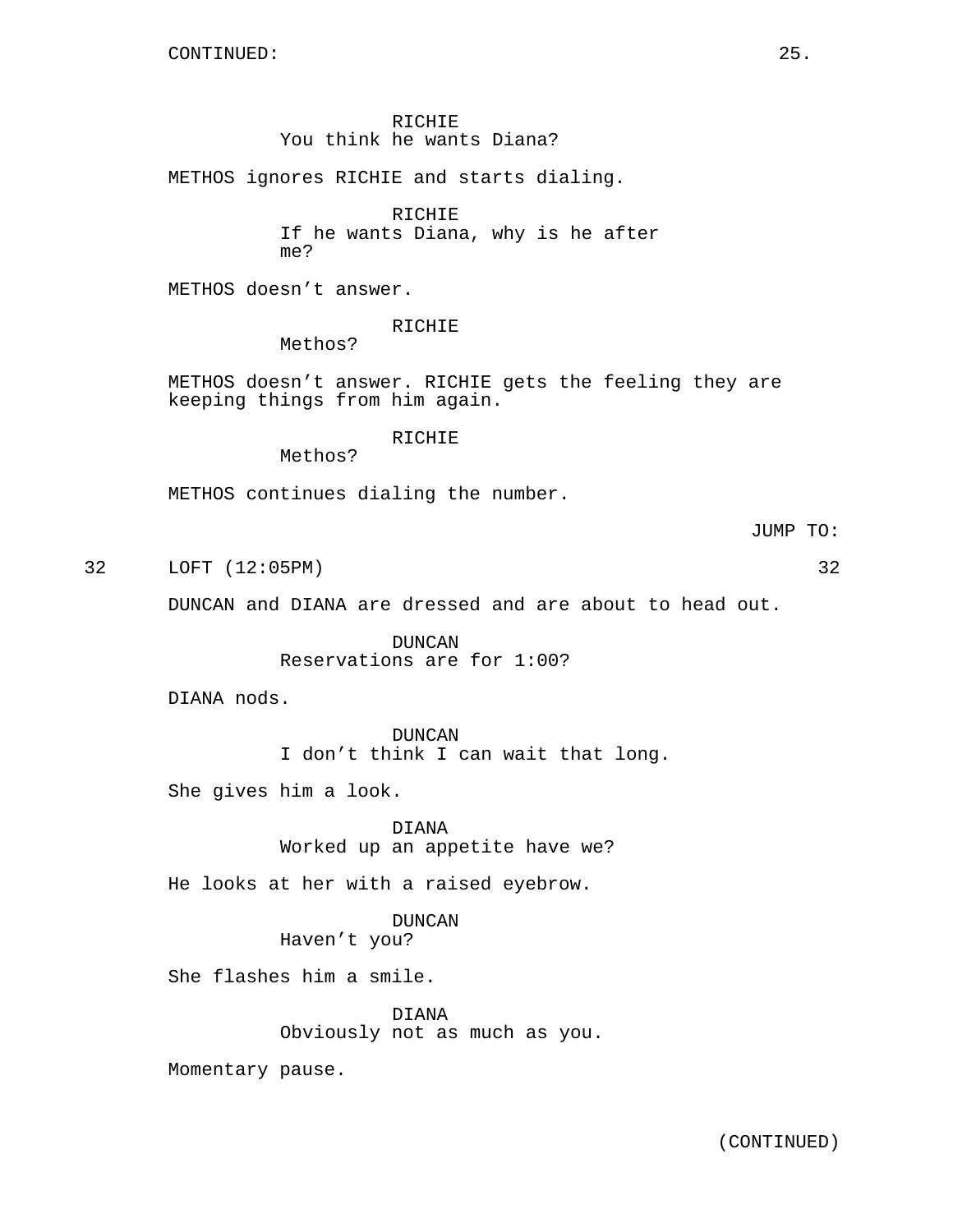CONTINUED:

RICHIE
You think he wants Diana?

METHOS ignores RICHIE and starts dialing.

RICHIE
If he wants Diana, why is he after me?

METHOS doesn't answer.

RICHIE
Methos?

METHOS doesn't answer. RICHIE gets the feeling they are keeping things from him again.

RICHIE
Methos?

METHOS continues dialing the number.

JUMP TO:

32 LOFT (12:05PM) 32

DUNCAN and DIANA are dressed and are about to head out.

DUNCAN
Reservations are for 1:00?

DIANA nods.

DUNCAN
I don't think I can wait that long.

She gives him a look.

DIANA
Worked up an appetite have we?

He looks at her with a raised eyebrow.

DUNCAN
Haven't you?

She flashes him a smile.

DIANA
Obviously not as much as you.

Momentary pause.

(CONTINUED)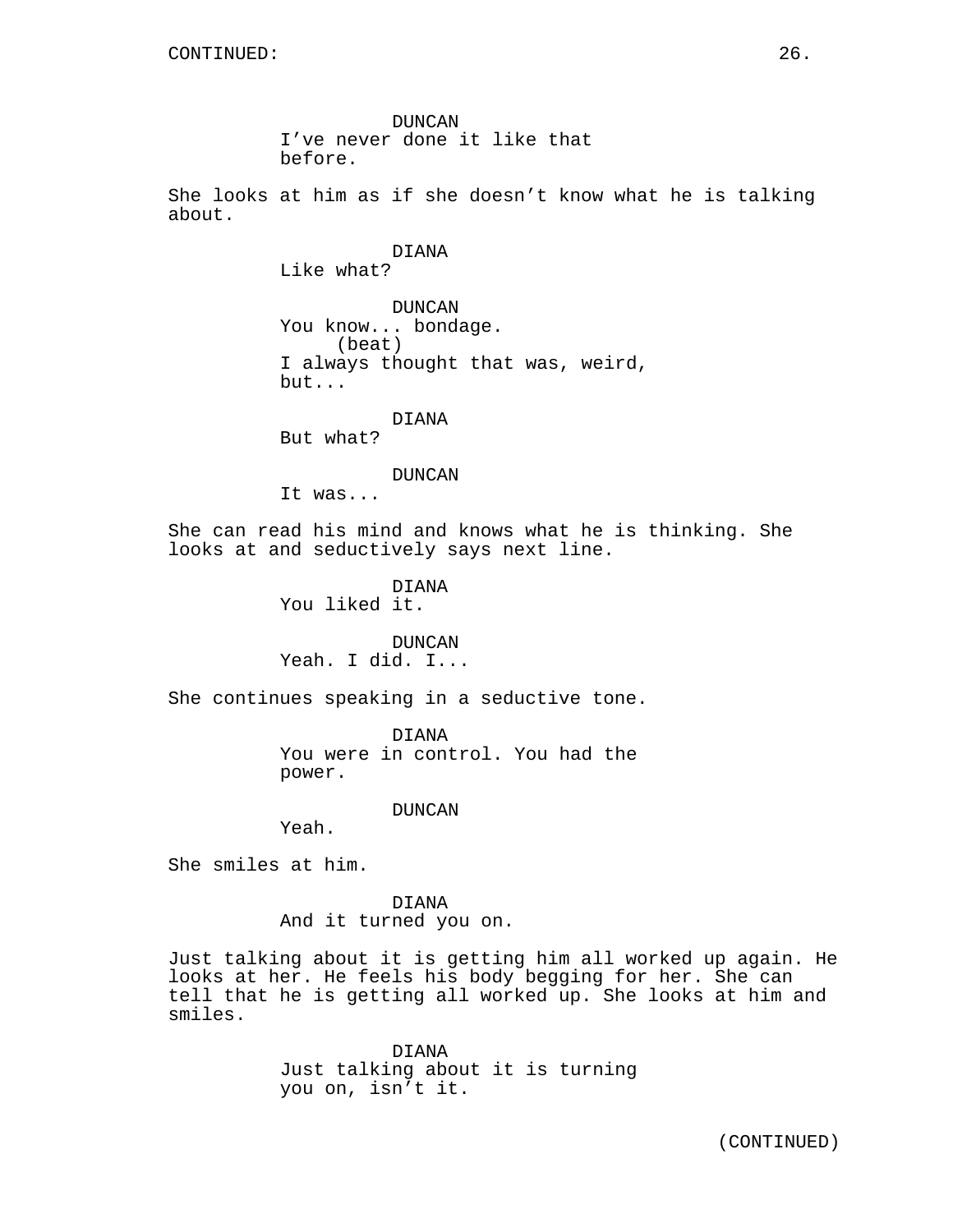CONTINUED:

DUNCAN
I've never done it like that before.

She looks at him as if she doesn't know what he is talking about.

DIANA
Like what?

DUNCAN
You know... bondage.
(beat)
I always thought that was, weird, but...

DIANA
But what?

DUNCAN
It was...

She can read his mind and knows what he is thinking. She looks at and seductively says next line.

DIANA
You liked it.

DUNCAN
Yeah. I did. I...

She continues speaking in a seductive tone.

DIANA
You were in control. You had the power.

DUNCAN
Yeah.

She smiles at him.

DIANA
And it turned you on.

Just talking about it is getting him all worked up again. He looks at her. He feels his body begging for her. She can tell that he is getting all worked up. She looks at him and smiles.

DIANA
Just talking about it is turning you on, isn't it.

(CONTINUED)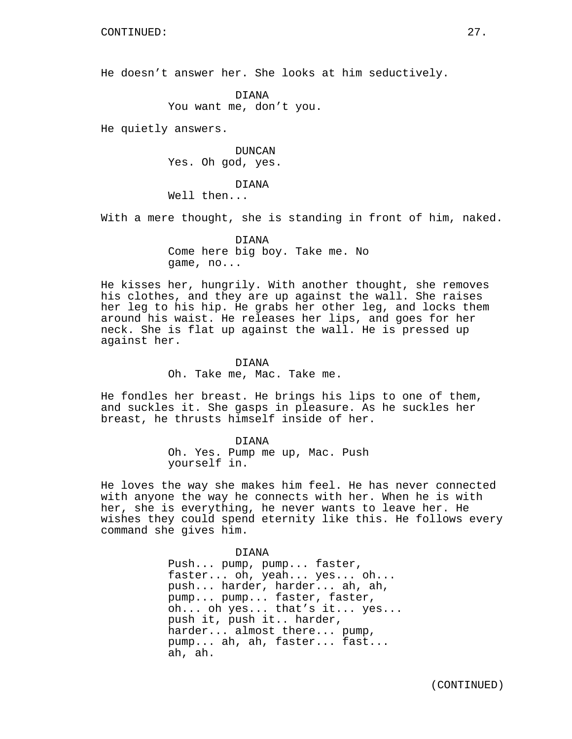He doesn't answer her. She looks at him seductively.

DIANA
You want me, don't you.

He quietly answers.

DUNCAN
Yes. Oh god, yes.

DIANA
Well then...

With a mere thought, she is standing in front of him, naked.

DIANA
Come here big boy. Take me. No game, no...

He kisses her, hungrily. With another thought, she removes his clothes, and they are up against the wall. She raises her leg to his hip. He grabs her other leg, and locks them around his waist. He releases her lips, and goes for her neck. She is flat up against the wall. He is pressed up against her.

DIANA
Oh. Take me, Mac. Take me.

He fondles her breast. He brings his lips to one of them, and suckles it. She gasps in pleasure. As he suckles her breast, he thrusts himself inside of her.

DIANA
Oh. Yes. Pump me up, Mac. Push yourself in.

He loves the way she makes him feel. He has never connected with anyone the way he connects with her. When he is with her, she is everything, he never wants to leave her. He wishes they could spend eternity like this. He follows every command she gives him.

DIANA
Push... pump, pump... faster, faster... oh, yeah... yes... oh... push... harder, harder... ah, ah, pump... pump... faster, faster, oh... oh yes... that's it... yes... push it, push it.. harder, harder... almost there... pump, pump... ah, ah, faster... fast... ah, ah.

(CONTINUED)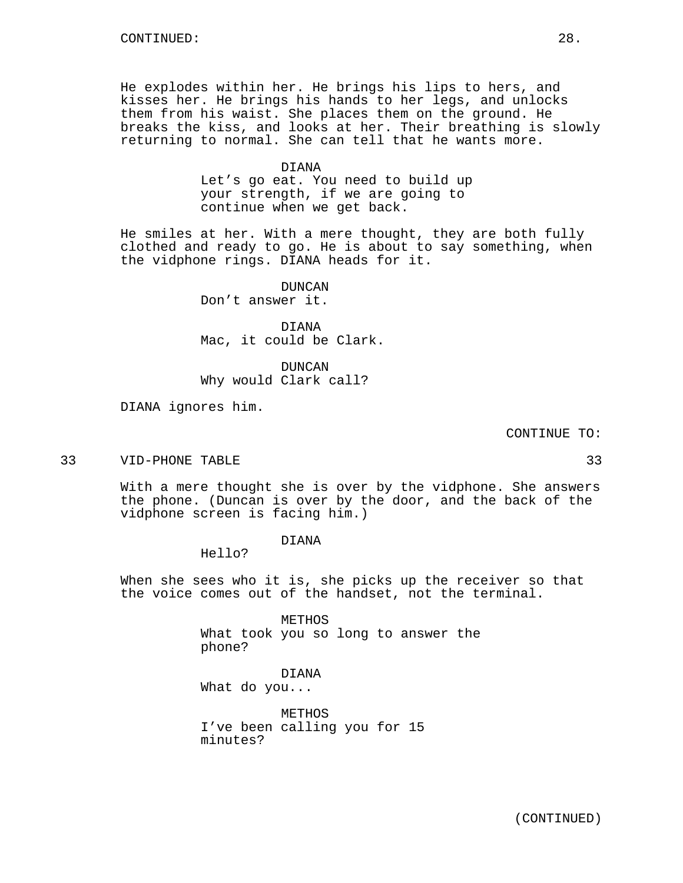CONTINUED:

He explodes within her. He brings his lips to hers, and kisses her. He brings his hands to her legs, and unlocks them from his waist. She places them on the ground. He breaks the kiss, and looks at her. Their breathing is slowly returning to normal. She can tell that he wants more.

DIANA
Let's go eat. You need to build up your strength, if we are going to continue when we get back.

He smiles at her. With a mere thought, they are both fully clothed and ready to go. He is about to say something, when the vidphone rings. DIANA heads for it.

DUNCAN
Don't answer it.

DIANA
Mac, it could be Clark.

DUNCAN
Why would Clark call?

DIANA ignores him.

CONTINUE TO:

33 VID-PHONE TABLE 33

With a mere thought she is over by the vidphone. She answers the phone. (Duncan is over by the door, and the back of the vidphone screen is facing him.)

DIANA
Hello?

When she sees who it is, she picks up the receiver so that the voice comes out of the handset, not the terminal.

METHOS
What took you so long to answer the phone?

DIANA
What do you...

METHOS
I've been calling you for 15 minutes?

(CONTINUED)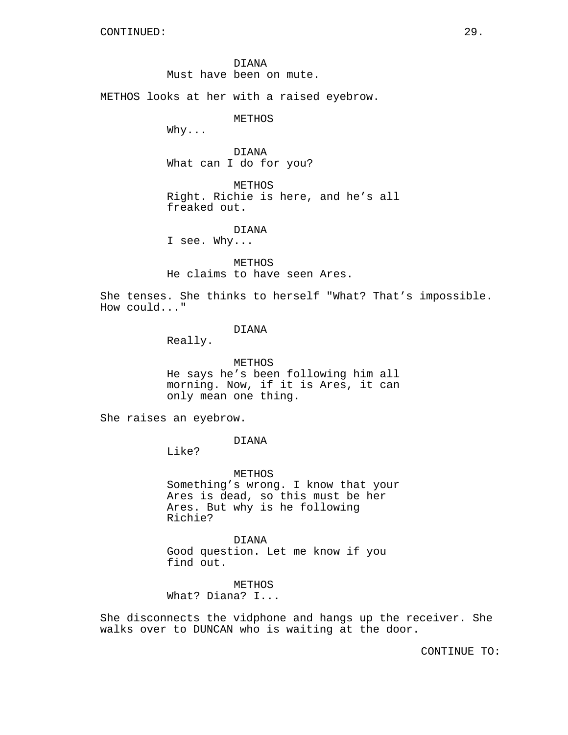CONTINUED:

DIANA
Must have been on mute.

METHOS looks at her with a raised eyebrow.

METHOS
Why...

DIANA
What can I do for you?

METHOS
Right. Richie is here, and he’s all freaked out.

DIANA
I see. Why...

METHOS
He claims to have seen Ares.

She tenses. She thinks to herself "What? That’s impossible. How could..."

DIANA
Really.

METHOS
He says he’s been following him all morning. Now, if it is Ares, it can only mean one thing.

She raises an eyebrow.

DIANA
Like?

METHOS
Something’s wrong. I know that your Ares is dead, so this must be her Ares. But why is he following Richie?

DIANA
Good question. Let me know if you find out.

METHOS
What? Diana? I...

She disconnects the vidphone and hangs up the receiver. She walks over to DUNCAN who is waiting at the door.

CONTINUE TO: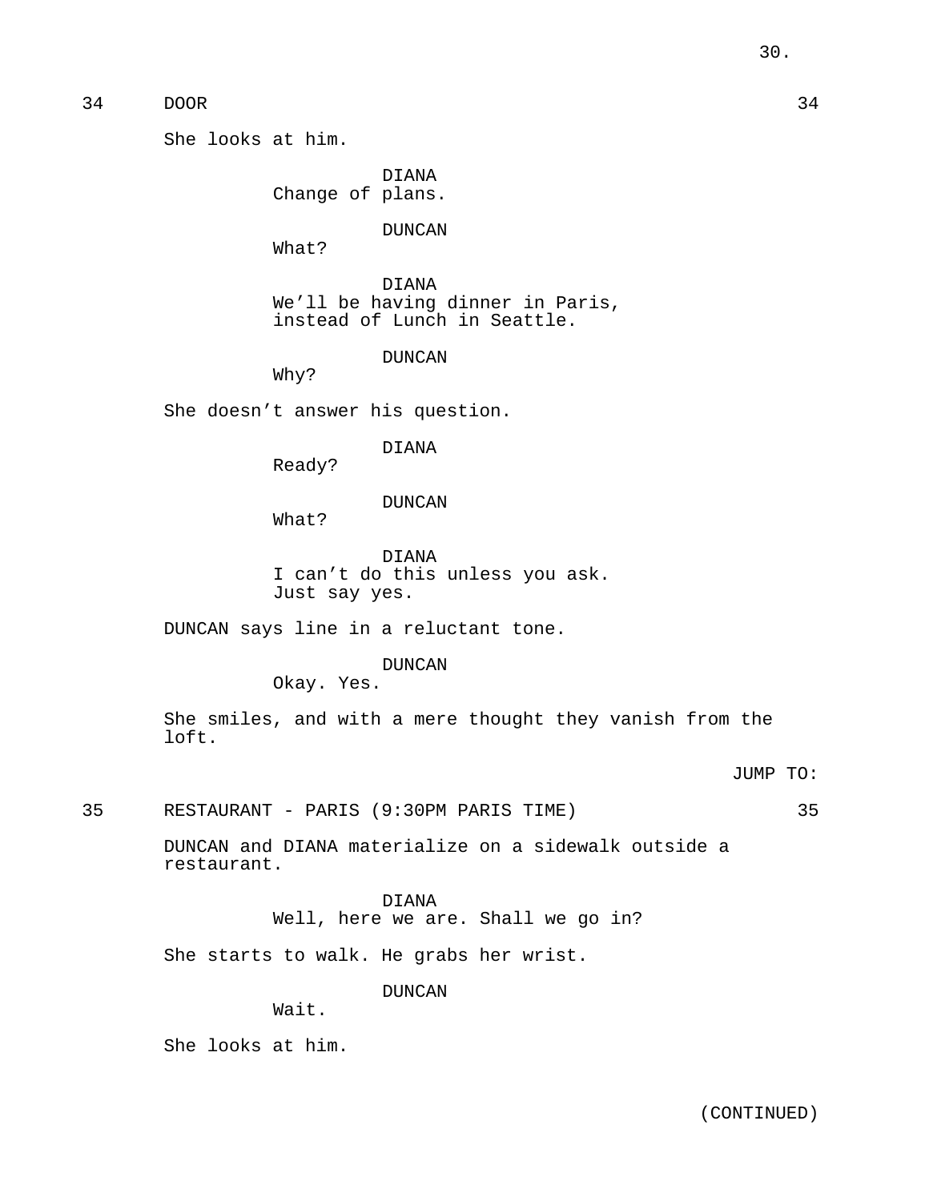34 DOOR 34

She looks at him.

DIANA
Change of plans.

DUNCAN
What?

DIANA
We'll be having dinner in Paris, instead of Lunch in Seattle.

DUNCAN
Why?

She doesn't answer his question.

DIANA
Ready?

DUNCAN
What?

DIANA
I can't do this unless you ask. Just say yes.

DUNCAN says line in a reluctant tone.

DUNCAN
Okay. Yes.

She smiles, and with a mere thought they vanish from the loft.

JUMP TO:

35 RESTAURANT - PARIS (9:30PM PARIS TIME) 35

DUNCAN and DIANA materialize on a sidewalk outside a restaurant.

DIANA
Well, here we are. Shall we go in?

She starts to walk. He grabs her wrist.

DUNCAN
Wait.

She looks at him.

(CONTINUED)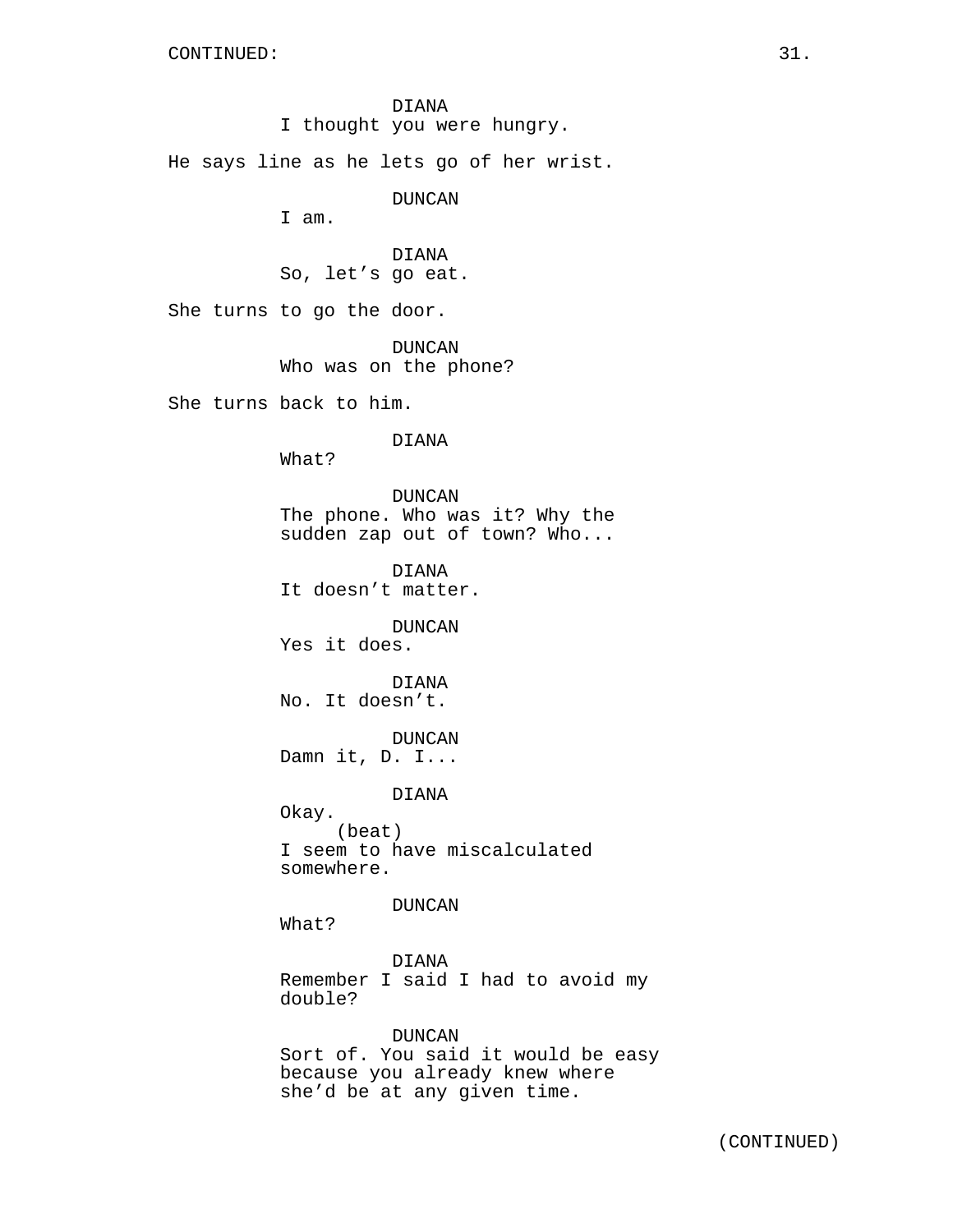CONTINUED:

DIANA
I thought you were hungry.

He says line as he lets go of her wrist.

DUNCAN
I am.

DIANA
So, let’s go eat.

She turns to go the door.

DUNCAN
Who was on the phone?

She turns back to him.

DIANA
What?

DUNCAN
The phone. Who was it? Why the sudden zap out of town? Who...

DIANA
It doesn’t matter.

DUNCAN
Yes it does.

DIANA
No. It doesn’t.

DUNCAN
Damn it, D. I...

DIANA
Okay.
(beat)
I seem to have miscalculated somewhere.

DUNCAN
What?

DIANA
Remember I said I had to avoid my double?

DUNCAN
Sort of. You said it would be easy because you already knew where she’d be at any given time.

(CONTINUED)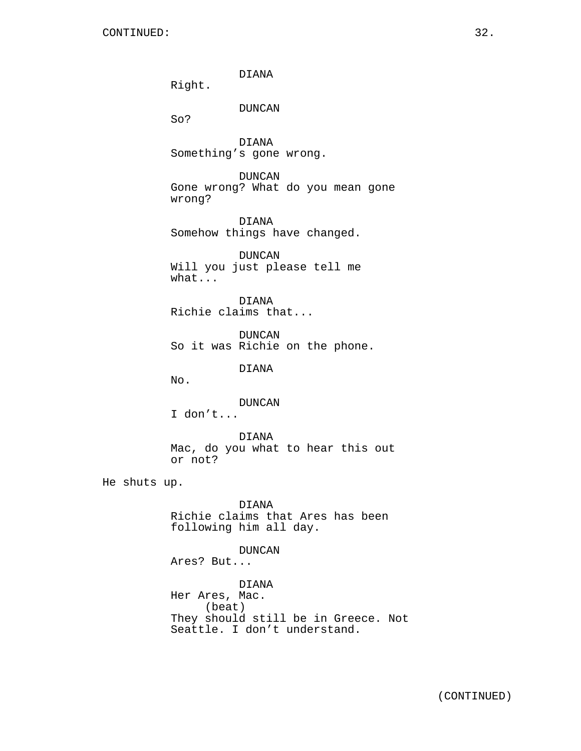CONTINUED:

DIANA
Right.

DUNCAN
So?

DIANA
Something's gone wrong.

DUNCAN
Gone wrong? What do you mean gone wrong?

DIANA
Somehow things have changed.

DUNCAN
Will you just please tell me what...

DIANA
Richie claims that...

DUNCAN
So it was Richie on the phone.

DIANA
No.

DUNCAN
I don't...

DIANA
Mac, do you what to hear this out or not?

He shuts up.

DIANA
Richie claims that Ares has been following him all day.

DUNCAN
Ares? But...

DIANA
Her Ares, Mac.
(beat)
They should still be in Greece. Not Seattle. I don't understand.

(CONTINUED)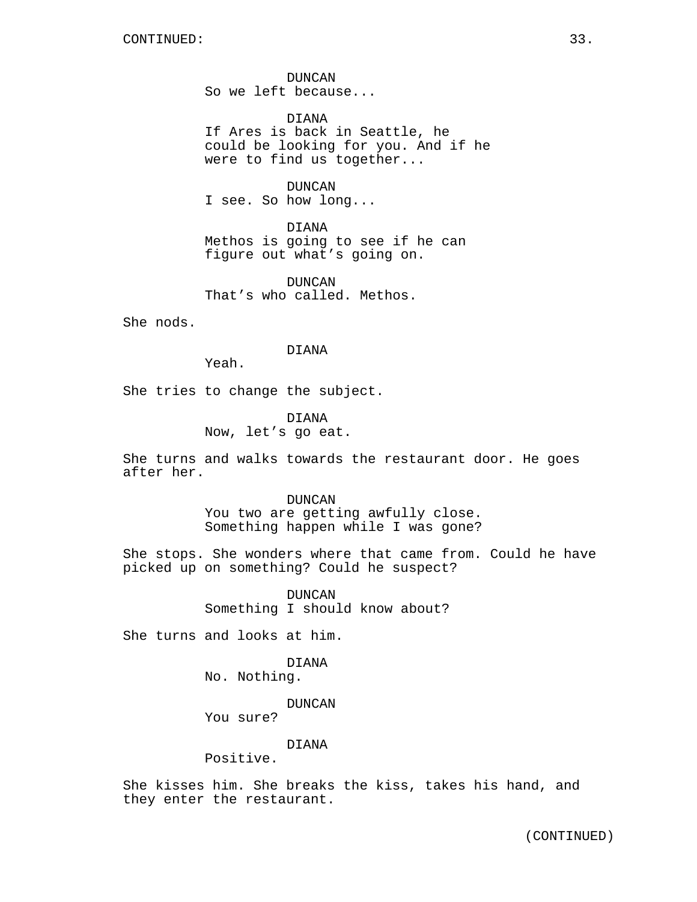CONTINUED:

DUNCAN
So we left because...

DIANA
If Ares is back in Seattle, he could be looking for you. And if he were to find us together...

DUNCAN
I see. So how long...

DIANA
Methos is going to see if he can figure out what's going on.

DUNCAN
That's who called. Methos.

She nods.

DIANA
Yeah.

She tries to change the subject.

DIANA
Now, let's go eat.

She turns and walks towards the restaurant door. He goes after her.

DUNCAN
You two are getting awfully close. Something happen while I was gone?

She stops. She wonders where that came from. Could he have picked up on something? Could he suspect?

DUNCAN
Something I should know about?

She turns and looks at him.

DIANA
No. Nothing.

DUNCAN
You sure?

DIANA
Positive.

She kisses him. She breaks the kiss, takes his hand, and they enter the restaurant.

(CONTINUED)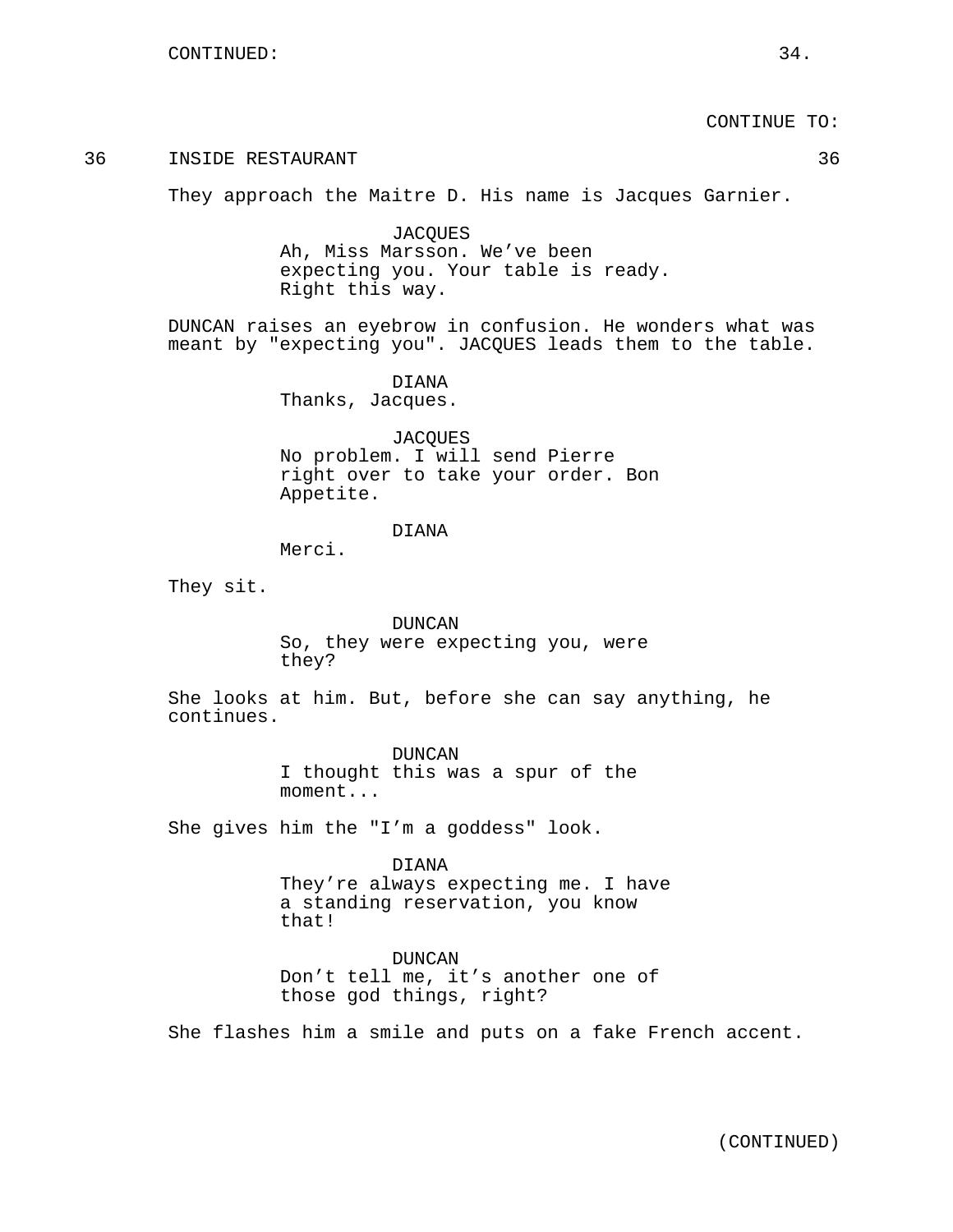CONTINUE TO:

36 INSIDE RESTAURANT 36

They approach the Maitre D. His name is Jacques Garnier.

JACQUES
Ah, Miss Marsson. We've been expecting you. Your table is ready. Right this way.

DUNCAN raises an eyebrow in confusion. He wonders what was meant by "expecting you". JACQUES leads them to the table.

DIANA
Thanks, Jacques.

JACQUES
No problem. I will send Pierre right over to take your order. Bon Appetite.

DIANA
Merci.

They sit.

DUNCAN
So, they were expecting you, were they?

She looks at him. But, before she can say anything, he continues.

DUNCAN
I thought this was a spur of the moment...

She gives him the "I'm a goddess" look.

DIANA
They're always expecting me. I have a standing reservation, you know that!

DUNCAN
Don't tell me, it's another one of those god things, right?

She flashes him a smile and puts on a fake French accent.

(CONTINUED)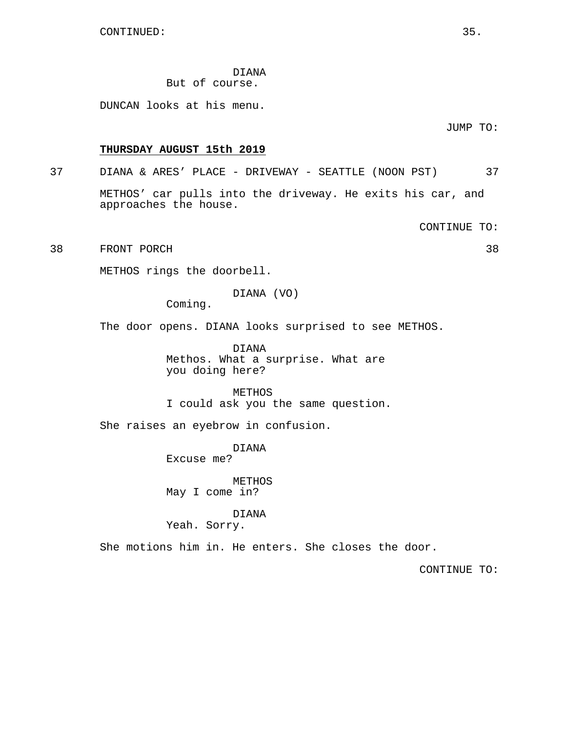CONTINUED:

DIANA
But of course.

DUNCAN looks at his menu.

JUMP TO:

**THURSDAY AUGUST 15th 2019**

37 DIANA & ARES' PLACE - DRIVEWAY - SEATTLE (NOON PST) 37

METHOS' car pulls into the driveway. He exits his car, and approaches the house.

CONTINUE TO:

38 FRONT PORCH 38

METHOS rings the doorbell.

DIANA (VO)
Coming.

The door opens. DIANA looks surprised to see METHOS.

DIANA
Methos. What a surprise. What are you doing here?

METHOS
I could ask you the same question.

She raises an eyebrow in confusion.

DIANA
Excuse me?

METHOS
May I come in?

DIANA
Yeah. Sorry.

She motions him in. He enters. She closes the door.

CONTINUE TO: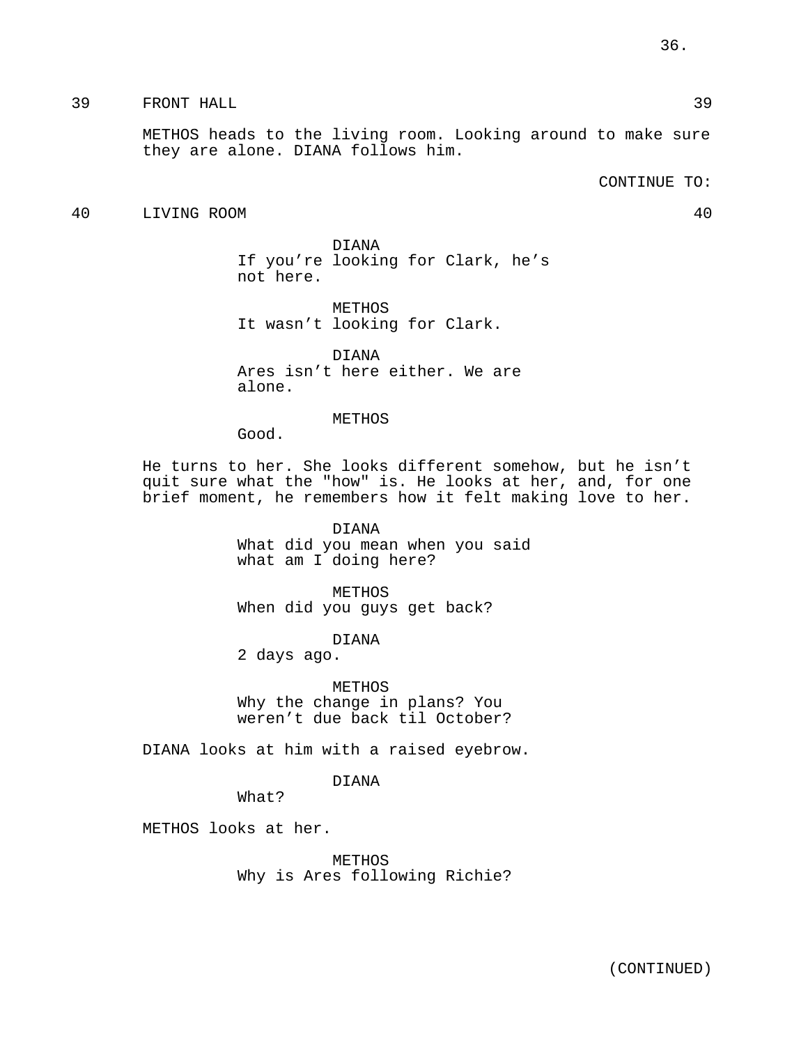39 FRONT HALL 39

METHOS heads to the living room. Looking around to make sure they are alone. DIANA follows him.

CONTINUE TO:

40 LIVING ROOM 40

DIANA
If you're looking for Clark, he's not here.

METHOS
It wasn't looking for Clark.

DIANA
Ares isn't here either. We are alone.

METHOS
Good.

He turns to her. She looks different somehow, but he isn't quit sure what the "how" is. He looks at her, and, for one brief moment, he remembers how it felt making love to her.

DIANA
What did you mean when you said what am I doing here?

METHOS
When did you guys get back?

DIANA
2 days ago.

METHOS
Why the change in plans? You weren't due back til October?

DIANA looks at him with a raised eyebrow.

DIANA
What?

METHOS looks at her.

METHOS
Why is Ares following Richie?

(CONTINUED)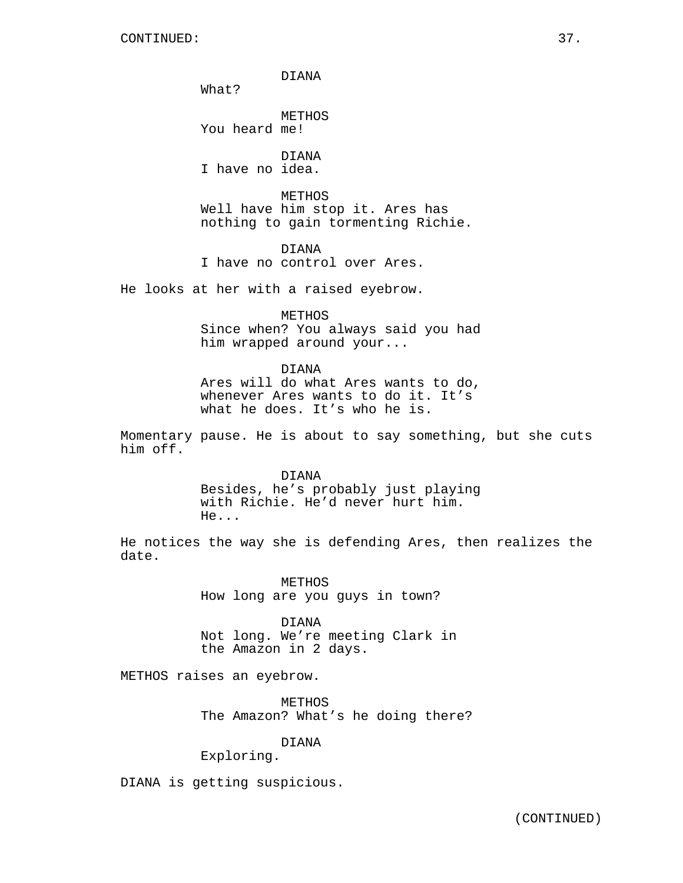DIANA
What?

METHOS
You heard me!

DIANA
I have no idea.

METHOS
Well have him stop it. Ares has nothing to gain tormenting Richie.

DIANA
I have no control over Ares.

He looks at her with a raised eyebrow.

METHOS
Since when? You always said you had him wrapped around your...

DIANA
Ares will do what Ares wants to do, whenever Ares wants to do it. It's what he does. It's who he is.

Momentary pause. He is about to say something, but she cuts him off.

DIANA
Besides, he's probably just playing with Richie. He'd never hurt him. He...

He notices the way she is defending Ares, then realizes the date.

METHOS
How long are you guys in town?

DIANA
Not long. We're meeting Clark in the Amazon in 2 days.

METHOS raises an eyebrow.

METHOS
The Amazon? What's he doing there?

DIANA
Exploring.

DIANA is getting suspicious.

(CONTINUED)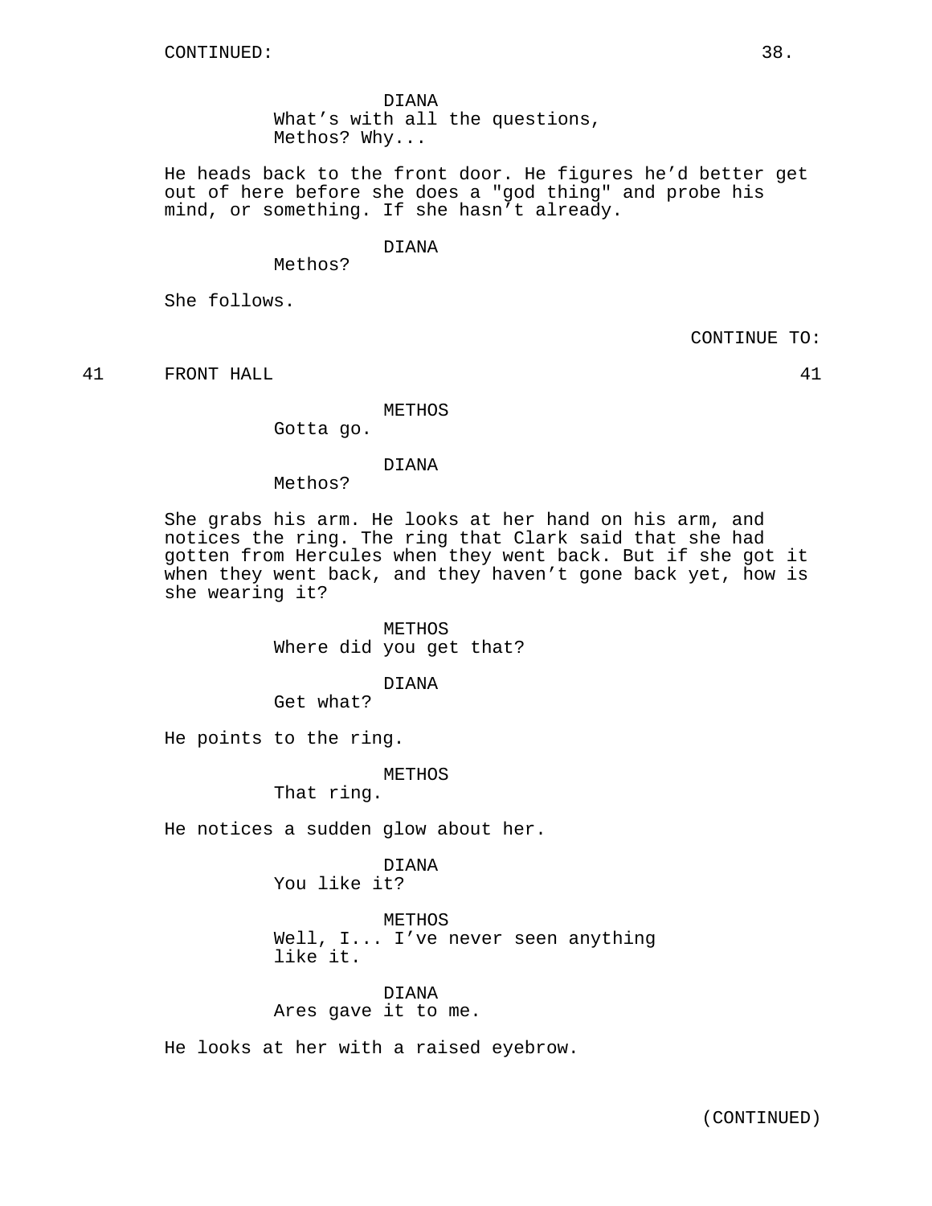CONTINUED:

DIANA
What's with all the questions, Methos? Why...

He heads back to the front door. He figures he'd better get out of here before she does a "god thing" and probe his mind, or something. If she hasn't already.

DIANA
Methos?

She follows.

CONTINUE TO:

41 FRONT HALL 41

METHOS
Gotta go.

DIANA
Methos?

She grabs his arm. He looks at her hand on his arm, and notices the ring. The ring that Clark said that she had gotten from Hercules when they went back. But if she got it when they went back, and they haven't gone back yet, how is she wearing it?

METHOS
Where did you get that?

DIANA
Get what?

He points to the ring.

METHOS
That ring.

He notices a sudden glow about her.

DIANA
You like it?

METHOS
Well, I... I've never seen anything like it.

DIANA
Ares gave it to me.

He looks at her with a raised eyebrow.

(CONTINUED)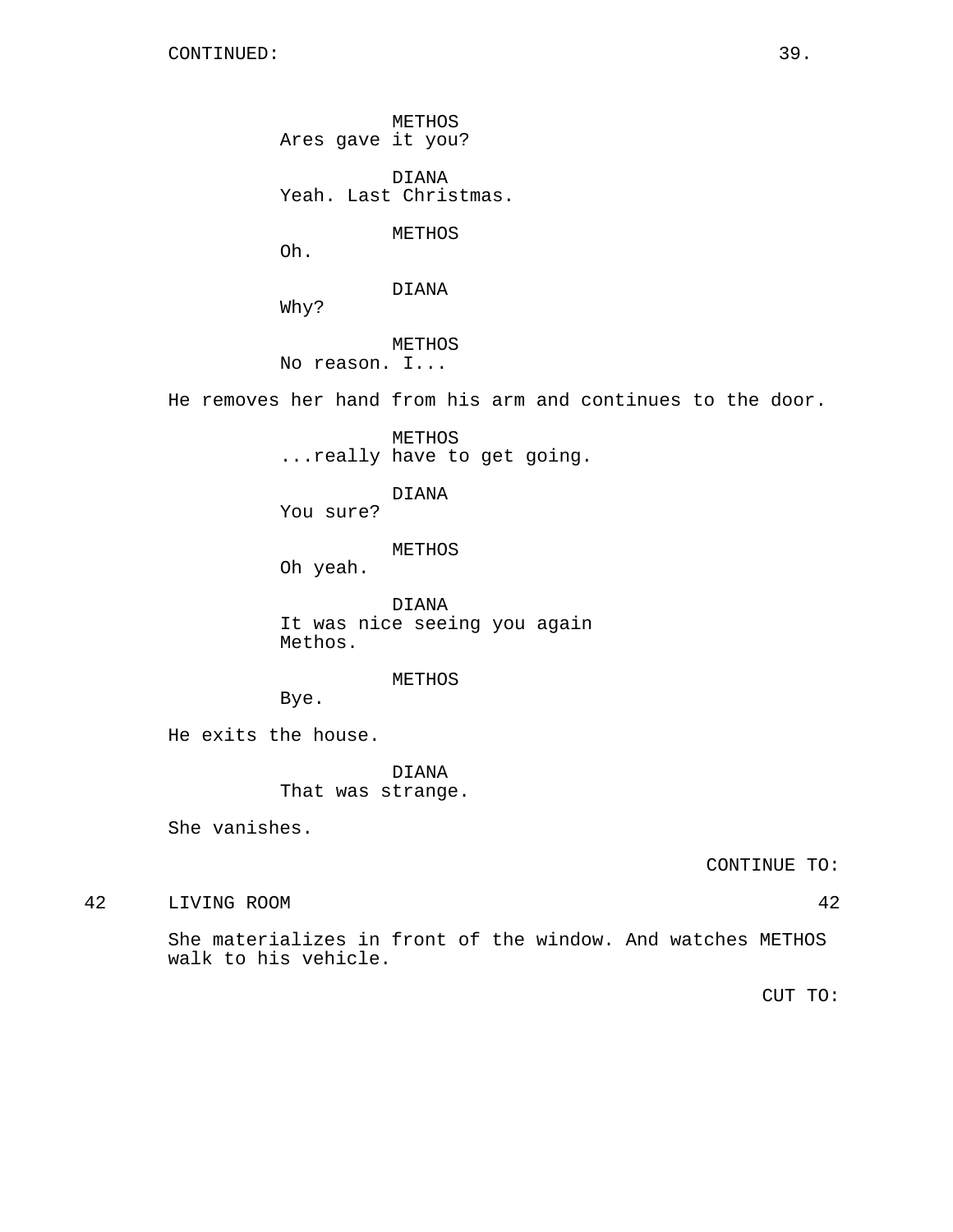CONTINUED:

METHOS
Ares gave it you?

DIANA
Yeah. Last Christmas.

METHOS
Oh.

DIANA
Why?

METHOS
No reason. I...

He removes her hand from his arm and continues to the door.

METHOS
...really have to get going.

DIANA
You sure?

METHOS
Oh yeah.

DIANA
It was nice seeing you again Methos.

METHOS
Bye.

He exits the house.

DIANA
That was strange.

She vanishes.

CONTINUE TO:

42 LIVING ROOM 42

She materializes in front of the window. And watches METHOS walk to his vehicle.

CUT TO: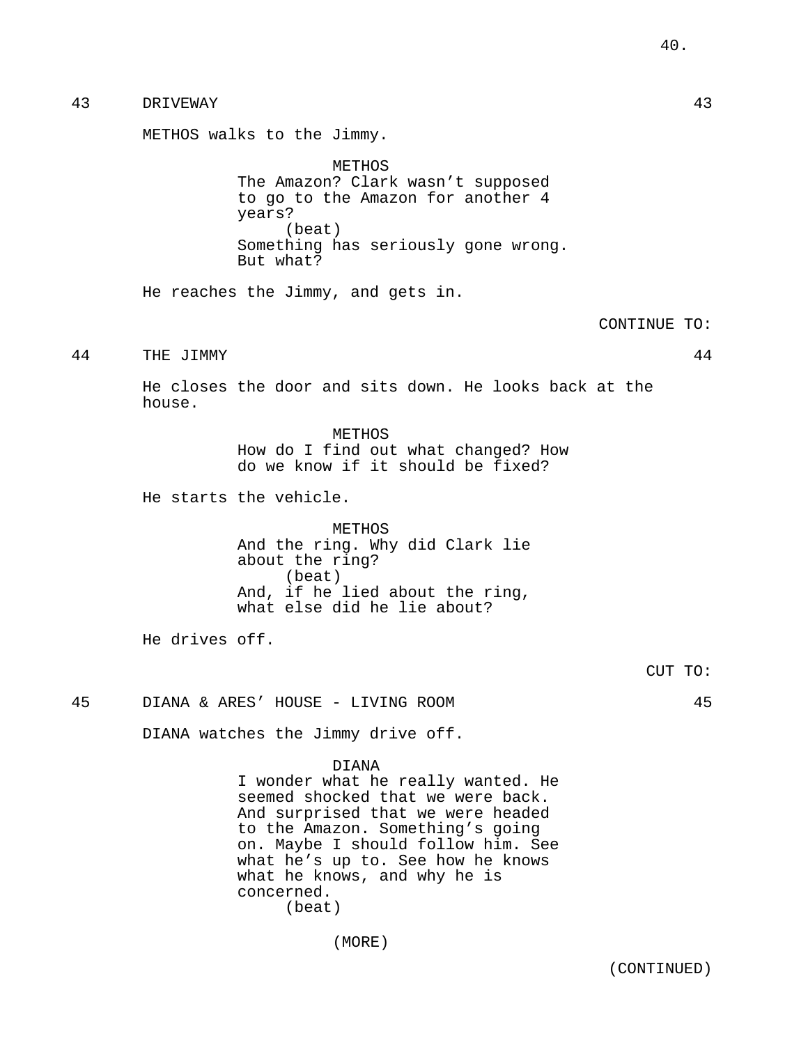43 DRIVEWAY 43

METHOS walks to the Jimmy.

METHOS
The Amazon? Clark wasn't supposed to go to the Amazon for another 4 years?
(beat)
Something has seriously gone wrong. But what?

He reaches the Jimmy, and gets in.

CONTINUE TO:

44 THE JIMMY 44

He closes the door and sits down. He looks back at the house.

METHOS
How do I find out what changed? How do we know if it should be fixed?

He starts the vehicle.

METHOS
And the ring. Why did Clark lie about the ring?
(beat)
And, if he lied about the ring, what else did he lie about?

He drives off.

CUT TO:

45 DIANA & ARES' HOUSE - LIVING ROOM 45

DIANA watches the Jimmy drive off.

DIANA
I wonder what he really wanted. He seemed shocked that we were back. And surprised that we were headed to the Amazon. Something's going on. Maybe I should follow him. See what he's up to. See how he knows what he knows, and why he is concerned.
(beat)

(MORE)

(CONTINUED)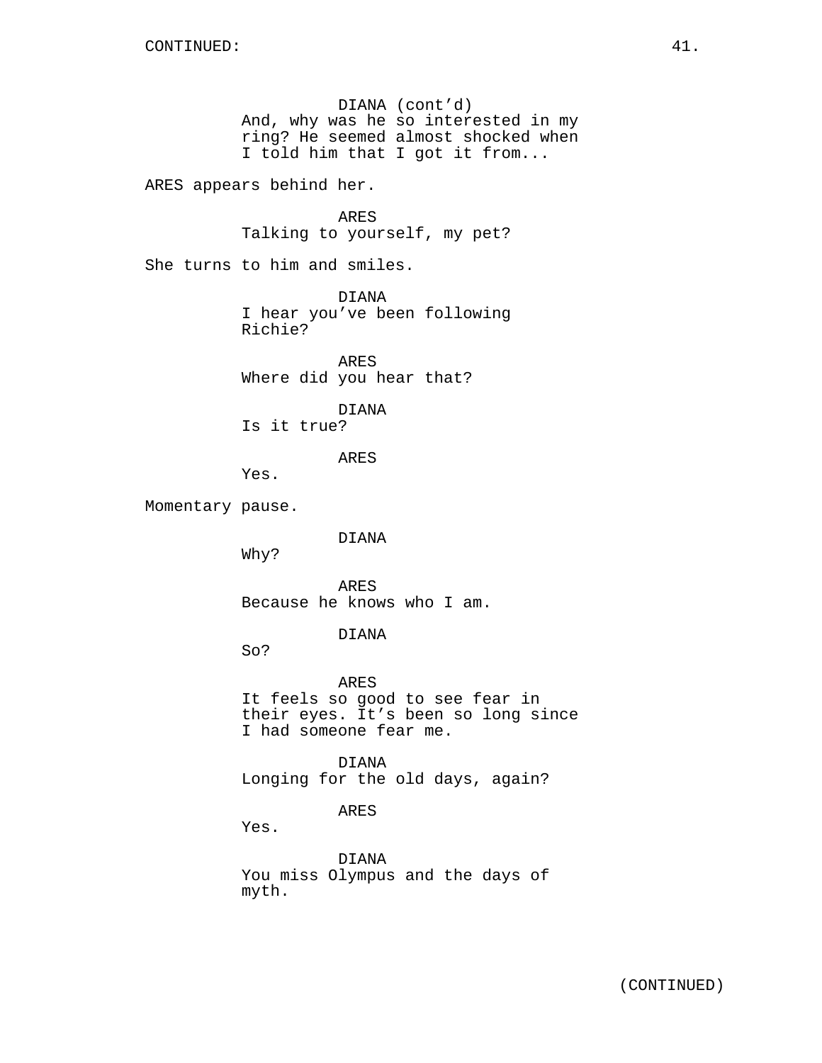DIANA (cont'd)
And, why was he so interested in my ring? He seemed almost shocked when I told him that I got it from...

ARES appears behind her.

ARES
Talking to yourself, my pet?

She turns to him and smiles.

DIANA
I hear you've been following Richie?

ARES
Where did you hear that?

DIANA
Is it true?

ARES
Yes.

Momentary pause.

DIANA
Why?

ARES
Because he knows who I am.

DIANA
So?

ARES
It feels so good to see fear in their eyes. It's been so long since I had someone fear me.

DIANA
Longing for the old days, again?

ARES
Yes.

DIANA
You miss Olympus and the days of myth.

(CONTINUED)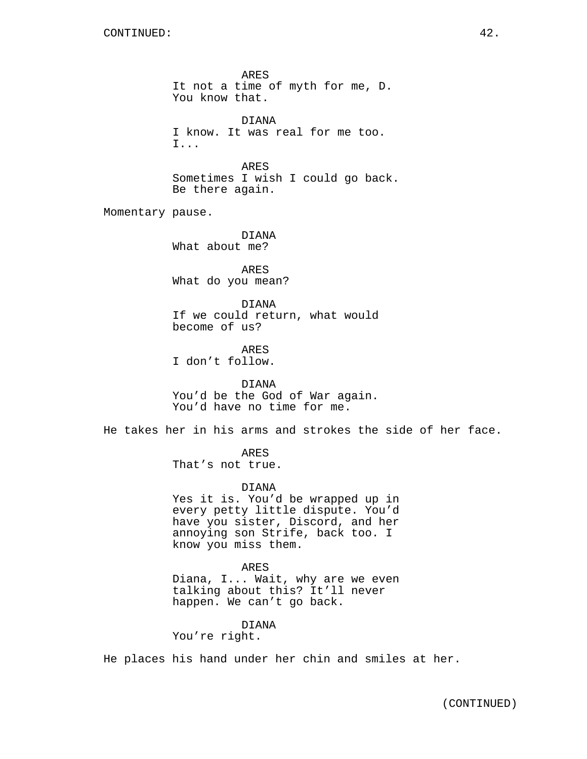CONTINUED:

ARES
It not a time of myth for me, D. You know that.

DIANA
I know. It was real for me too. I...

ARES
Sometimes I wish I could go back. Be there again.

Momentary pause.

DIANA
What about me?

ARES
What do you mean?

DIANA
If we could return, what would become of us?

ARES
I don’t follow.

DIANA
You’d be the God of War again. You’d have no time for me.

He takes her in his arms and strokes the side of her face.

ARES
That’s not true.

DIANA
Yes it is. You’d be wrapped up in every petty little dispute. You’d have you sister, Discord, and her annoying son Strife, back too. I know you miss them.

ARES
Diana, I... Wait, why are we even talking about this? It’ll never happen. We can’t go back.

DIANA
You’re right.

He places his hand under her chin and smiles at her.

(CONTINUED)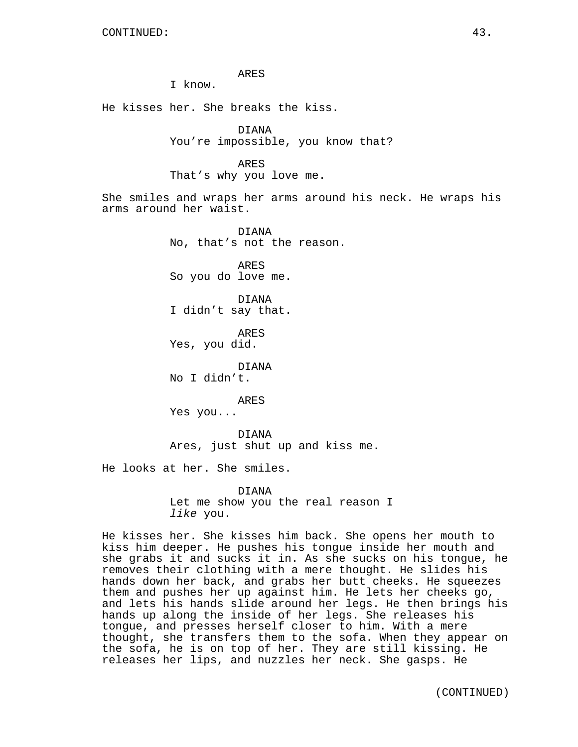ARES
I know.

He kisses her. She breaks the kiss.

DIANA
You're impossible, you know that?

ARES
That's why you love me.

She smiles and wraps her arms around his neck. He wraps his arms around her waist.

DIANA
No, that's not the reason.

ARES
So you do love me.

DIANA
I didn't say that.

ARES
Yes, you did.

DIANA
No I didn't.

ARES
Yes you...

DIANA
Ares, just shut up and kiss me.

He looks at her. She smiles.

DIANA
Let me show you the real reason I *like* you.

He kisses her. She kisses him back. She opens her mouth to kiss him deeper. He pushes his tongue inside her mouth and she grabs it and sucks it in. As she sucks on his tongue, he removes their clothing with a mere thought. He slides his hands down her back, and grabs her butt cheeks. He squeezes them and pushes her up against him. He lets her cheeks go, and lets his hands slide around her legs. He then brings his hands up along the inside of her legs. She releases his tongue, and presses herself closer to him. With a mere thought, she transfers them to the sofa. When they appear on the sofa, he is on top of her. They are still kissing. He releases her lips, and nuzzles her neck. She gasps. He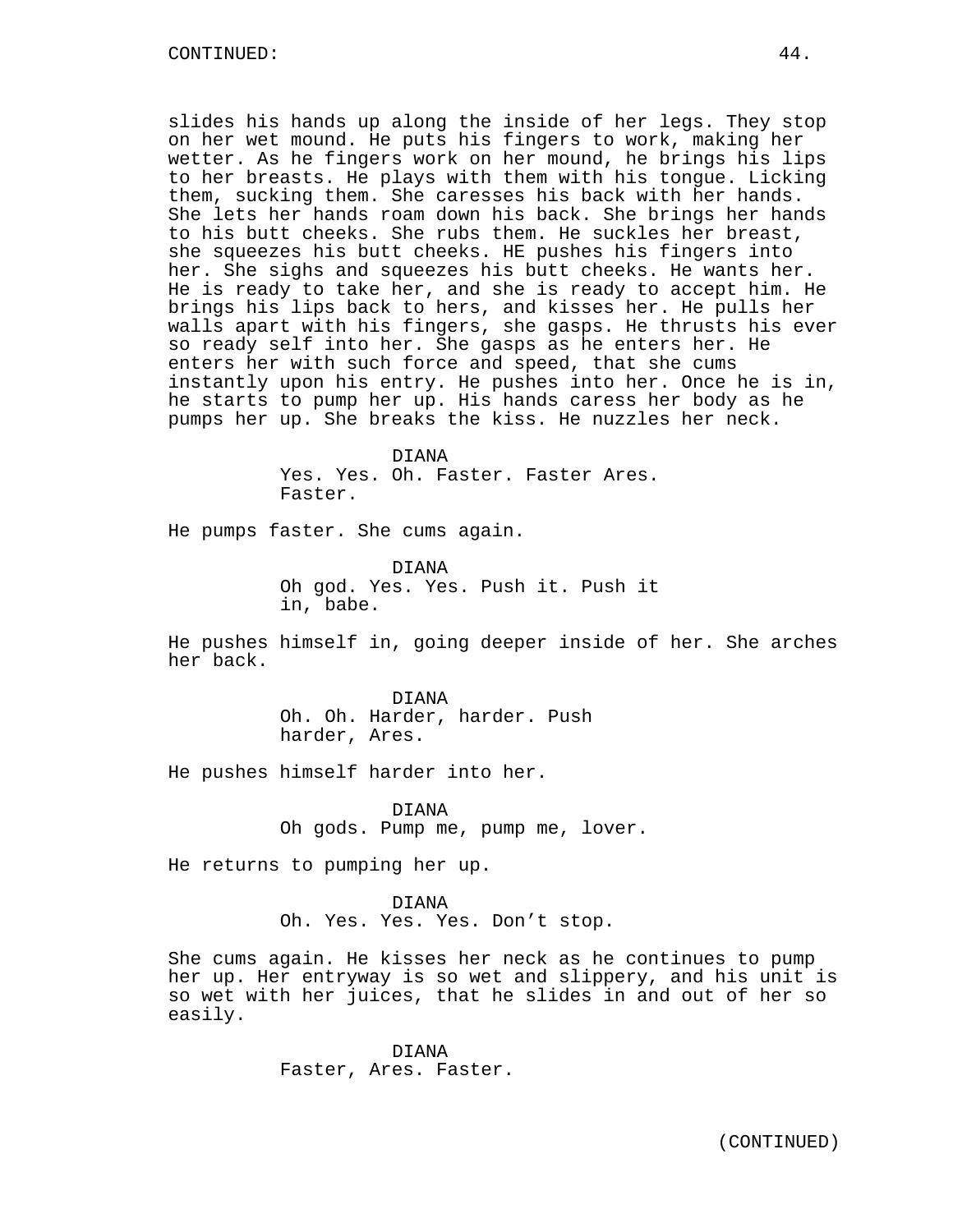slides his hands up along the inside of her legs. They stop on her wet mound. He puts his fingers to work, making her wetter. As he fingers work on her mound, he brings his lips to her breasts. He plays with them with his tongue. Licking them, sucking them. She caresses his back with her hands. She lets her hands roam down his back. She brings her hands to his butt cheeks. She rubs them. He suckles her breast, she squeezes his butt cheeks. HE pushes his fingers into her. She sighs and squeezes his butt cheeks. He wants her. He is ready to take her, and she is ready to accept him. He brings his lips back to hers, and kisses her. He pulls her walls apart with his fingers, she gasps. He thrusts his ever so ready self into her. She gasps as he enters her. He enters her with such force and speed, that she cums instantly upon his entry. He pushes into her. Once he is in, he starts to pump her up. His hands caress her body as he pumps her up. She breaks the kiss. He nuzzles her neck.

DIANA
Yes. Yes. Oh. Faster. Faster Ares. Faster.

He pumps faster. She cums again.

DIANA
Oh god. Yes. Yes. Push it. Push it in, babe.

He pushes himself in, going deeper inside of her. She arches her back.

DIANA
Oh. Oh. Harder, harder. Push harder, Ares.

He pushes himself harder into her.

DIANA
Oh gods. Pump me, pump me, lover.

He returns to pumping her up.

DIANA
Oh. Yes. Yes. Yes. Don’t stop.

She cums again. He kisses her neck as he continues to pump her up. Her entryway is so wet and slippery, and his unit is so wet with her juices, that he slides in and out of her so easily.

DIANA
Faster, Ares. Faster.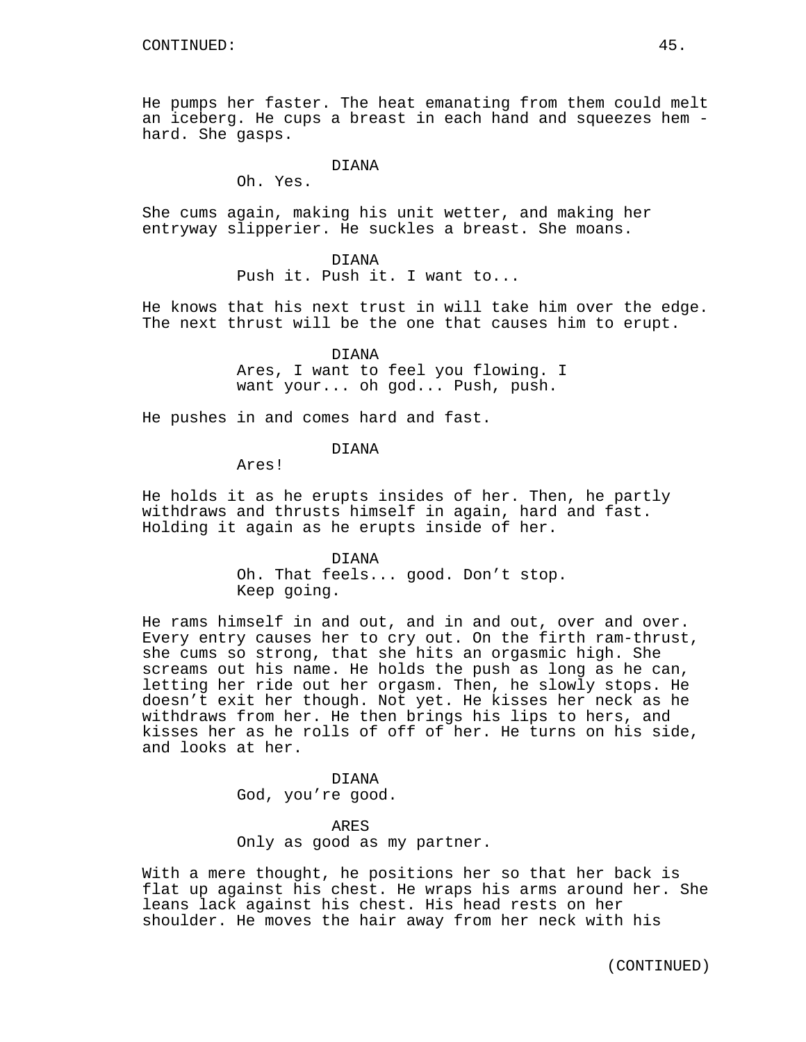He pumps her faster. The heat emanating from them could melt an iceberg. He cups a breast in each hand and squeezes hem - hard. She gasps.

DIANA
Oh. Yes.

She cums again, making his unit wetter, and making her entryway slipperier. He suckles a breast. She moans.

DIANA
Push it. Push it. I want to...

He knows that his next trust in will take him over the edge. The next thrust will be the one that causes him to erupt.

DIANA
Ares, I want to feel you flowing. I want your... oh god... Push, push.

He pushes in and comes hard and fast.

DIANA
Ares!

He holds it as he erupts insides of her. Then, he partly withdraws and thrusts himself in again, hard and fast. Holding it again as he erupts inside of her.

DIANA
Oh. That feels... good. Don't stop. Keep going.

He rams himself in and out, and in and out, over and over. Every entry causes her to cry out. On the firth ram-thrust, she cums so strong, that she hits an orgasmic high. She screams out his name. He holds the push as long as he can, letting her ride out her orgasm. Then, he slowly stops. He doesn't exit her though. Not yet. He kisses her neck as he withdraws from her. He then brings his lips to hers, and kisses her as he rolls of off of her. He turns on his side, and looks at her.

DIANA
God, you're good.

ARES
Only as good as my partner.

With a mere thought, he positions her so that her back is flat up against his chest. He wraps his arms around her. She leans lack against his chest. His head rests on her shoulder. He moves the hair away from her neck with his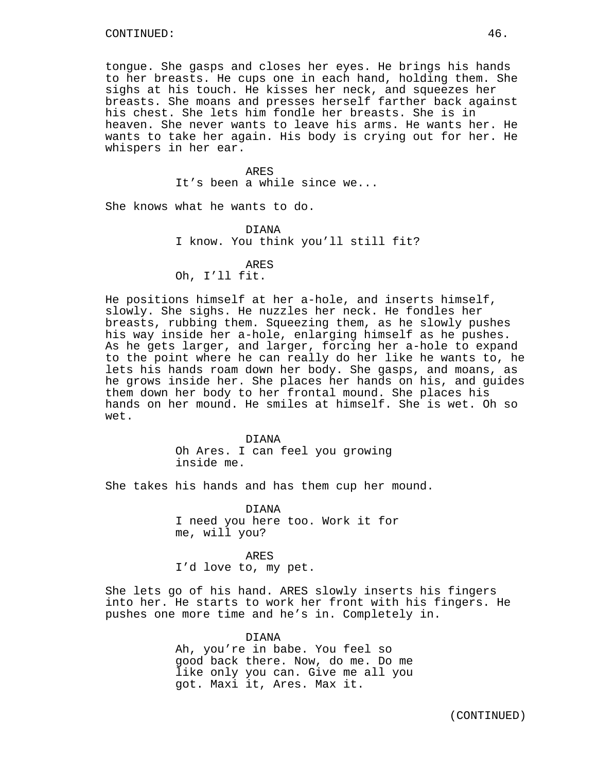tongue. She gasps and closes her eyes. He brings his hands to her breasts. He cups one in each hand, holding them. She sighs at his touch. He kisses her neck, and squeezes her breasts. She moans and presses herself farther back against his chest. She lets him fondle her breasts. She is in heaven. She never wants to leave his arms. He wants her. He wants to take her again. His body is crying out for her. He whispers in her ear.

ARES
It's been a while since we...

She knows what he wants to do.

DIANA
I know. You think you'll still fit?

ARES
Oh, I'll fit.

He positions himself at her a-hole, and inserts himself, slowly. She sighs. He nuzzles her neck. He fondles her breasts, rubbing them. Squeezing them, as he slowly pushes his way inside her a-hole, enlarging himself as he pushes. As he gets larger, and larger, forcing her a-hole to expand to the point where he can really do her like he wants to, he lets his hands roam down her body. She gasps, and moans, as he grows inside her. She places her hands on his, and guides them down her body to her frontal mound. She places his hands on her mound. He smiles at himself. She is wet. Oh so wet.

DIANA
Oh Ares. I can feel you growing inside me.

She takes his hands and has them cup her mound.

DIANA
I need you here too. Work it for me, will you?

ARES
I'd love to, my pet.

She lets go of his hand. ARES slowly inserts his fingers into her. He starts to work her front with his fingers. He pushes one more time and he's in. Completely in.

DIANA
Ah, you're in babe. You feel so good back there. Now, do me. Do me like only you can. Give me all you got. Maxi it, Ares. Max it.

(CONTINUED)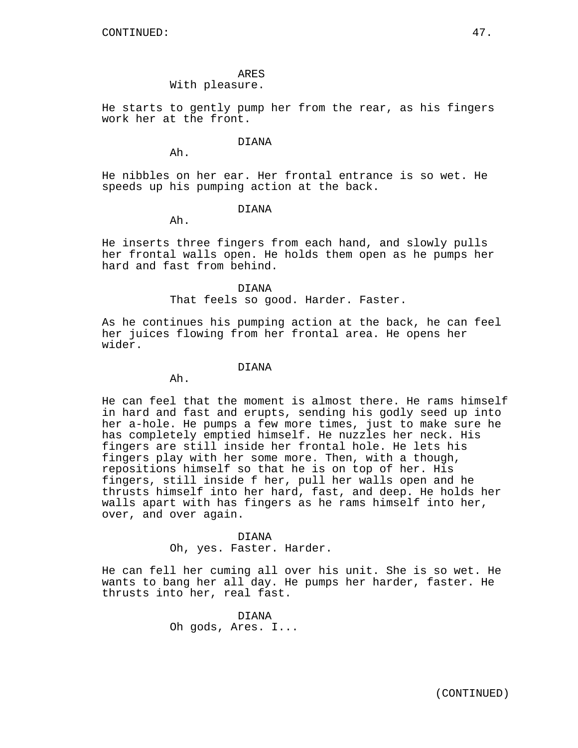ARES
With pleasure.

He starts to gently pump her from the rear, as his fingers work her at the front.

DIANA
Ah.

He nibbles on her ear. Her frontal entrance is so wet. He speeds up his pumping action at the back.

DIANA
Ah.

He inserts three fingers from each hand, and slowly pulls her frontal walls open. He holds them open as he pumps her hard and fast from behind.

DIANA
That feels so good. Harder. Faster.

As he continues his pumping action at the back, he can feel her juices flowing from her frontal area. He opens her wider.

DIANA
Ah.

He can feel that the moment is almost there. He rams himself in hard and fast and erupts, sending his godly seed up into her a-hole. He pumps a few more times, just to make sure he has completely emptied himself. He nuzzles her neck. His fingers are still inside her frontal hole. He lets his fingers play with her some more. Then, with a though, repositions himself so that he is on top of her. His fingers, still inside f her, pull her walls open and he thrusts himself into her hard, fast, and deep. He holds her walls apart with has fingers as he rams himself into her, over, and over again.

DIANA
Oh, yes. Faster. Harder.

He can fell her cuming all over his unit. She is so wet. He wants to bang her all day. He pumps her harder, faster. He thrusts into her, real fast.

DIANA
Oh gods, Ares. I...

(CONTINUED)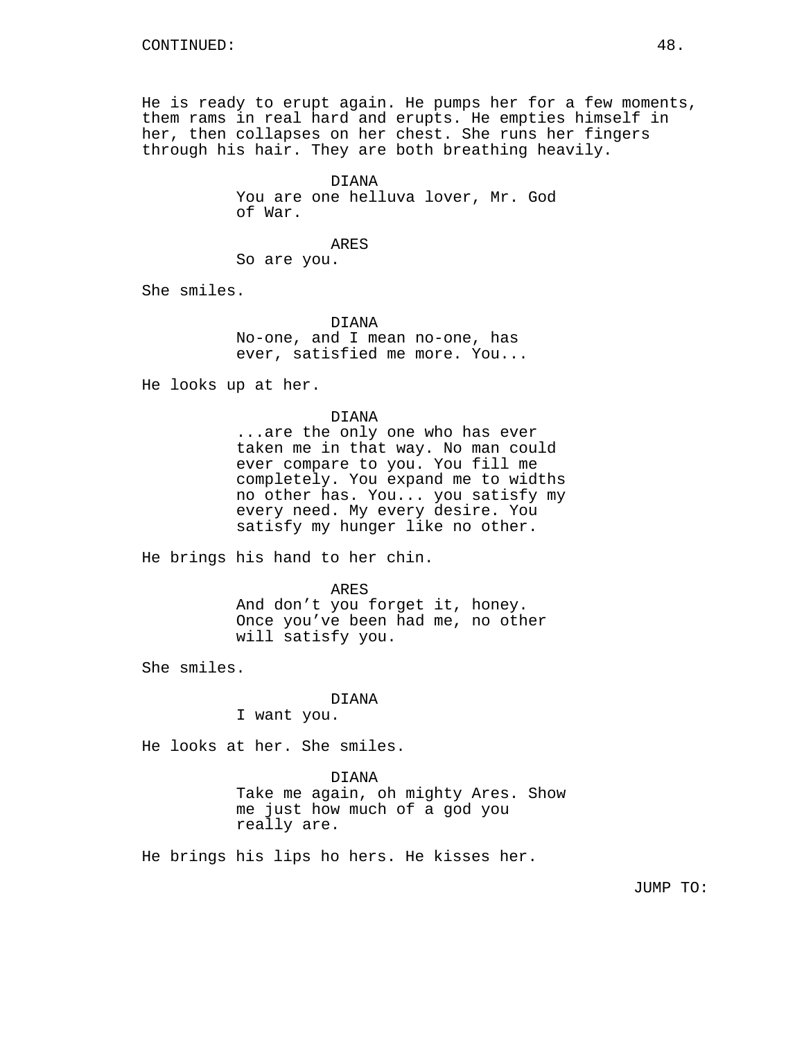CONTINUED:

He is ready to erupt again. He pumps her for a few moments, them rams in real hard and erupts. He empties himself in her, then collapses on her chest. She runs her fingers through his hair. They are both breathing heavily.

DIANA
You are one helluva lover, Mr. God of War.

ARES
So are you.

She smiles.

DIANA
No-one, and I mean no-one, has ever, satisfied me more. You...

He looks up at her.

DIANA
...are the only one who has ever taken me in that way. No man could ever compare to you. You fill me completely. You expand me to widths no other has. You... you satisfy my every need. My every desire. You satisfy my hunger like no other.

He brings his hand to her chin.

ARES
And don't you forget it, honey. Once you've been had me, no other will satisfy you.

She smiles.

DIANA
I want you.

He looks at her. She smiles.

DIANA
Take me again, oh mighty Ares. Show me just how much of a god you really are.

He brings his lips ho hers. He kisses her.

JUMP TO: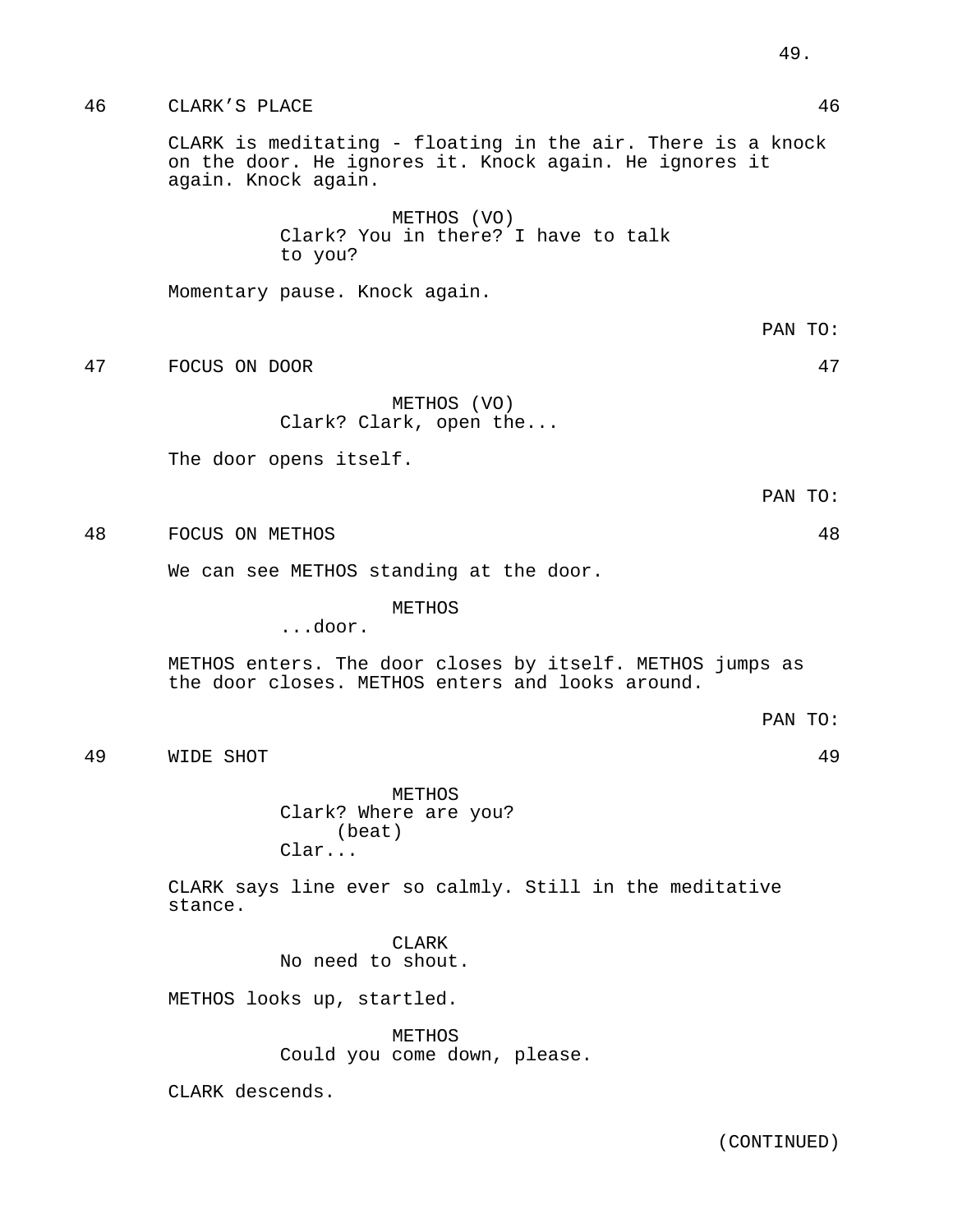## 46 CLARK'S PLACE 46

CLARK is meditating - floating in the air. There is a knock on the door. He ignores it. Knock again. He ignores it again. Knock again.

METHOS (VO)
Clark? You in there? I have to talk to you?

Momentary pause. Knock again.

PAN TO:

## 47 FOCUS ON DOOR 47

METHOS (VO)
Clark? Clark, open the...

The door opens itself.

PAN TO:

## 48 FOCUS ON METHOS 48

We can see METHOS standing at the door.

METHOS
...door.

METHOS enters. The door closes by itself. METHOS jumps as the door closes. METHOS enters and looks around.

PAN TO:

## 49 WIDE SHOT 49

METHOS
Clark? Where are you?
(beat)
Clar...

CLARK says line ever so calmly. Still in the meditative stance.

CLARK
No need to shout.

METHOS looks up, startled.

METHOS
Could you come down, please.

CLARK descends.

(CONTINUED)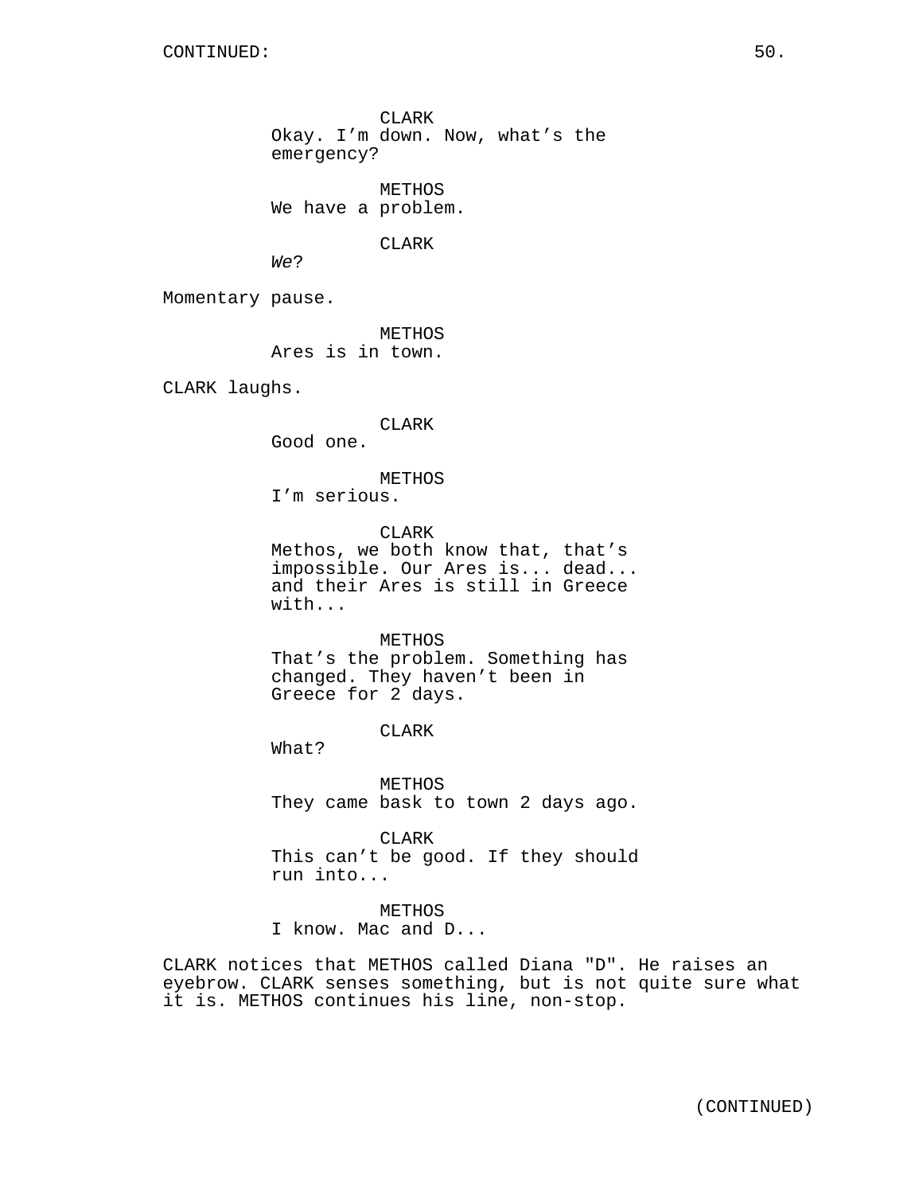CONTINUED:

CLARK
Okay. I’m down. Now, what’s the emergency?

METHOS
We have a problem.

CLARK
*We*?

Momentary pause.

METHOS
Ares is in town.

CLARK laughs.

CLARK
Good one.

METHOS
I’m serious.

CLARK
Methos, we both know that, that’s impossible. Our Ares is... dead... and their Ares is still in Greece with...

METHOS
That’s the problem. Something has changed. They haven’t been in Greece for 2 days.

CLARK
What?

METHOS
They came bask to town 2 days ago.

CLARK
This can’t be good. If they should run into...

METHOS
I know. Mac and D...

CLARK notices that METHOS called Diana "D". He raises an eyebrow. CLARK senses something, but is not quite sure what it is. METHOS continues his line, non-stop.

(CONTINUED)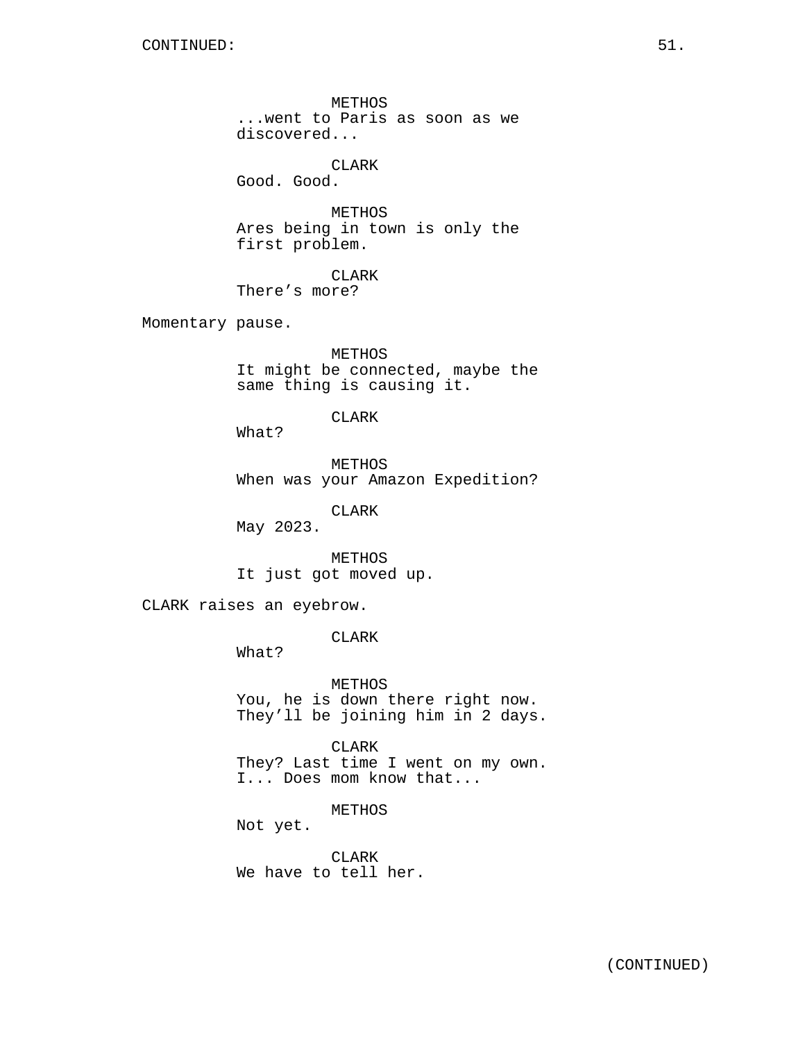METHOS
...went to Paris as soon as we discovered...

CLARK
Good. Good.

METHOS
Ares being in town is only the first problem.

CLARK
There's more?

Momentary pause.

METHOS
It might be connected, maybe the same thing is causing it.

CLARK
What?

METHOS
When was your Amazon Expedition?

CLARK
May 2023.

METHOS
It just got moved up.

CLARK raises an eyebrow.

CLARK
What?

METHOS
You, he is down there right now. They'll be joining him in 2 days.

CLARK
They? Last time I went on my own. I... Does mom know that...

METHOS
Not yet.

CLARK
We have to tell her.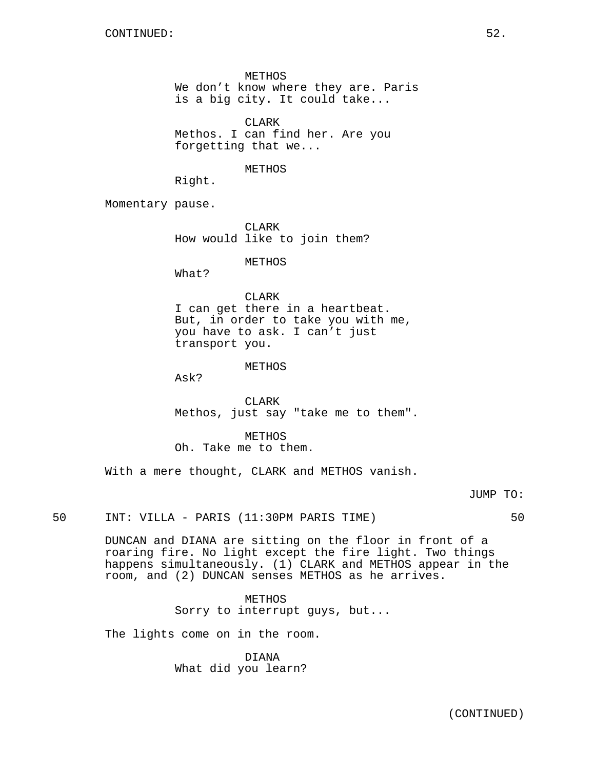CONTINUED:

METHOS
We don’t know where they are. Paris is a big city. It could take...

CLARK
Methos. I can find her. Are you forgetting that we...

METHOS
Right.

Momentary pause.

CLARK
How would like to join them?

METHOS
What?

CLARK
I can get there in a heartbeat. But, in order to take you with me, you have to ask. I can’t just transport you.

METHOS
Ask?

CLARK
Methos, just say "take me to them".

METHOS
Oh. Take me to them.

With a mere thought, CLARK and METHOS vanish.

JUMP TO:

50 INT: VILLA - PARIS (11:30PM PARIS TIME) 50

DUNCAN and DIANA are sitting on the floor in front of a roaring fire. No light except the fire light. Two things happens simultaneously. (1) CLARK and METHOS appear in the room, and (2) DUNCAN senses METHOS as he arrives.

METHOS
Sorry to interrupt guys, but...

The lights come on in the room.

DIANA
What did you learn?

(CONTINUED)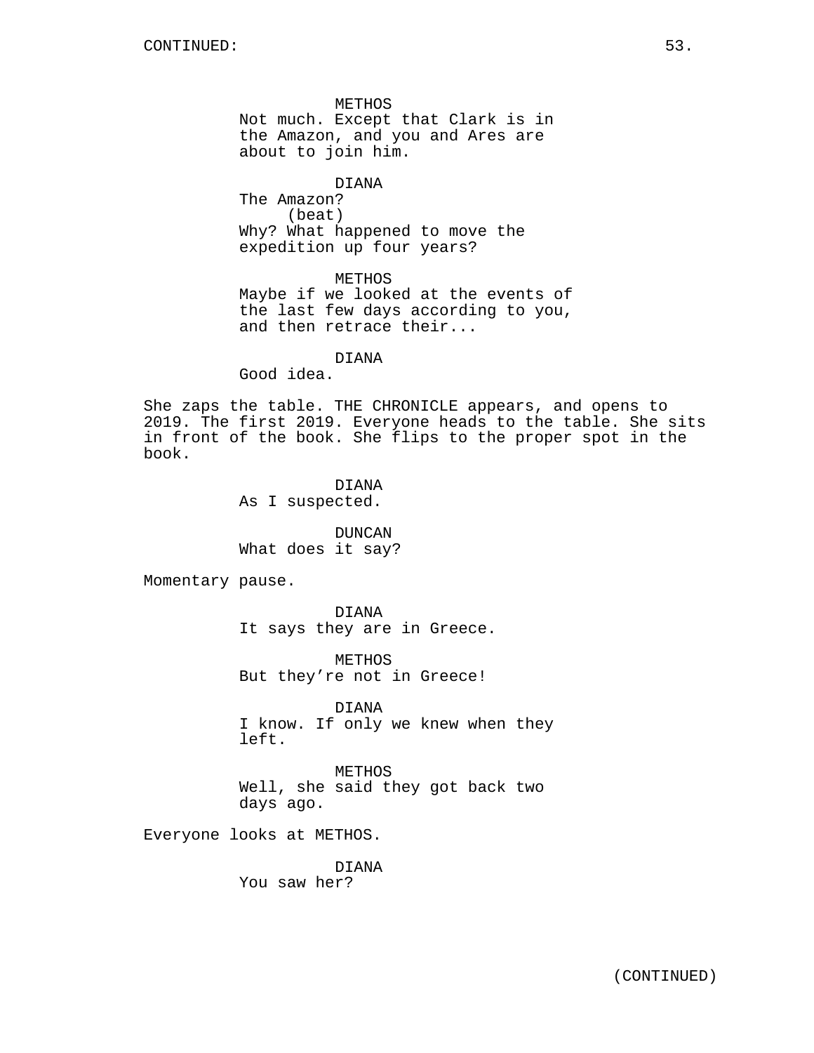METHOS
Not much. Except that Clark is in the Amazon, and you and Ares are about to join him.

DIANA
The Amazon?
(beat)
Why? What happened to move the expedition up four years?

METHOS
Maybe if we looked at the events of the last few days according to you, and then retrace their...

DIANA
Good idea.

She zaps the table. THE CHRONICLE appears, and opens to 2019. The first 2019. Everyone heads to the table. She sits in front of the book. She flips to the proper spot in the book.

DIANA
As I suspected.

DUNCAN
What does it say?

Momentary pause.

DIANA
It says they are in Greece.

METHOS
But they're not in Greece!

DIANA
I know. If only we knew when they left.

METHOS
Well, she said they got back two days ago.

Everyone looks at METHOS.

DIANA
You saw her?

(CONTINUED)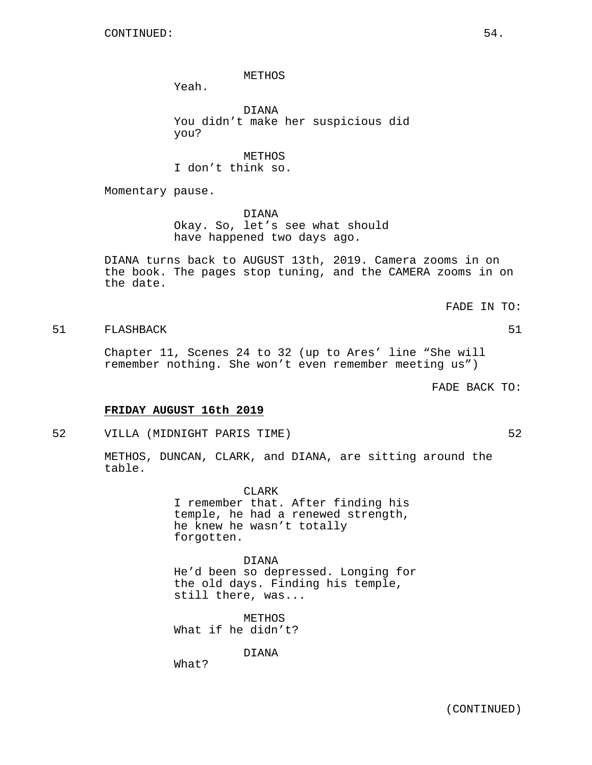CONTINUED:

METHOS
Yeah.

DIANA
You didn't make her suspicious did you?

METHOS
I don't think so.

Momentary pause.

DIANA
Okay. So, let's see what should have happened two days ago.

DIANA turns back to AUGUST 13th, 2019. Camera zooms in on the book. The pages stop tuning, and the CAMERA zooms in on the date.

FADE IN TO:

51 FLASHBACK 51

Chapter 11, Scenes 24 to 32 (up to Ares' line "She will remember nothing. She won't even remember meeting us")

FADE BACK TO:

**FRIDAY AUGUST 16th 2019**

52 VILLA (MIDNIGHT PARIS TIME) 52

METHOS, DUNCAN, CLARK, and DIANA, are sitting around the table.

CLARK
I remember that. After finding his temple, he had a renewed strength, he knew he wasn't totally forgotten.

DIANA
He'd been so depressed. Longing for the old days. Finding his temple, still there, was...

METHOS
What if he didn't?

DIANA
What?

(CONTINUED)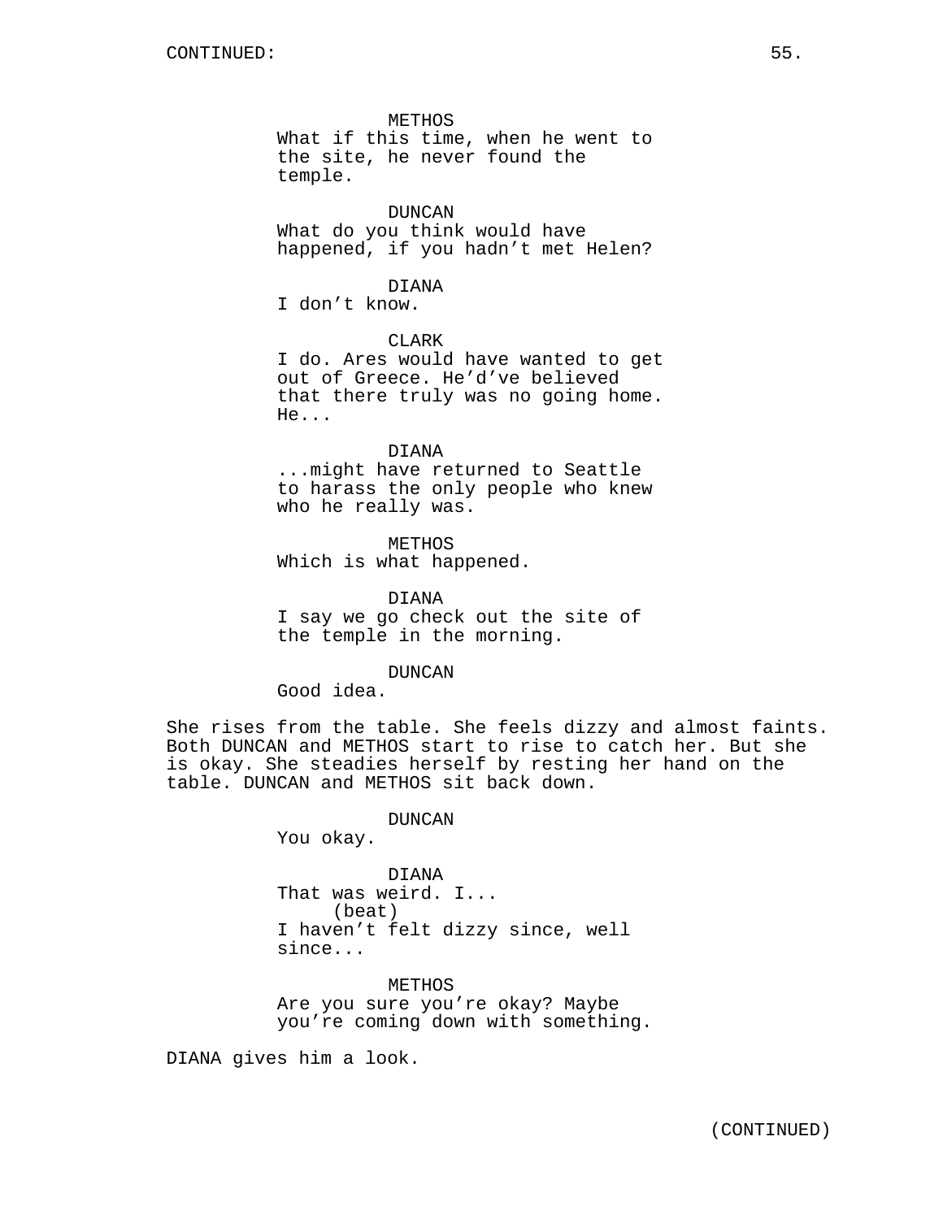METHOS
What if this time, when he went to the site, he never found the temple.

DUNCAN
What do you think would have happened, if you hadn't met Helen?

DIANA
I don't know.

CLARK
I do. Ares would have wanted to get out of Greece. He'd've believed that there truly was no going home. He...

DIANA
...might have returned to Seattle to harass the only people who knew who he really was.

METHOS
Which is what happened.

DIANA
I say we go check out the site of the temple in the morning.

DUNCAN
Good idea.

She rises from the table. She feels dizzy and almost faints. Both DUNCAN and METHOS start to rise to catch her. But she is okay. She steadies herself by resting her hand on the table. DUNCAN and METHOS sit back down.

DUNCAN
You okay.

DIANA
That was weird. I...
(beat)
I haven't felt dizzy since, well since...

METHOS
Are you sure you're okay? Maybe you're coming down with something.

DIANA gives him a look.

(CONTINUED)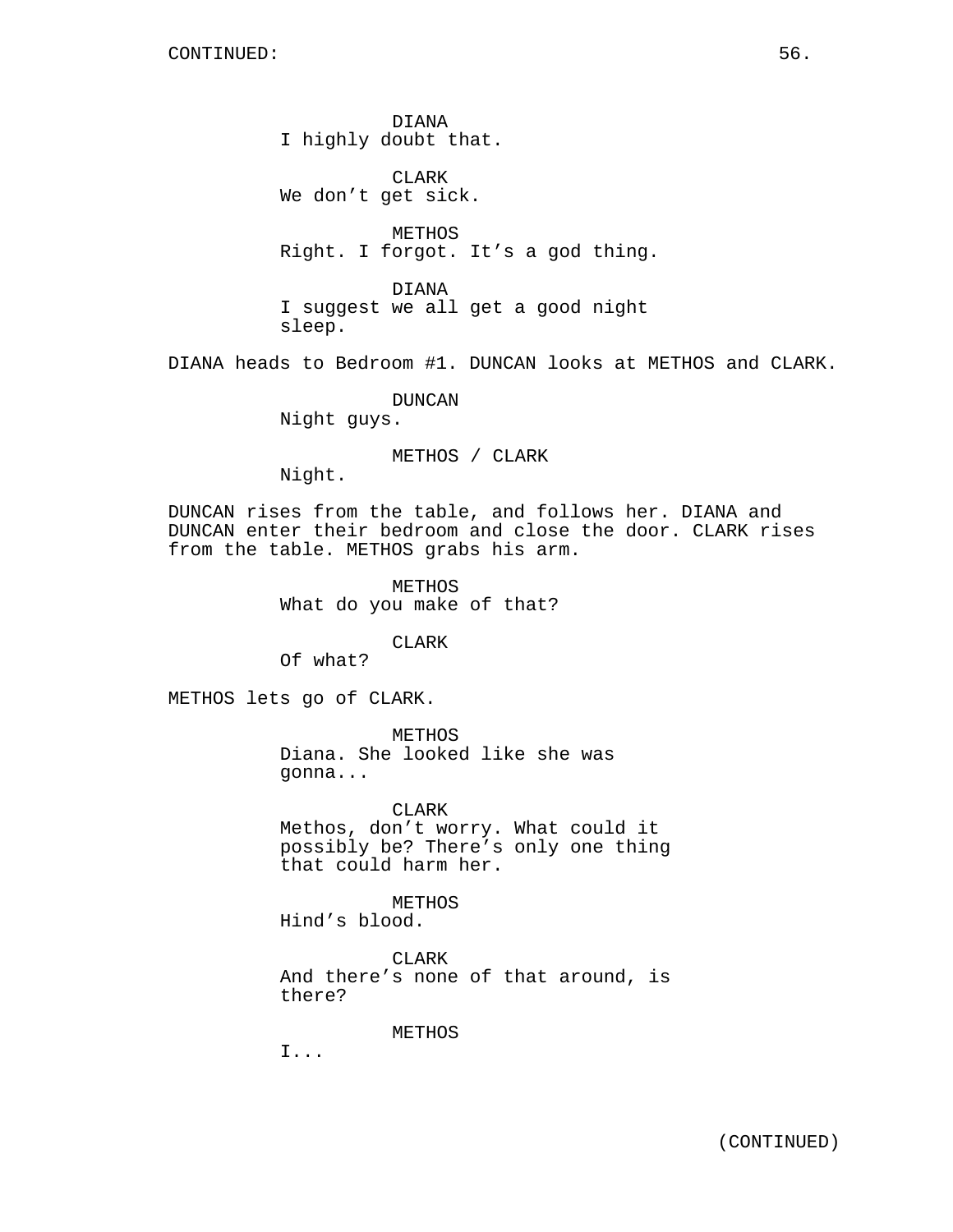DIANA
I highly doubt that.

CLARK
We don’t get sick.

METHOS
Right. I forgot. It’s a god thing.

DIANA
I suggest we all get a good night sleep.

DIANA heads to Bedroom #1. DUNCAN looks at METHOS and CLARK.

DUNCAN
Night guys.

METHOS / CLARK
Night.

DUNCAN rises from the table, and follows her. DIANA and DUNCAN enter their bedroom and close the door. CLARK rises from the table. METHOS grabs his arm.

METHOS
What do you make of that?

CLARK
Of what?

METHOS lets go of CLARK.

METHOS
Diana. She looked like she was gonna...

CLARK
Methos, don’t worry. What could it possibly be? There’s only one thing that could harm her.

METHOS
Hind’s blood.

CLARK
And there’s none of that around, is there?

METHOS
I...

(CONTINUED)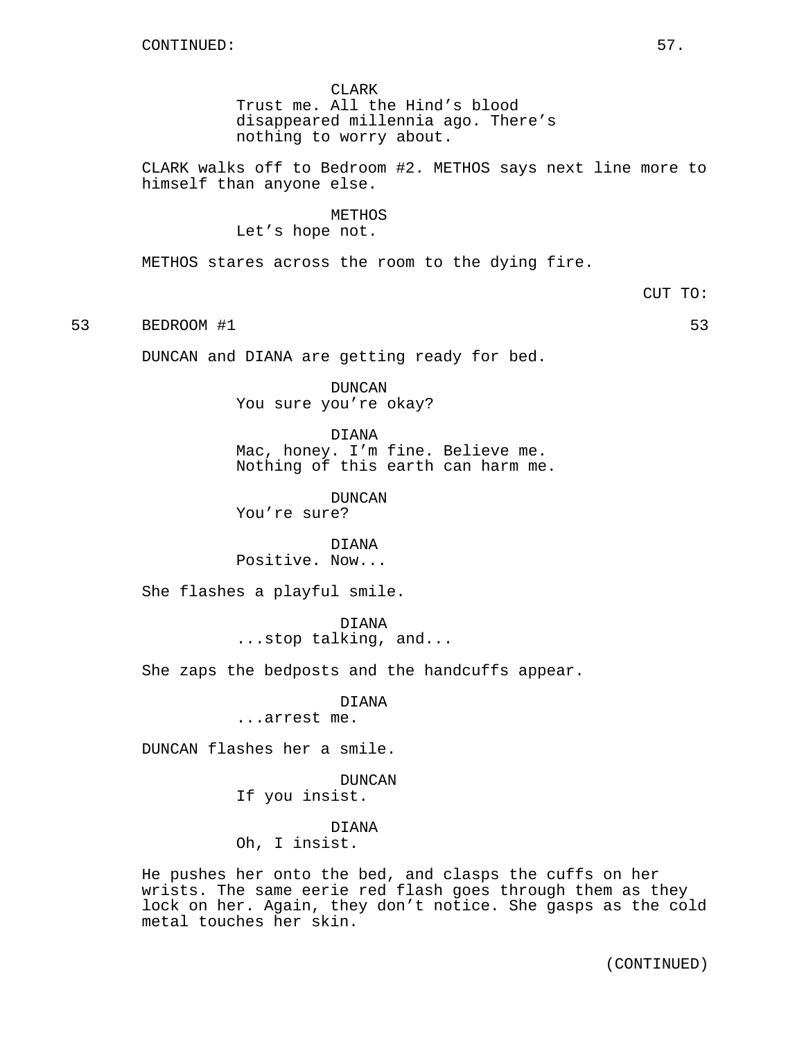CLARK
Trust me. All the Hind’s blood disappeared millennia ago. There’s nothing to worry about.

CLARK walks off to Bedroom #2. METHOS says next line more to himself than anyone else.

METHOS
Let’s hope not.

METHOS stares across the room to the dying fire.

CUT TO:

53 BEDROOM #1 53

DUNCAN and DIANA are getting ready for bed.

DUNCAN
You sure you’re okay?

DIANA
Mac, honey. I’m fine. Believe me. Nothing of this earth can harm me.

DUNCAN
You’re sure?

DIANA
Positive. Now...

She flashes a playful smile.

DIANA
...stop talking, and...

She zaps the bedposts and the handcuffs appear.

DIANA
...arrest me.

DUNCAN flashes her a smile.

DUNCAN
If you insist.

DIANA
Oh, I insist.

He pushes her onto the bed, and clasps the cuffs on her wrists. The same eerie red flash goes through them as they lock on her. Again, they don’t notice. She gasps as the cold metal touches her skin.

(CONTINUED)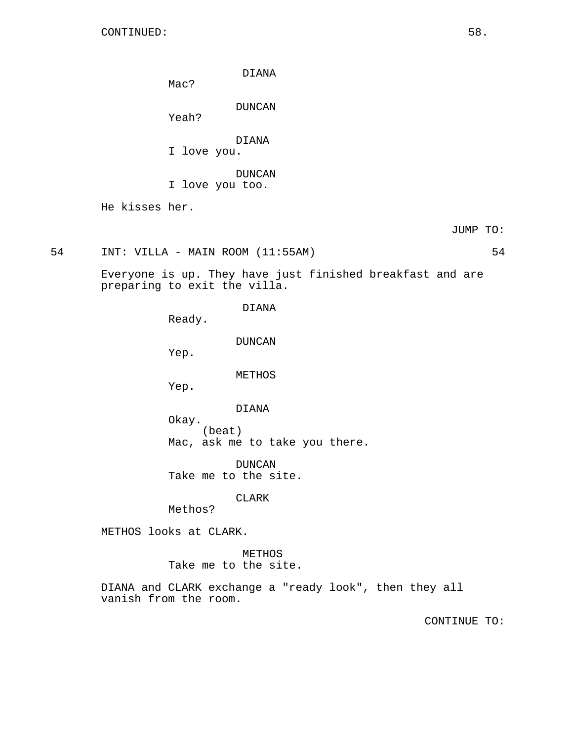CONTINUED:

DIANA
Mac?

DUNCAN
Yeah?

DIANA
I love you.

DUNCAN
I love you too.

He kisses her.

JUMP TO:

54 INT: VILLA - MAIN ROOM (11:55AM) 54

Everyone is up. They have just finished breakfast and are preparing to exit the villa.

DIANA
Ready.

DUNCAN
Yep.

METHOS
Yep.

DIANA
Okay.
(beat)
Mac, ask me to take you there.

DUNCAN
Take me to the site.

CLARK
Methos?

METHOS looks at CLARK.

METHOS
Take me to the site.

DIANA and CLARK exchange a "ready look", then they all vanish from the room.

CONTINUE TO: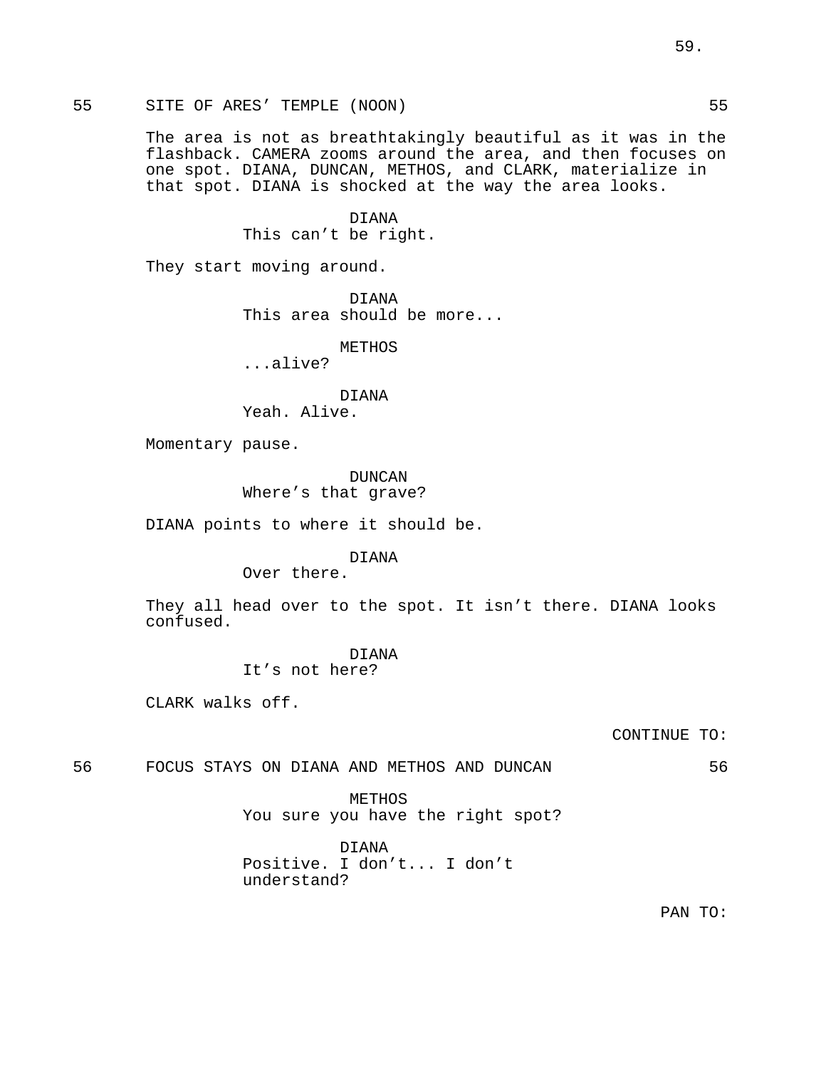55 SITE OF ARES' TEMPLE (NOON) 55

The area is not as breathtakingly beautiful as it was in the flashback. CAMERA zooms around the area, and then focuses on one spot. DIANA, DUNCAN, METHOS, and CLARK, materialize in that spot. DIANA is shocked at the way the area looks.

DIANA
This can't be right.

They start moving around.

DIANA
This area should be more...

METHOS
...alive?

DIANA
Yeah. Alive.

Momentary pause.

DUNCAN
Where's that grave?

DIANA points to where it should be.

DIANA
Over there.

They all head over to the spot. It isn't there. DIANA looks confused.

DIANA
It's not here?

CLARK walks off.

CONTINUE TO:

56 FOCUS STAYS ON DIANA AND METHOS AND DUNCAN 56

METHOS
You sure you have the right spot?

DIANA
Positive. I don't... I don't understand?

PAN TO: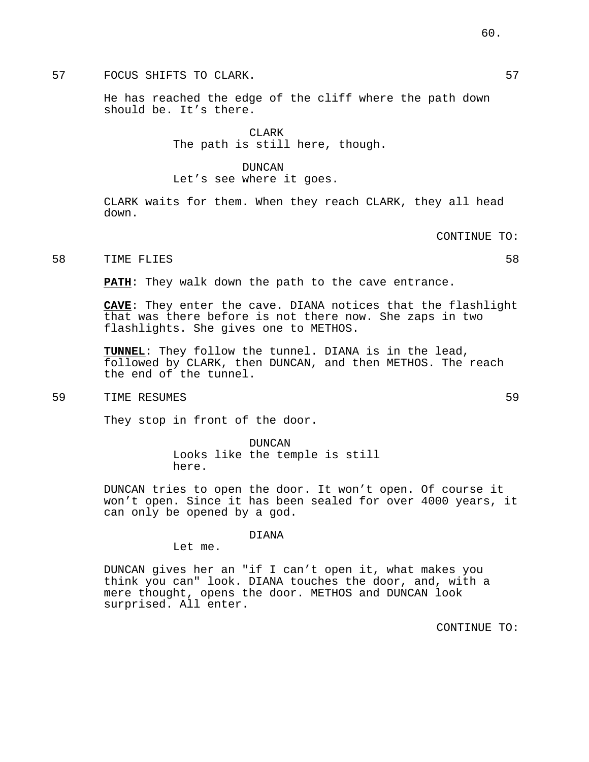57 FOCUS SHIFTS TO CLARK. 57

He has reached the edge of the cliff where the path down should be. It's there.

CLARK
The path is still here, though.

DUNCAN
Let's see where it goes.

CLARK waits for them. When they reach CLARK, they all head down.

CONTINUE TO:

58 TIME FLIES 58

**PATH**: They walk down the path to the cave entrance.

**CAVE**: They enter the cave. DIANA notices that the flashlight that was there before is not there now. She zaps in two flashlights. She gives one to METHOS.

**TUNNEL**: They follow the tunnel. DIANA is in the lead, followed by CLARK, then DUNCAN, and then METHOS. The reach the end of the tunnel.

59 TIME RESUMES 59

They stop in front of the door.

DUNCAN
Looks like the temple is still here.

DUNCAN tries to open the door. It won't open. Of course it won't open. Since it has been sealed for over 4000 years, it can only be opened by a god.

DIANA
Let me.

DUNCAN gives her an "if I can't open it, what makes you think you can" look. DIANA touches the door, and, with a mere thought, opens the door. METHOS and DUNCAN look surprised. All enter.

CONTINUE TO: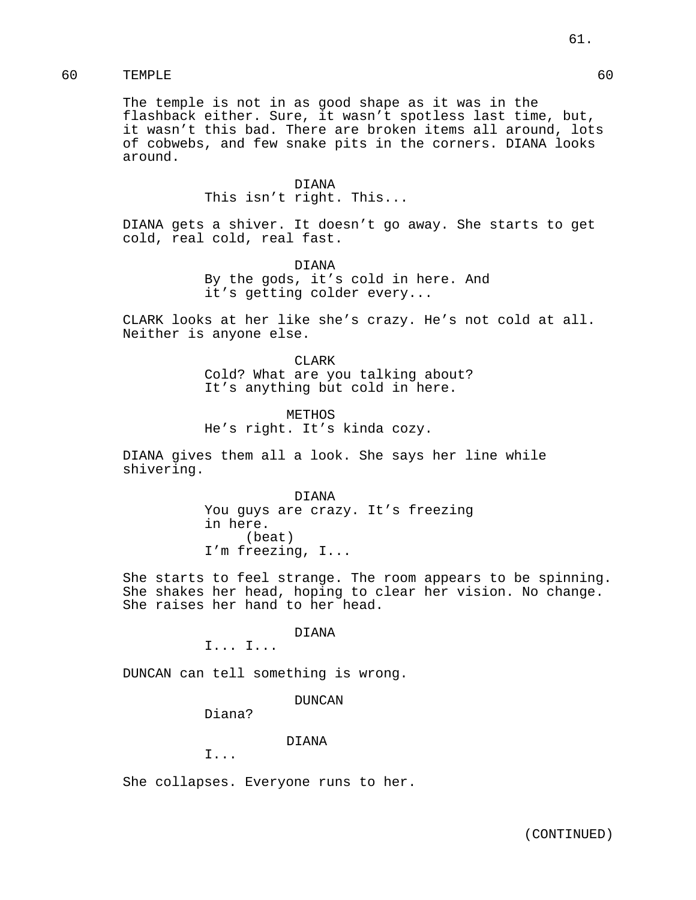60 TEMPLE 60

The temple is not in as good shape as it was in the flashback either. Sure, it wasn't spotless last time, but, it wasn't this bad. There are broken items all around, lots of cobwebs, and few snake pits in the corners. DIANA looks around.

DIANA
This isn't right. This...

DIANA gets a shiver. It doesn't go away. She starts to get cold, real cold, real fast.

DIANA
By the gods, it's cold in here. And it's getting colder every...

CLARK looks at her like she's crazy. He's not cold at all. Neither is anyone else.

CLARK
Cold? What are you talking about? It's anything but cold in here.

METHOS
He's right. It's kinda cozy.

DIANA gives them all a look. She says her line while shivering.

DIANA
You guys are crazy. It's freezing in here.
(beat)
I'm freezing, I...

She starts to feel strange. The room appears to be spinning. She shakes her head, hoping to clear her vision. No change. She raises her hand to her head.

DIANA
I... I...

DUNCAN can tell something is wrong.

DUNCAN
Diana?

DIANA
I...

She collapses. Everyone runs to her.

(CONTINUED)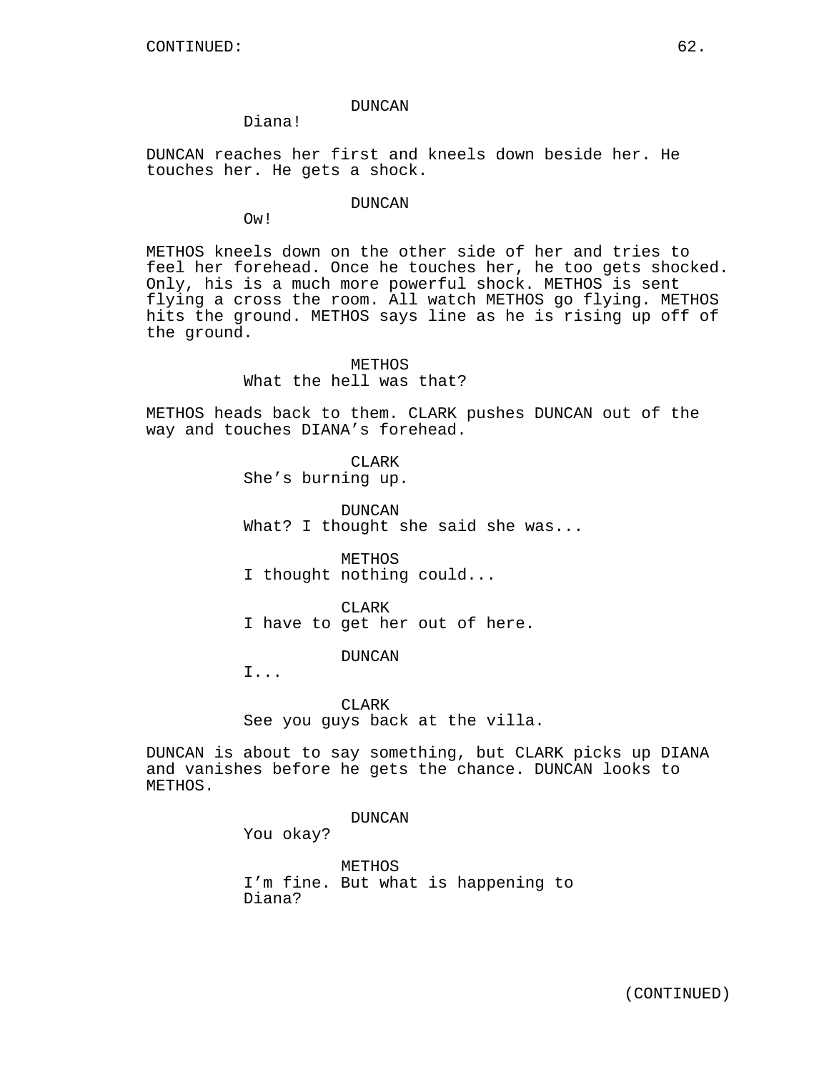CONTINUED:

DUNCAN

Diana!

DUNCAN reaches her first and kneels down beside her. He touches her. He gets a shock.

DUNCAN

Ow!

METHOS kneels down on the other side of her and tries to feel her forehead. Once he touches her, he too gets shocked. Only, his is a much more powerful shock. METHOS is sent flying a cross the room. All watch METHOS go flying. METHOS hits the ground. METHOS says line as he is rising up off of the ground.

METHOS

What the hell was that?

METHOS heads back to them. CLARK pushes DUNCAN out of the way and touches DIANA's forehead.

CLARK

She's burning up.

DUNCAN

What? I thought she said she was...

METHOS

I thought nothing could...

CLARK

I have to get her out of here.

DUNCAN

I...

CLARK

See you guys back at the villa.

DUNCAN is about to say something, but CLARK picks up DIANA and vanishes before he gets the chance. DUNCAN looks to METHOS.

DUNCAN

You okay?

METHOS

I'm fine. But what is happening to Diana?

(CONTINUED)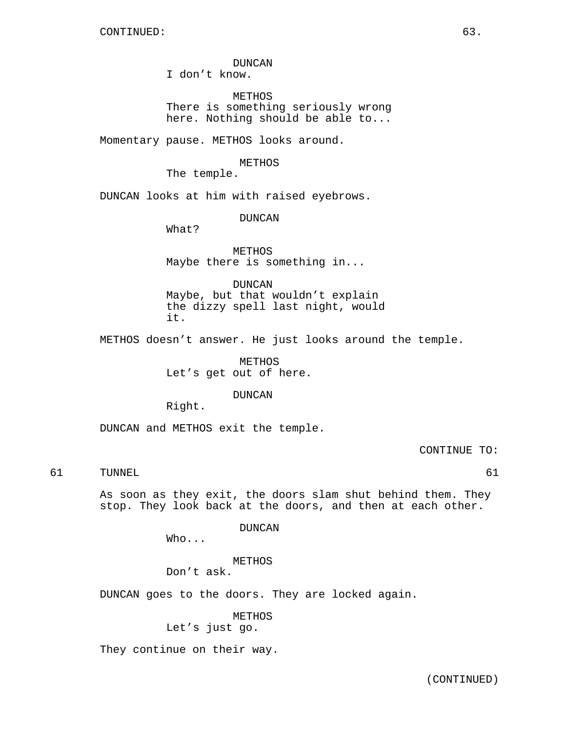CONTINUED:

DUNCAN
I don't know.

METHOS
There is something seriously wrong here. Nothing should be able to...

Momentary pause. METHOS looks around.

METHOS
The temple.

DUNCAN looks at him with raised eyebrows.

DUNCAN
What?

METHOS
Maybe there is something in...

DUNCAN
Maybe, but that wouldn't explain the dizzy spell last night, would it.

METHOS doesn't answer. He just looks around the temple.

METHOS
Let's get out of here.

DUNCAN
Right.

DUNCAN and METHOS exit the temple.

CONTINUE TO:

61 TUNNEL 61

As soon as they exit, the doors slam shut behind them. They stop. They look back at the doors, and then at each other.

DUNCAN
Who...

METHOS
Don't ask.

DUNCAN goes to the doors. They are locked again.

METHOS
Let's just go.

They continue on their way.

(CONTINUED)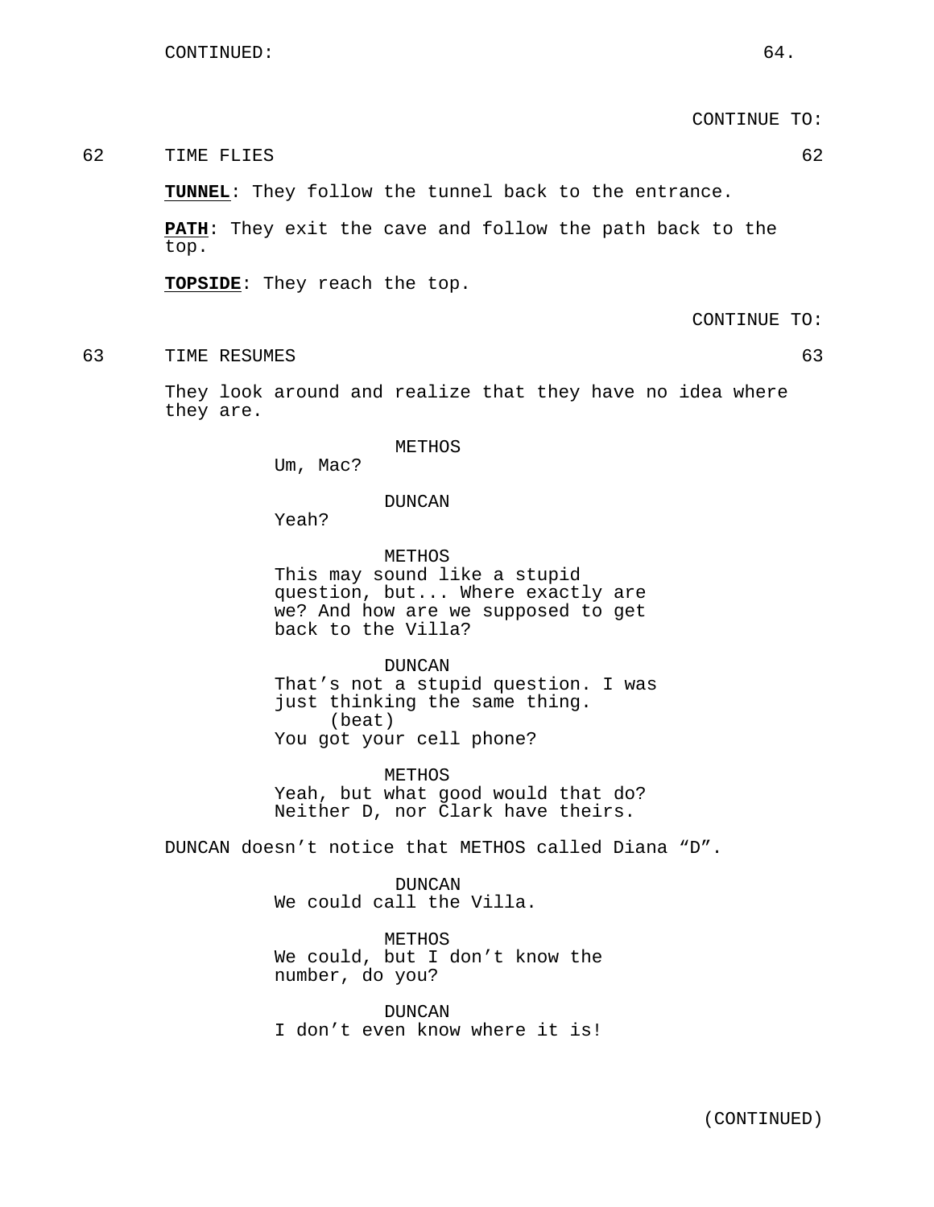CONTINUED:

CONTINUE TO:

62 TIME FLIES 62

**TUNNEL**: They follow the tunnel back to the entrance.

**PATH**: They exit the cave and follow the path back to the top.

**TOPSIDE**: They reach the top.

CONTINUE TO:

63 TIME RESUMES 63

They look around and realize that they have no idea where they are.

METHOS
Um, Mac?

DUNCAN
Yeah?

METHOS
This may sound like a stupid question, but... Where exactly are we? And how are we supposed to get back to the Villa?

DUNCAN
That's not a stupid question. I was just thinking the same thing.
(beat)
You got your cell phone?

METHOS
Yeah, but what good would that do? Neither D, nor Clark have theirs.

DUNCAN doesn't notice that METHOS called Diana "D".

DUNCAN
We could call the Villa.

METHOS
We could, but I don't know the number, do you?

DUNCAN
I don't even know where it is!

(CONTINUED)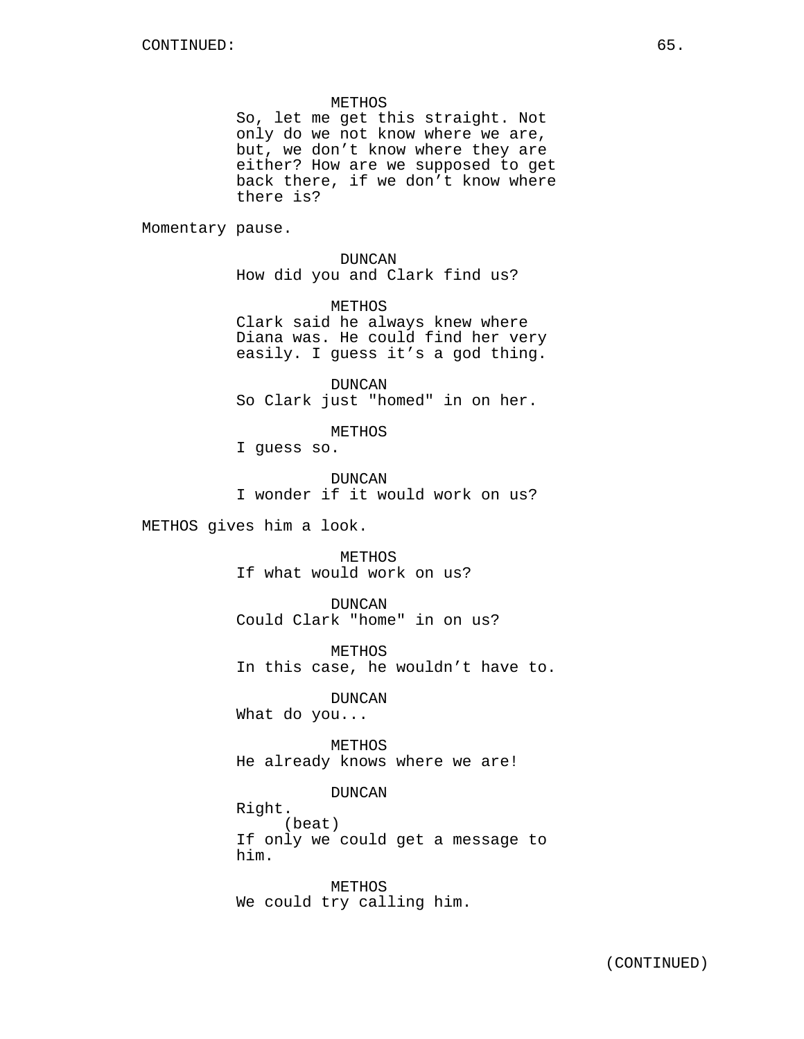CONTINUED:

METHOS
So, let me get this straight. Not only do we not know where we are, but, we don't know where they are either? How are we supposed to get back there, if we don't know where there is?

Momentary pause.

DUNCAN
How did you and Clark find us?

METHOS
Clark said he always knew where Diana was. He could find her very easily. I guess it's a god thing.

DUNCAN
So Clark just "homed" in on her.

METHOS
I guess so.

DUNCAN
I wonder if it would work on us?

METHOS gives him a look.

METHOS
If what would work on us?

DUNCAN
Could Clark "home" in on us?

METHOS
In this case, he wouldn't have to.

DUNCAN
What do you...

METHOS
He already knows where we are!

DUNCAN
Right.
(beat)
If only we could get a message to him.

METHOS
We could try calling him.

(CONTINUED)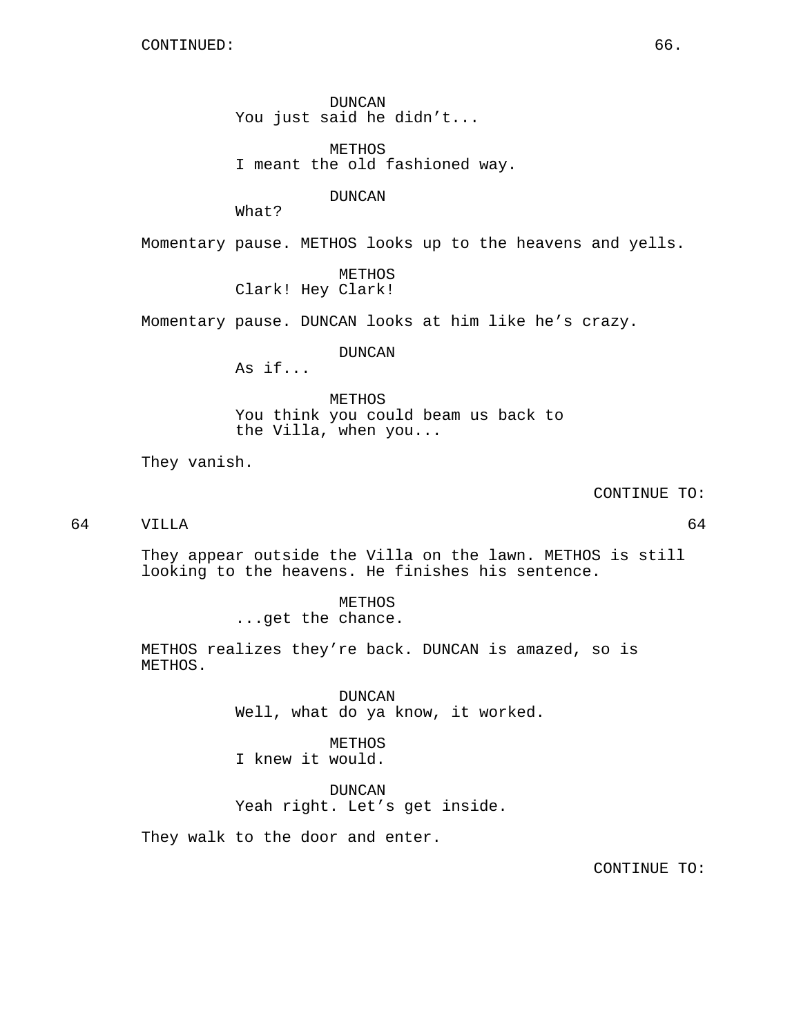CONTINUED:

DUNCAN
You just said he didn't...

METHOS
I meant the old fashioned way.

DUNCAN
What?

Momentary pause. METHOS looks up to the heavens and yells.

METHOS
Clark! Hey Clark!

Momentary pause. DUNCAN looks at him like he's crazy.

DUNCAN
As if...

METHOS
You think you could beam us back to the Villa, when you...

They vanish.

CONTINUE TO:

64 VILLA 64

They appear outside the Villa on the lawn. METHOS is still looking to the heavens. He finishes his sentence.

METHOS
...get the chance.

METHOS realizes they're back. DUNCAN is amazed, so is METHOS.

DUNCAN
Well, what do ya know, it worked.

METHOS
I knew it would.

DUNCAN
Yeah right. Let's get inside.

They walk to the door and enter.

CONTINUE TO: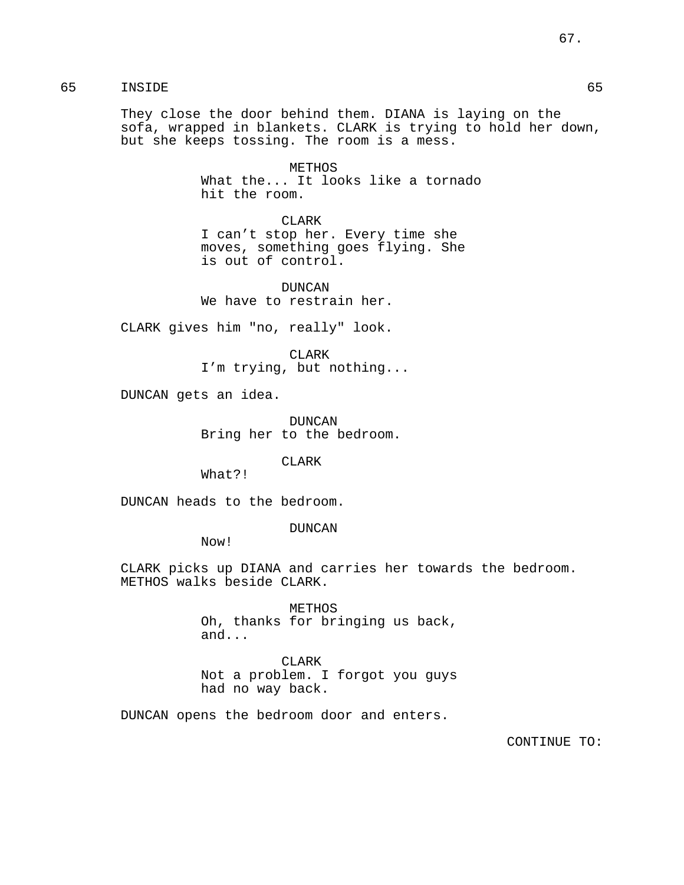65 INSIDE 65

They close the door behind them. DIANA is laying on the sofa, wrapped in blankets. CLARK is trying to hold her down, but she keeps tossing. The room is a mess.

METHOS
What the... It looks like a tornado hit the room.

CLARK
I can't stop her. Every time she moves, something goes flying. She is out of control.

DUNCAN
We have to restrain her.

CLARK gives him "no, really" look.

CLARK
I'm trying, but nothing...

DUNCAN gets an idea.

DUNCAN
Bring her to the bedroom.

CLARK
What?!

DUNCAN heads to the bedroom.

DUNCAN
Now!

CLARK picks up DIANA and carries her towards the bedroom. METHOS walks beside CLARK.

METHOS
Oh, thanks for bringing us back, and...

CLARK
Not a problem. I forgot you guys had no way back.

DUNCAN opens the bedroom door and enters.

CONTINUE TO: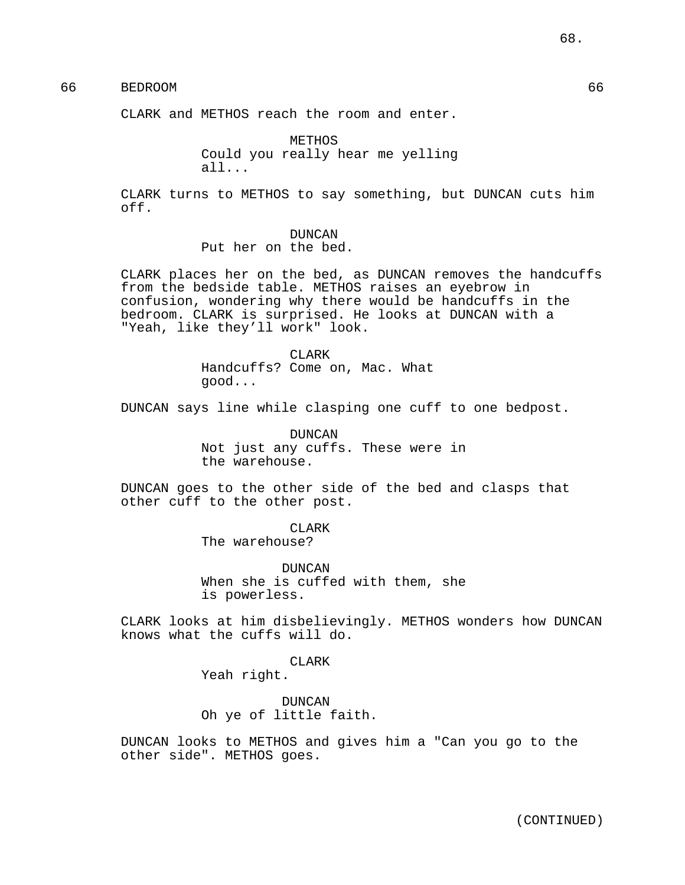66 BEDROOM 66

CLARK and METHOS reach the room and enter.

METHOS
Could you really hear me yelling all...

CLARK turns to METHOS to say something, but DUNCAN cuts him off.

DUNCAN
Put her on the bed.

CLARK places her on the bed, as DUNCAN removes the handcuffs from the bedside table. METHOS raises an eyebrow in confusion, wondering why there would be handcuffs in the bedroom. CLARK is surprised. He looks at DUNCAN with a "Yeah, like they'll work" look.

CLARK
Handcuffs? Come on, Mac. What good...

DUNCAN says line while clasping one cuff to one bedpost.

DUNCAN
Not just any cuffs. These were in the warehouse.

DUNCAN goes to the other side of the bed and clasps that other cuff to the other post.

CLARK
The warehouse?

DUNCAN
When she is cuffed with them, she is powerless.

CLARK looks at him disbelievingly. METHOS wonders how DUNCAN knows what the cuffs will do.

CLARK
Yeah right.

DUNCAN
Oh ye of little faith.

DUNCAN looks to METHOS and gives him a "Can you go to the other side". METHOS goes.

(CONTINUED)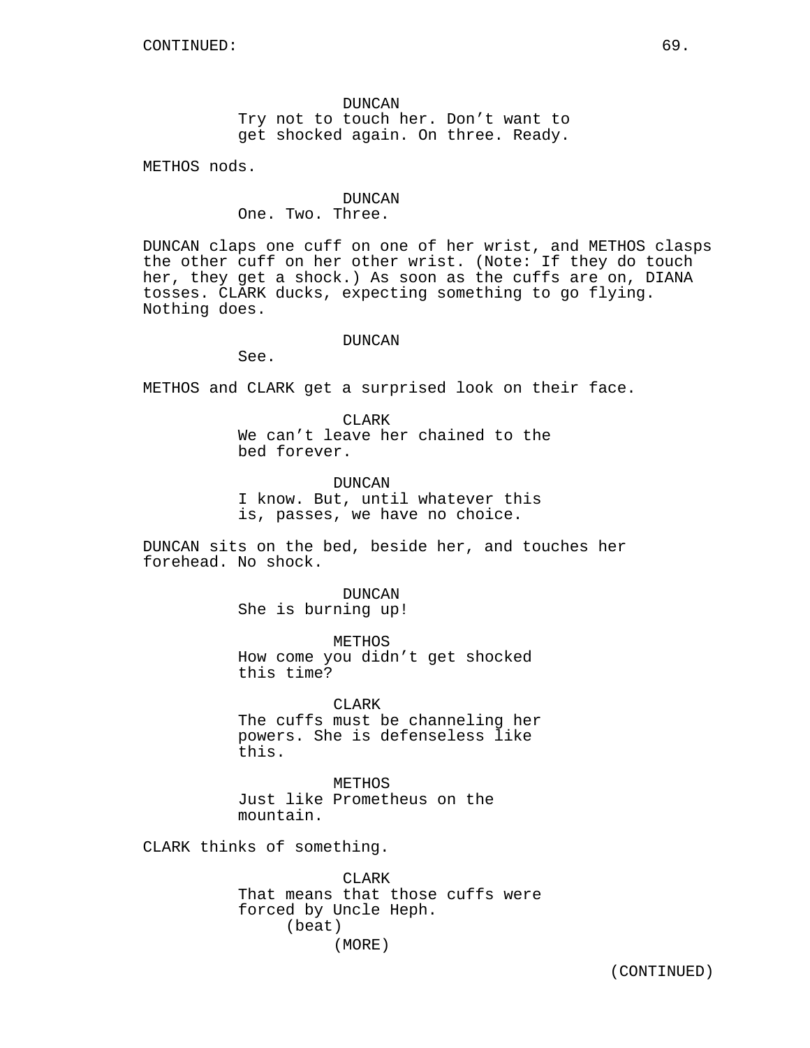CONTINUED:

DUNCAN
Try not to touch her. Don't want to get shocked again. On three. Ready.

METHOS nods.

DUNCAN
One. Two. Three.

DUNCAN claps one cuff on one of her wrist, and METHOS clasps the other cuff on her other wrist. (Note: If they do touch her, they get a shock.) As soon as the cuffs are on, DIANA tosses. CLARK ducks, expecting something to go flying. Nothing does.

DUNCAN
See.

METHOS and CLARK get a surprised look on their face.

CLARK
We can't leave her chained to the bed forever.

DUNCAN
I know. But, until whatever this is, passes, we have no choice.

DUNCAN sits on the bed, beside her, and touches her forehead. No shock.

DUNCAN
She is burning up!

METHOS
How come you didn't get shocked this time?

CLARK
The cuffs must be channeling her powers. She is defenseless like this.

METHOS
Just like Prometheus on the mountain.

CLARK thinks of something.

CLARK
That means that those cuffs were forced by Uncle Heph.
(beat)
(MORE)

(CONTINUED)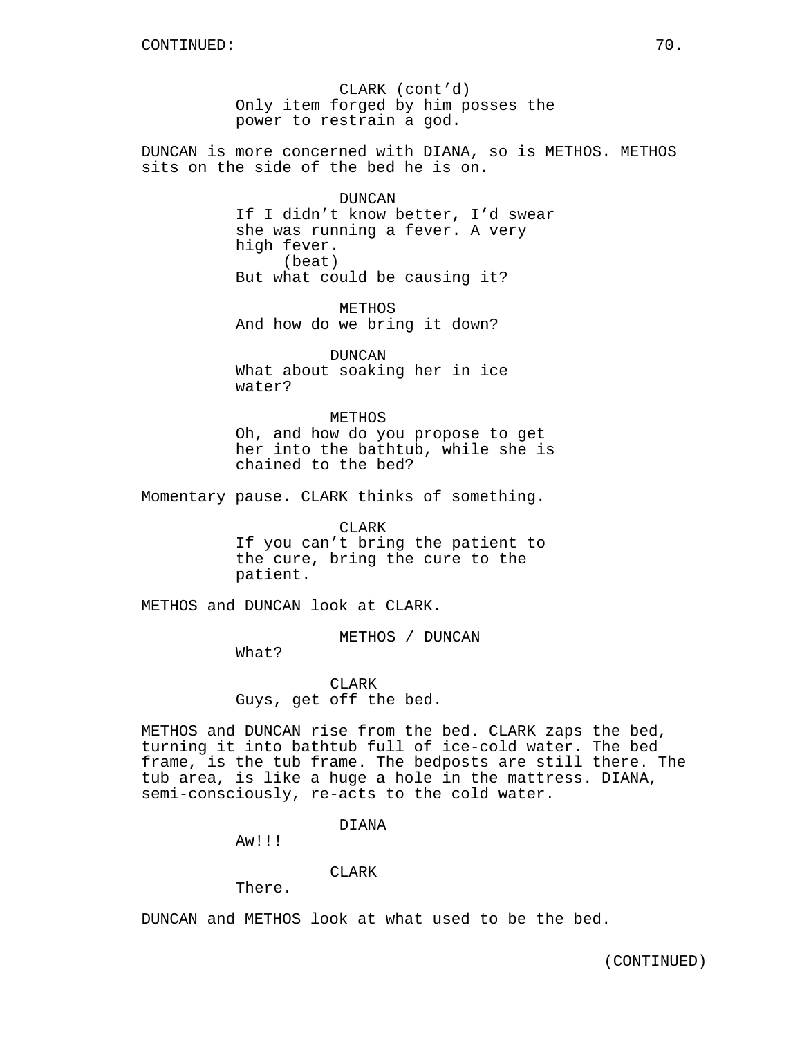CLARK (cont'd)
Only item forged by him posses the power to restrain a god.

DUNCAN is more concerned with DIANA, so is METHOS. METHOS sits on the side of the bed he is on.

DUNCAN
If I didn't know better, I'd swear she was running a fever. A very high fever.
(beat)
But what could be causing it?

METHOS
And how do we bring it down?

DUNCAN
What about soaking her in ice water?

METHOS
Oh, and how do you propose to get her into the bathtub, while she is chained to the bed?

Momentary pause. CLARK thinks of something.

CLARK
If you can't bring the patient to the cure, bring the cure to the patient.

METHOS and DUNCAN look at CLARK.

METHOS / DUNCAN
What?

CLARK
Guys, get off the bed.

METHOS and DUNCAN rise from the bed. CLARK zaps the bed, turning it into bathtub full of ice-cold water. The bed frame, is the tub frame. The bedposts are still there. The tub area, is like a huge a hole in the mattress. DIANA, semi-consciously, re-acts to the cold water.

DIANA
Aw!!!

CLARK
There.

DUNCAN and METHOS look at what used to be the bed.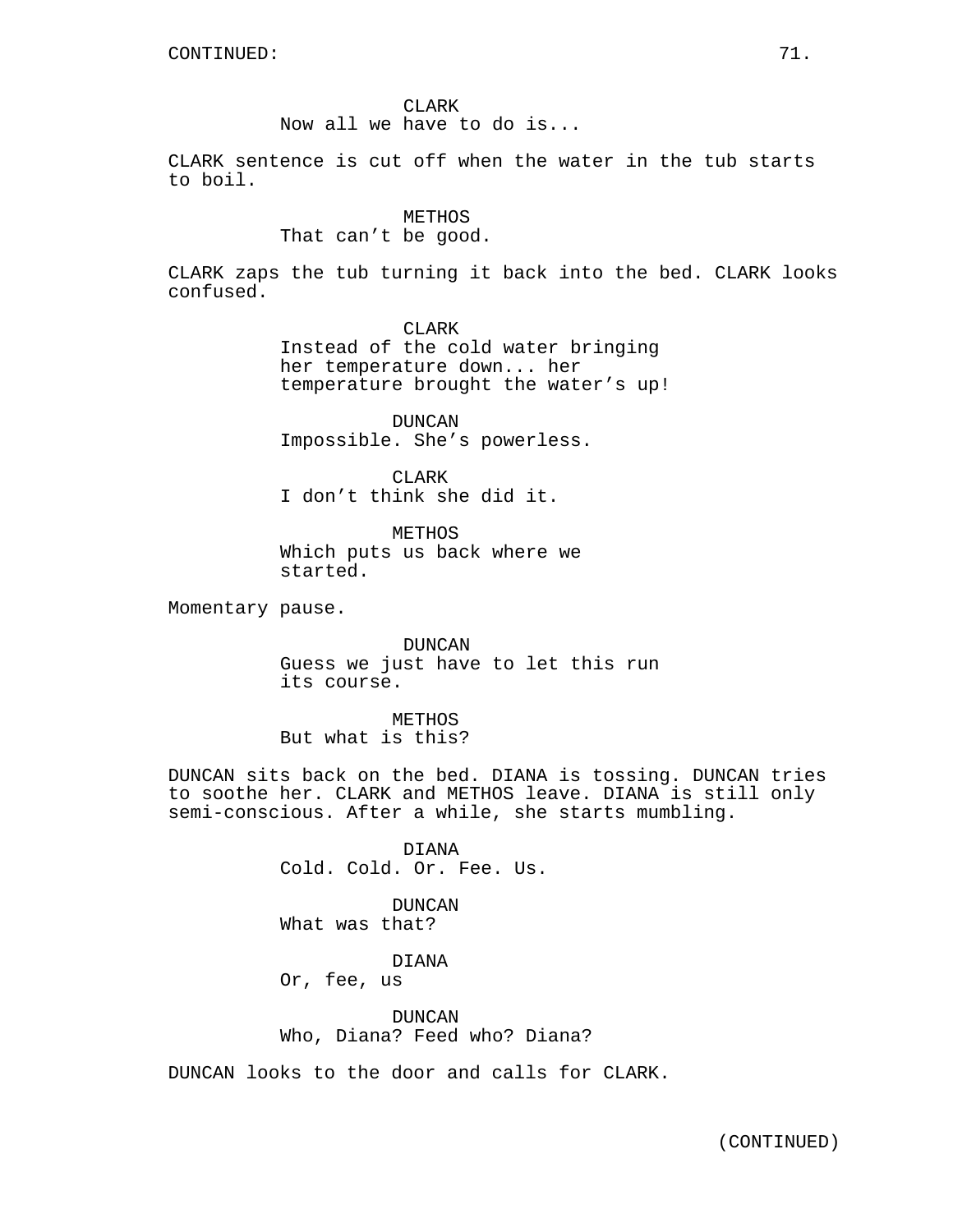CONTINUED:

CLARK
Now all we have to do is...

CLARK sentence is cut off when the water in the tub starts to boil.

METHOS
That can't be good.

CLARK zaps the tub turning it back into the bed. CLARK looks confused.

CLARK
Instead of the cold water bringing her temperature down... her temperature brought the water's up!

DUNCAN
Impossible. She's powerless.

CLARK
I don't think she did it.

METHOS
Which puts us back where we started.

Momentary pause.

DUNCAN
Guess we just have to let this run its course.

METHOS
But what is this?

DUNCAN sits back on the bed. DIANA is tossing. DUNCAN tries to soothe her. CLARK and METHOS leave. DIANA is still only semi-conscious. After a while, she starts mumbling.

DIANA
Cold. Cold. Or. Fee. Us.

DUNCAN
What was that?

DIANA
Or, fee, us

DUNCAN
Who, Diana? Feed who? Diana?

DUNCAN looks to the door and calls for CLARK.

(CONTINUED)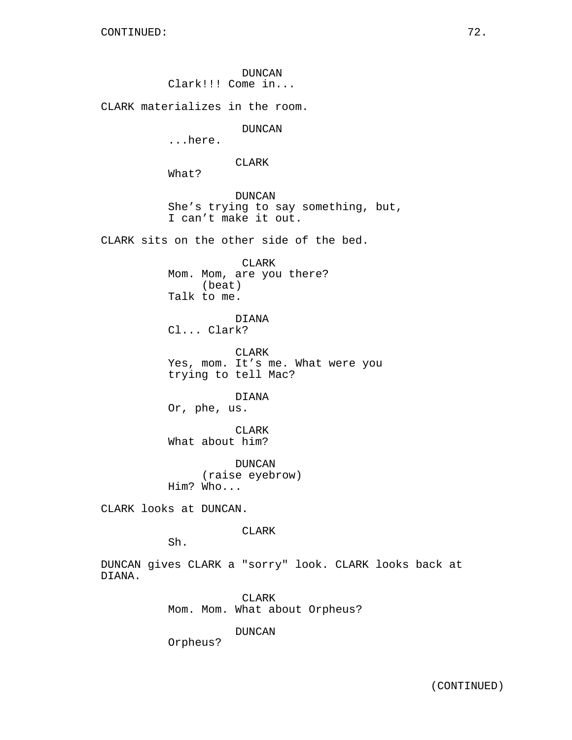CONTINUED:

DUNCAN
Clark!!! Come in...

CLARK materializes in the room.

DUNCAN
...here.

CLARK
What?

DUNCAN
She's trying to say something, but, I can't make it out.

CLARK sits on the other side of the bed.

CLARK
Mom. Mom, are you there?
(beat)
Talk to me.

DIANA
Cl... Clark?

CLARK
Yes, mom. It's me. What were you trying to tell Mac?

DIANA
Or, phe, us.

CLARK
What about him?

DUNCAN
(raise eyebrow)
Him? Who...

CLARK looks at DUNCAN.

CLARK
Sh.

DUNCAN gives CLARK a "sorry" look. CLARK looks back at DIANA.

CLARK
Mom. Mom. What about Orpheus?

DUNCAN
Orpheus?

(CONTINUED)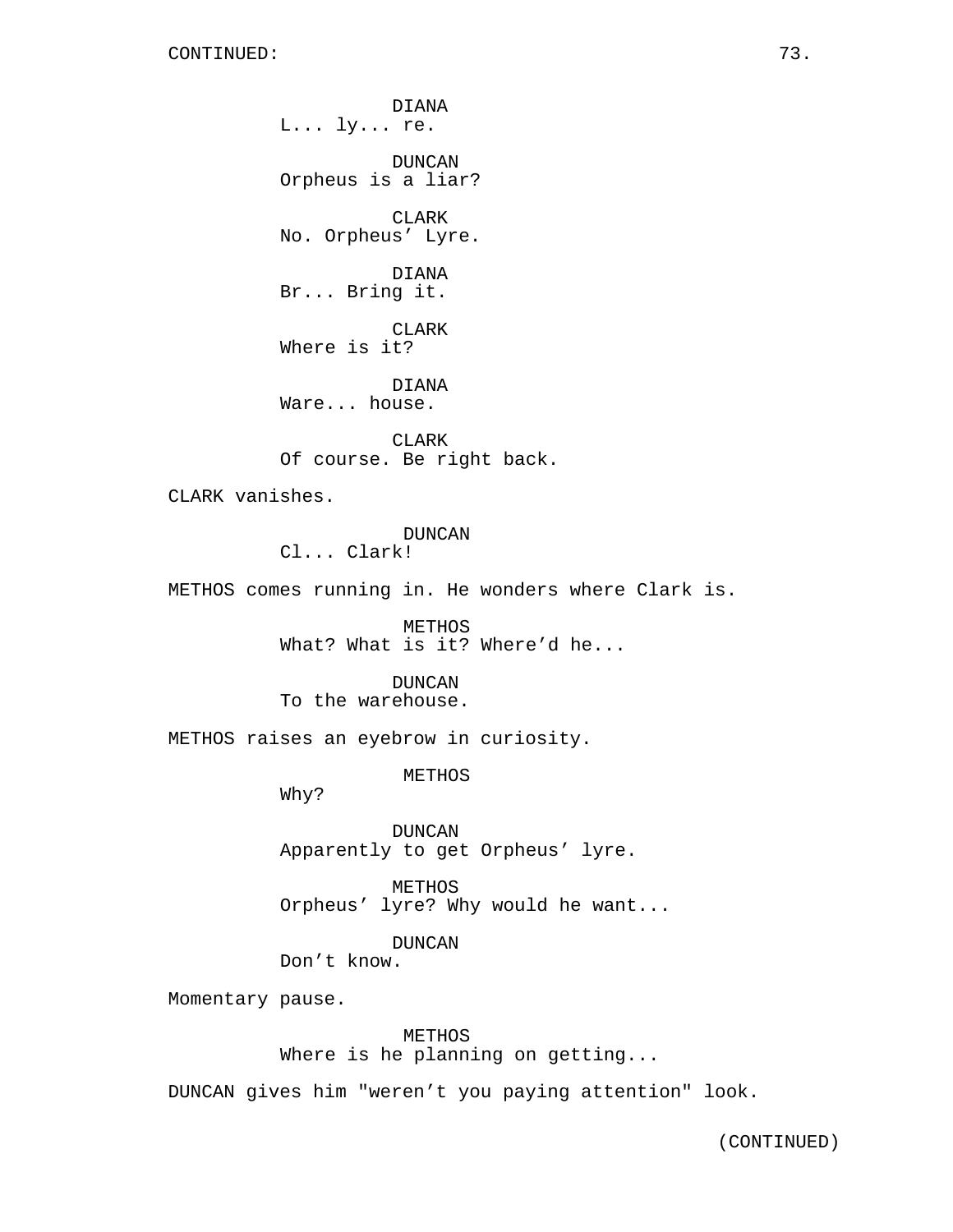CONTINUED:

DIANA
L... ly... re.

DUNCAN
Orpheus is a liar?

CLARK
No. Orpheus' Lyre.

DIANA
Br... Bring it.

CLARK
Where is it?

DIANA
Ware... house.

CLARK
Of course. Be right back.

CLARK vanishes.

DUNCAN
Cl... Clark!

METHOS comes running in. He wonders where Clark is.

METHOS
What? What is it? Where'd he...

DUNCAN
To the warehouse.

METHOS raises an eyebrow in curiosity.

METHOS
Why?

DUNCAN
Apparently to get Orpheus' lyre.

METHOS
Orpheus' lyre? Why would he want...

DUNCAN
Don't know.

Momentary pause.

METHOS
Where is he planning on getting...

DUNCAN gives him "weren't you paying attention" look.

(CONTINUED)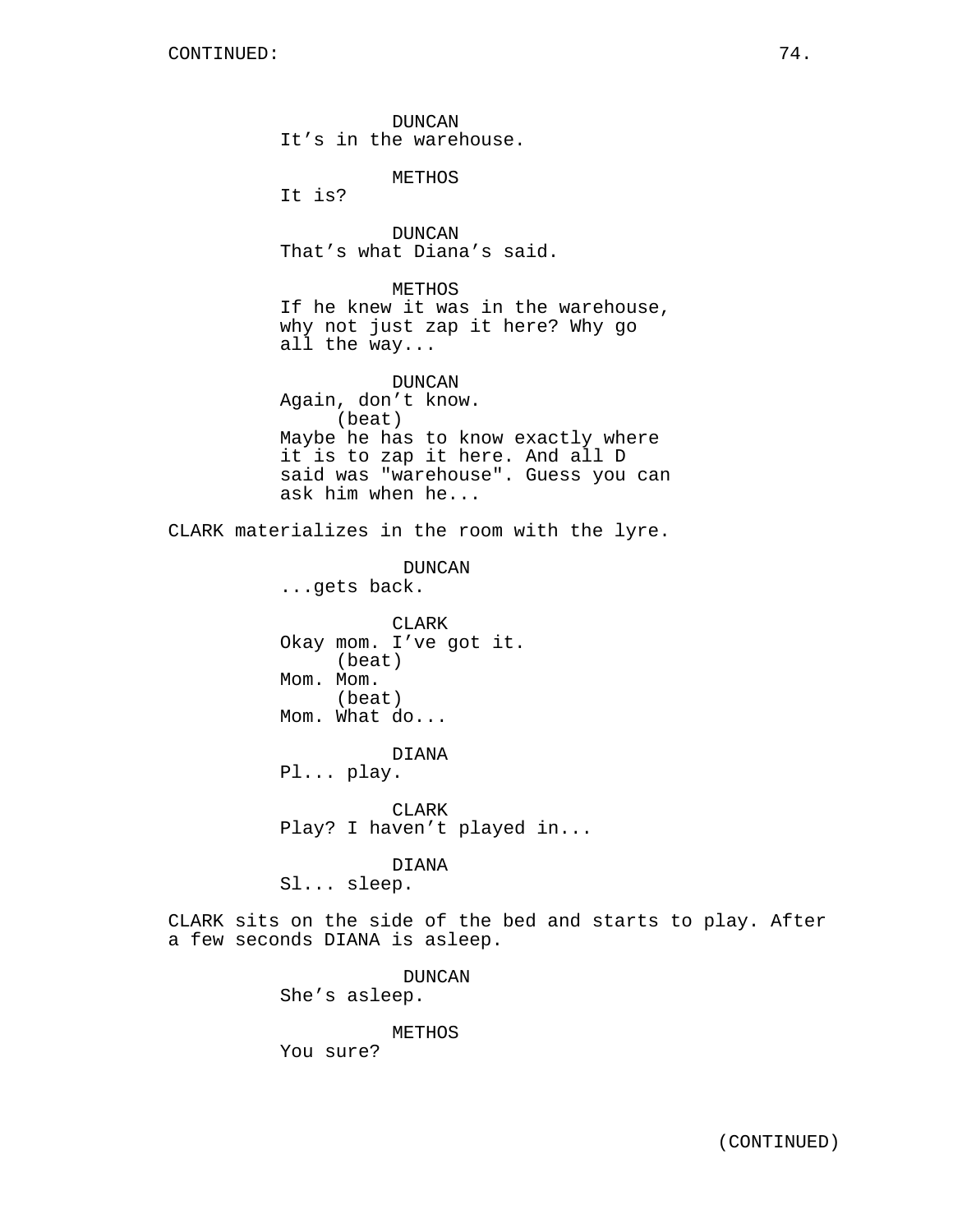DUNCAN
It's in the warehouse.

METHOS
It is?

DUNCAN
That's what Diana's said.

METHOS
If he knew it was in the warehouse, why not just zap it here? Why go all the way...

DUNCAN
Again, don't know.
(beat)
Maybe he has to know exactly where it is to zap it here. And all D said was "warehouse". Guess you can ask him when he...

CLARK materializes in the room with the lyre.

DUNCAN
...gets back.

CLARK
Okay mom. I've got it.
(beat)
Mom. Mom.
(beat)
Mom. What do...

DIANA
Pl... play.

CLARK
Play? I haven't played in...

DIANA
Sl... sleep.

CLARK sits on the side of the bed and starts to play. After a few seconds DIANA is asleep.

DUNCAN
She's asleep.

METHOS
You sure?

(CONTINUED)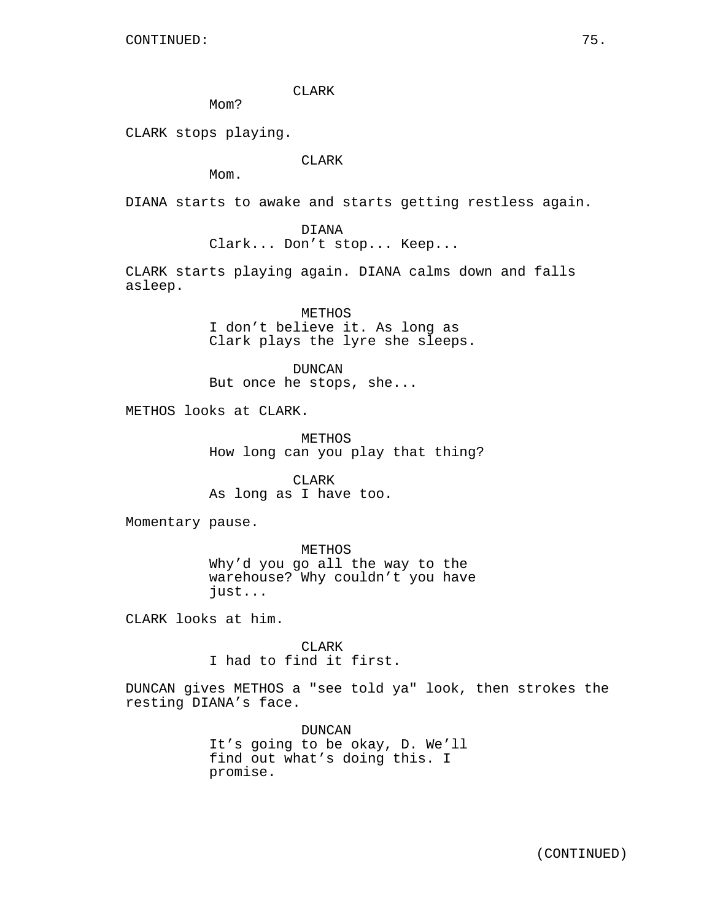CONTINUED:

CLARK
Mom?

CLARK stops playing.

CLARK
Mom.

DIANA starts to awake and starts getting restless again.

DIANA
Clark... Don't stop... Keep...

CLARK starts playing again. DIANA calms down and falls asleep.

METHOS
I don't believe it. As long as Clark plays the lyre she sleeps.

DUNCAN
But once he stops, she...

METHOS looks at CLARK.

METHOS
How long can you play that thing?

CLARK
As long as I have too.

Momentary pause.

METHOS
Why'd you go all the way to the warehouse? Why couldn't you have just...

CLARK looks at him.

CLARK
I had to find it first.

DUNCAN gives METHOS a "see told ya" look, then strokes the resting DIANA's face.

DUNCAN
It's going to be okay, D. We'll find out what's doing this. I promise.

(CONTINUED)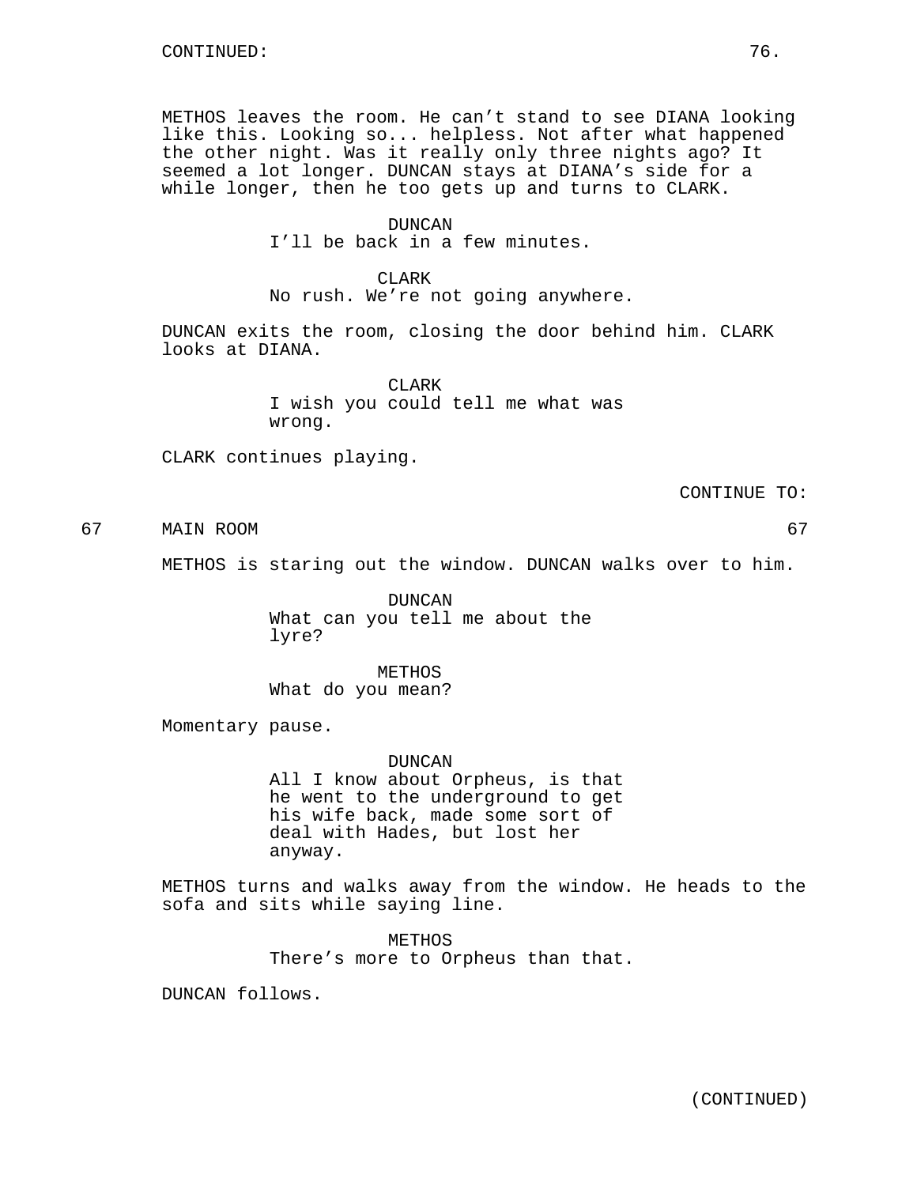CONTINUED:

METHOS leaves the room. He can't stand to see DIANA looking like this. Looking so... helpless. Not after what happened the other night. Was it really only three nights ago? It seemed a lot longer. DUNCAN stays at DIANA's side for a while longer, then he too gets up and turns to CLARK.

DUNCAN
I'll be back in a few minutes.

CLARK
No rush. We're not going anywhere.

DUNCAN exits the room, closing the door behind him. CLARK looks at DIANA.

CLARK
I wish you could tell me what was wrong.

CLARK continues playing.

CONTINUE TO:

67 MAIN ROOM 67

METHOS is staring out the window. DUNCAN walks over to him.

DUNCAN
What can you tell me about the lyre?

METHOS
What do you mean?

Momentary pause.

DUNCAN
All I know about Orpheus, is that he went to the underground to get his wife back, made some sort of deal with Hades, but lost her anyway.

METHOS turns and walks away from the window. He heads to the sofa and sits while saying line.

METHOS
There's more to Orpheus than that.

DUNCAN follows.

(CONTINUED)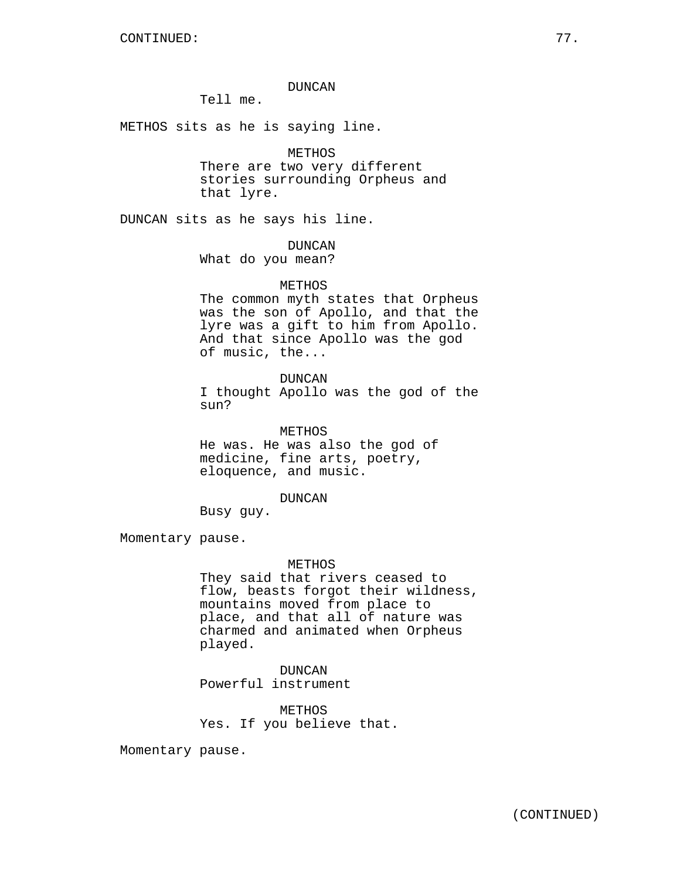CONTINUED:

DUNCAN
Tell me.

METHOS sits as he is saying line.

METHOS
There are two very different stories surrounding Orpheus and that lyre.

DUNCAN sits as he says his line.

DUNCAN
What do you mean?

METHOS
The common myth states that Orpheus was the son of Apollo, and that the lyre was a gift to him from Apollo. And that since Apollo was the god of music, the...

DUNCAN
I thought Apollo was the god of the sun?

METHOS
He was. He was also the god of medicine, fine arts, poetry, eloquence, and music.

DUNCAN
Busy guy.

Momentary pause.

METHOS
They said that rivers ceased to flow, beasts forgot their wildness, mountains moved from place to place, and that all of nature was charmed and animated when Orpheus played.

DUNCAN
Powerful instrument

METHOS
Yes. If you believe that.

Momentary pause.

(CONTINUED)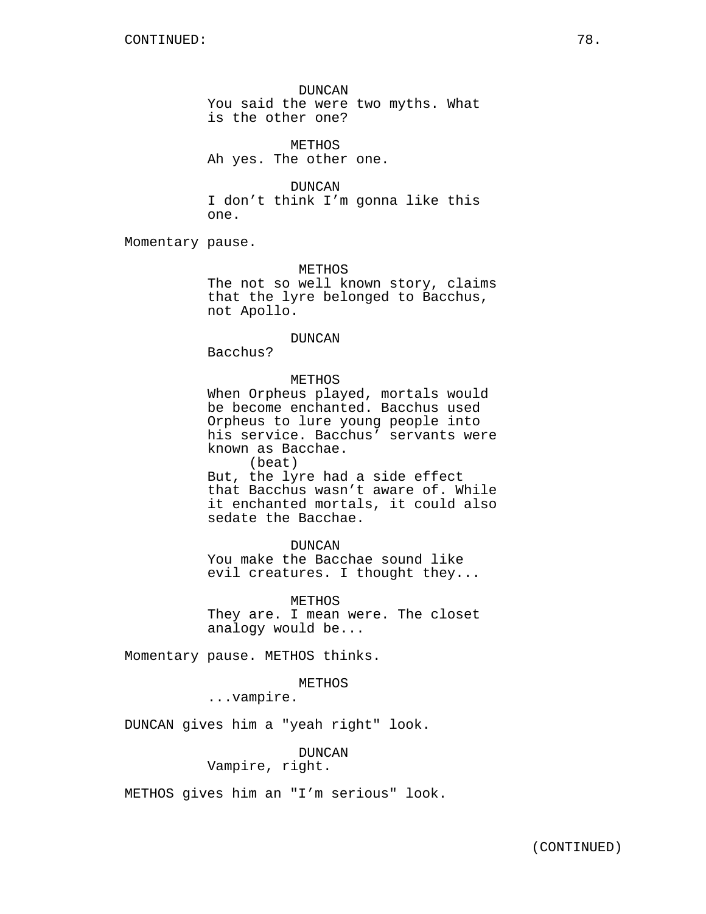CONTINUED:

DUNCAN
You said the were two myths. What is the other one?

METHOS
Ah yes. The other one.

DUNCAN
I don't think I'm gonna like this one.

Momentary pause.

METHOS
The not so well known story, claims that the lyre belonged to Bacchus, not Apollo.

DUNCAN
Bacchus?

METHOS
When Orpheus played, mortals would be become enchanted. Bacchus used Orpheus to lure young people into his service. Bacchus' servants were known as Bacchae.
(beat)
But, the lyre had a side effect that Bacchus wasn't aware of. While it enchanted mortals, it could also sedate the Bacchae.

DUNCAN
You make the Bacchae sound like evil creatures. I thought they...

METHOS
They are. I mean were. The closet analogy would be...

Momentary pause. METHOS thinks.

METHOS
...vampire.

DUNCAN gives him a "yeah right" look.

DUNCAN
Vampire, right.

METHOS gives him an "I'm serious" look.

(CONTINUED)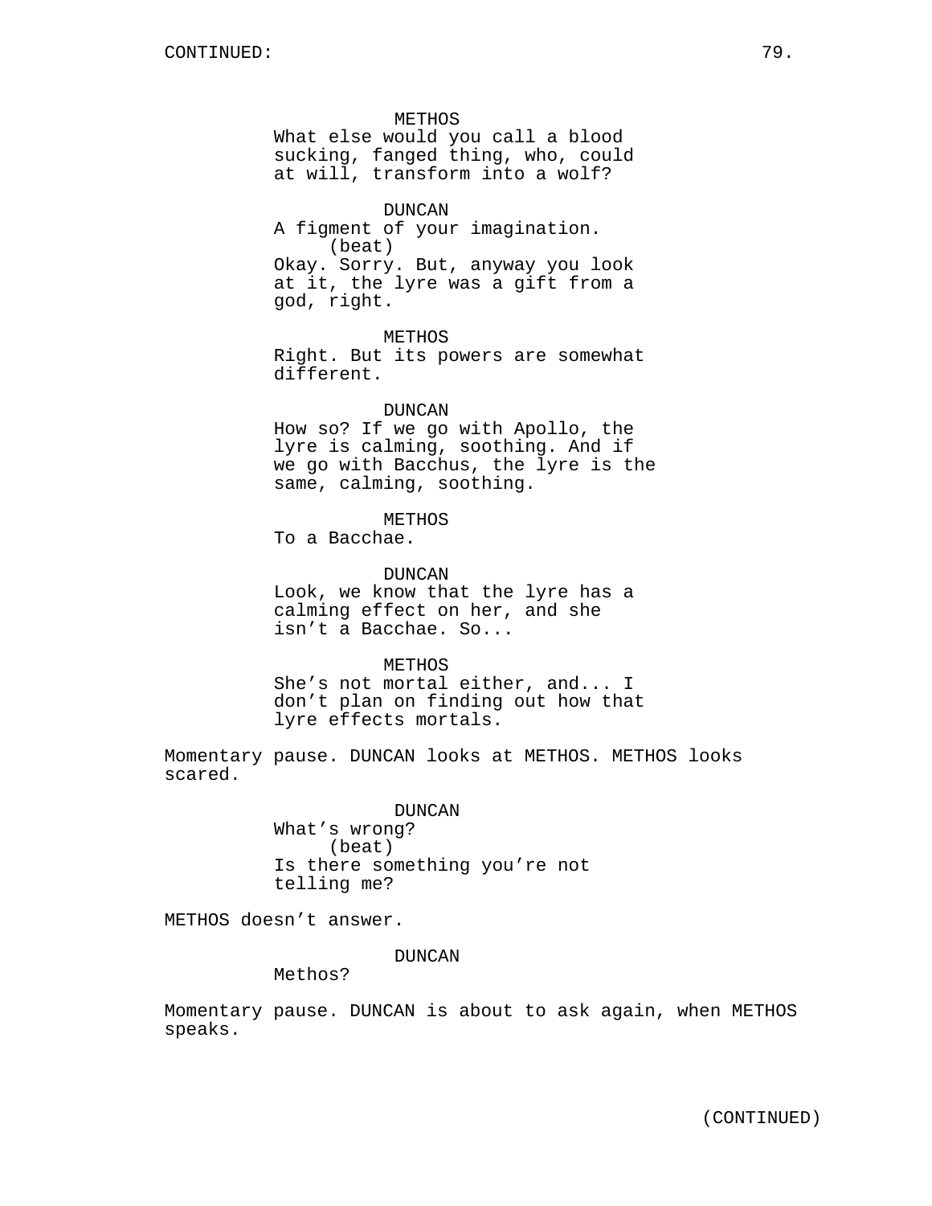METHOS
What else would you call a blood sucking, fanged thing, who, could at will, transform into a wolf?

DUNCAN
A figment of your imagination.
(beat)
Okay. Sorry. But, anyway you look at it, the lyre was a gift from a god, right.

METHOS
Right. But its powers are somewhat different.

DUNCAN
How so? If we go with Apollo, the lyre is calming, soothing. And if we go with Bacchus, the lyre is the same, calming, soothing.

METHOS
To a Bacchae.

DUNCAN
Look, we know that the lyre has a calming effect on her, and she isn't a Bacchae. So...

METHOS
She's not mortal either, and... I don't plan on finding out how that lyre effects mortals.

Momentary pause. DUNCAN looks at METHOS. METHOS looks scared.

DUNCAN
What's wrong?
(beat)
Is there something you're not telling me?

METHOS doesn't answer.

DUNCAN
Methos?

Momentary pause. DUNCAN is about to ask again, when METHOS speaks.

(CONTINUED)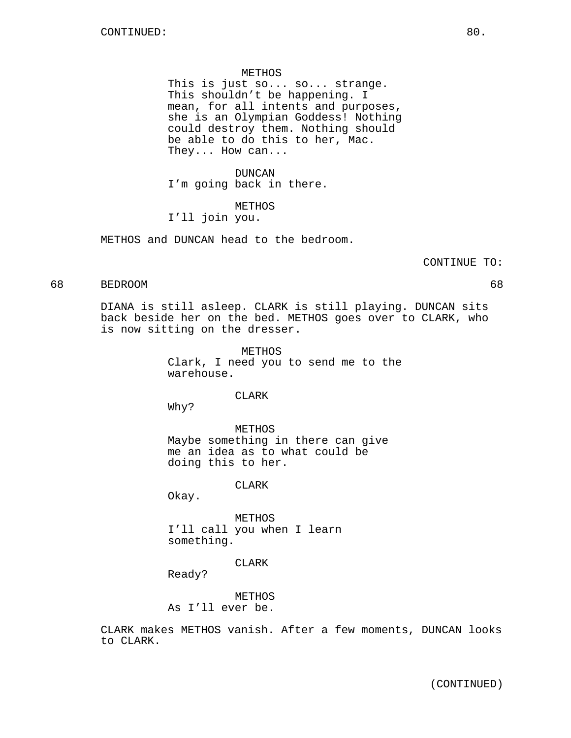CONTINUED:

METHOS
This is just so... so... strange. This shouldn't be happening. I mean, for all intents and purposes, she is an Olympian Goddess! Nothing could destroy them. Nothing should be able to do this to her, Mac. They... How can...

DUNCAN
I'm going back in there.

METHOS
I'll join you.

METHOS and DUNCAN head to the bedroom.

CONTINUE TO:

68 BEDROOM 68

DIANA is still asleep. CLARK is still playing. DUNCAN sits back beside her on the bed. METHOS goes over to CLARK, who is now sitting on the dresser.

METHOS
Clark, I need you to send me to the warehouse.

CLARK
Why?

METHOS
Maybe something in there can give me an idea as to what could be doing this to her.

CLARK
Okay.

METHOS
I'll call you when I learn something.

CLARK
Ready?

METHOS
As I'll ever be.

CLARK makes METHOS vanish. After a few moments, DUNCAN looks to CLARK.

(CONTINUED)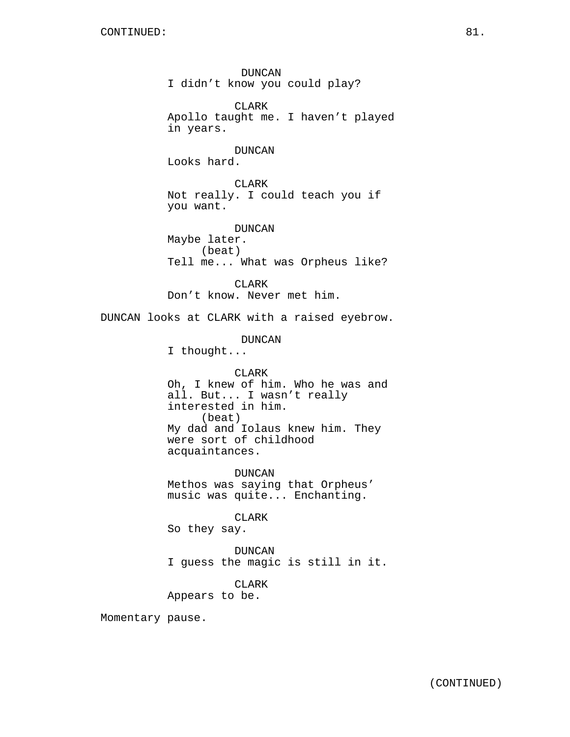CONTINUED:

DUNCAN
I didn't know you could play?

CLARK
Apollo taught me. I haven't played in years.

DUNCAN
Looks hard.

CLARK
Not really. I could teach you if you want.

DUNCAN
Maybe later.
(beat)
Tell me... What was Orpheus like?

CLARK
Don't know. Never met him.

DUNCAN looks at CLARK with a raised eyebrow.

DUNCAN
I thought...

CLARK
Oh, I knew of him. Who he was and all. But... I wasn't really interested in him.
(beat)
My dad and Iolaus knew him. They were sort of childhood acquaintances.

DUNCAN
Methos was saying that Orpheus' music was quite... Enchanting.

CLARK
So they say.

DUNCAN
I guess the magic is still in it.

CLARK
Appears to be.

Momentary pause.

(CONTINUED)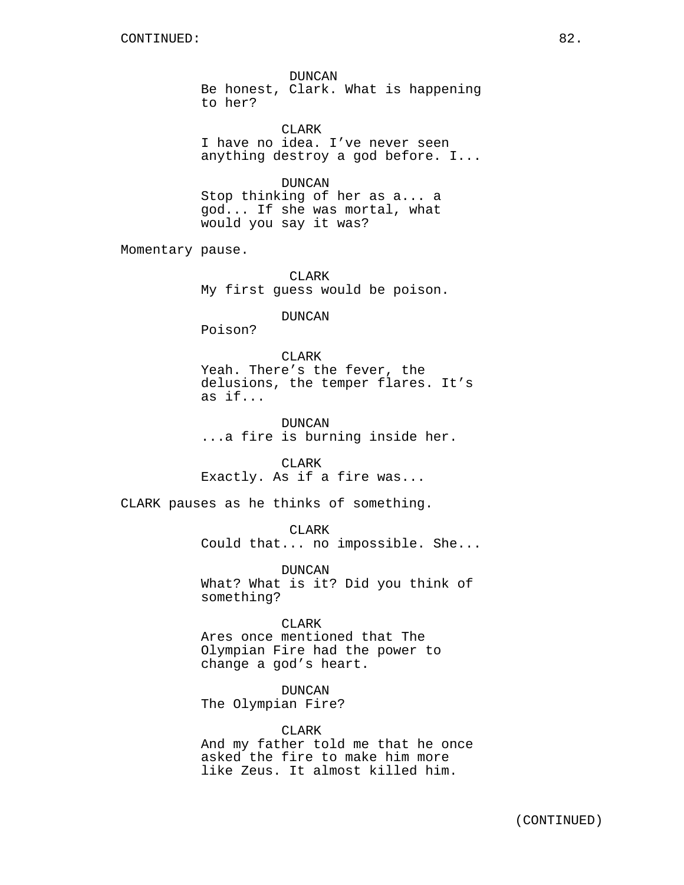DUNCAN
Be honest, Clark. What is happening to her?

CLARK
I have no idea. I've never seen anything destroy a god before. I...

DUNCAN
Stop thinking of her as a... a god... If she was mortal, what would you say it was?

Momentary pause.

CLARK
My first guess would be poison.

DUNCAN
Poison?

CLARK
Yeah. There's the fever, the delusions, the temper flares. It's as if...

DUNCAN
...a fire is burning inside her.

CLARK
Exactly. As if a fire was...

CLARK pauses as he thinks of something.

CLARK
Could that... no impossible. She...

DUNCAN
What? What is it? Did you think of something?

CLARK
Ares once mentioned that The Olympian Fire had the power to change a god's heart.

DUNCAN
The Olympian Fire?

CLARK
And my father told me that he once asked the fire to make him more like Zeus. It almost killed him.

(CONTINUED)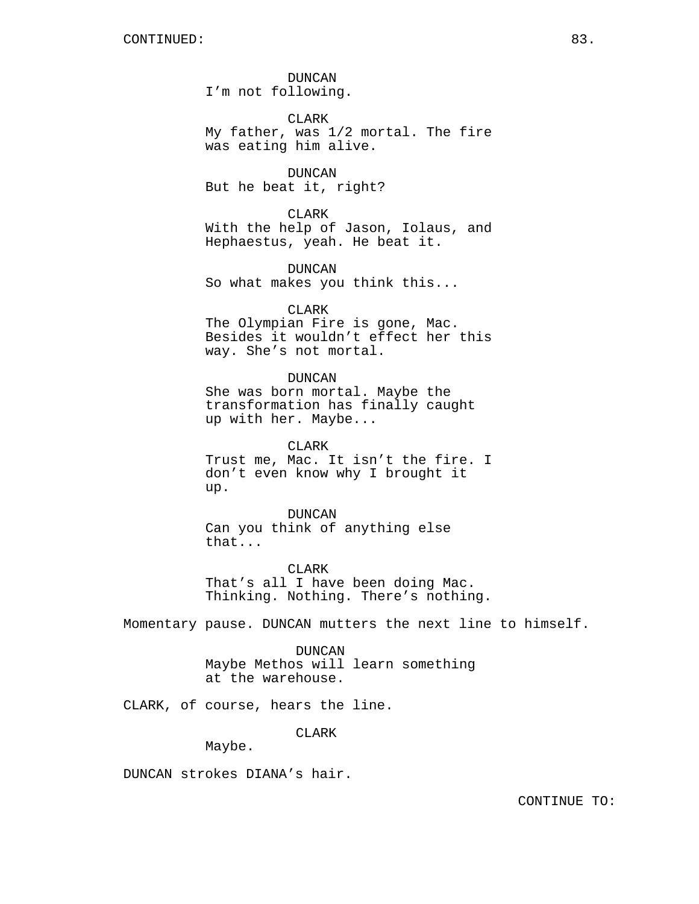CONTINUED:

DUNCAN
I'm not following.

CLARK
My father, was 1/2 mortal. The fire was eating him alive.

DUNCAN
But he beat it, right?

CLARK
With the help of Jason, Iolaus, and Hephaestus, yeah. He beat it.

DUNCAN
So what makes you think this...

CLARK
The Olympian Fire is gone, Mac. Besides it wouldn't effect her this way. She's not mortal.

DUNCAN
She was born mortal. Maybe the transformation has finally caught up with her. Maybe...

CLARK
Trust me, Mac. It isn't the fire. I don't even know why I brought it up.

DUNCAN
Can you think of anything else that...

CLARK
That's all I have been doing Mac. Thinking. Nothing. There's nothing.

Momentary pause. DUNCAN mutters the next line to himself.

DUNCAN
Maybe Methos will learn something at the warehouse.

CLARK, of course, hears the line.

CLARK
Maybe.

DUNCAN strokes DIANA's hair.

CONTINUE TO: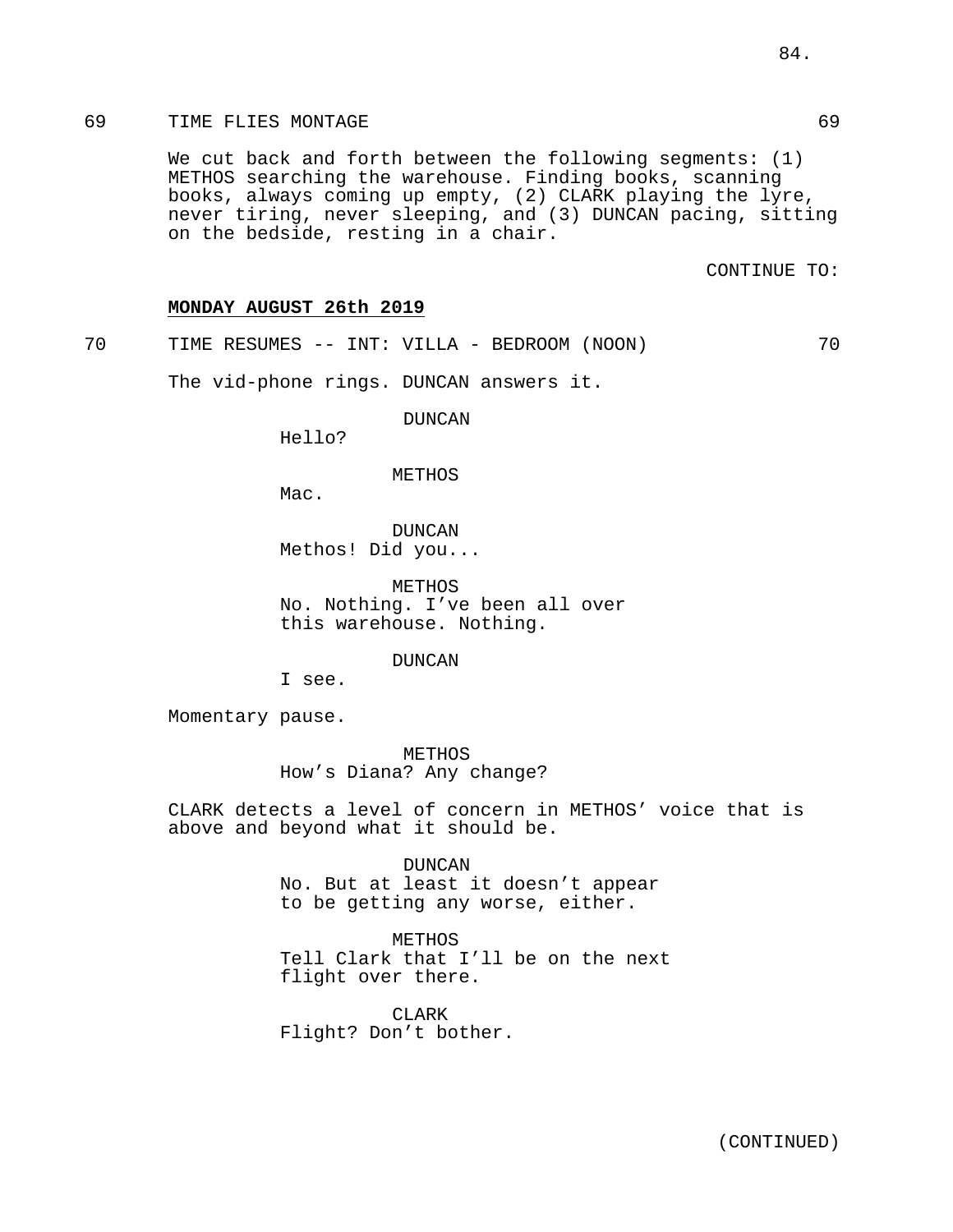69 TIME FLIES MONTAGE 69

We cut back and forth between the following segments: (1) METHOS searching the warehouse. Finding books, scanning books, always coming up empty, (2) CLARK playing the lyre, never tiring, never sleeping, and (3) DUNCAN pacing, sitting on the bedside, resting in a chair.

CONTINUE TO:

**MONDAY AUGUST 26th 2019**

70 TIME RESUMES -- INT: VILLA - BEDROOM (NOON) 70

The vid-phone rings. DUNCAN answers it.

DUNCAN
Hello?

METHOS
Mac.

DUNCAN
Methos! Did you...

METHOS
No. Nothing. I've been all over this warehouse. Nothing.

DUNCAN
I see.

Momentary pause.

METHOS
How's Diana? Any change?

CLARK detects a level of concern in METHOS' voice that is above and beyond what it should be.

DUNCAN
No. But at least it doesn't appear to be getting any worse, either.

METHOS
Tell Clark that I'll be on the next flight over there.

CLARK
Flight? Don't bother.

(CONTINUED)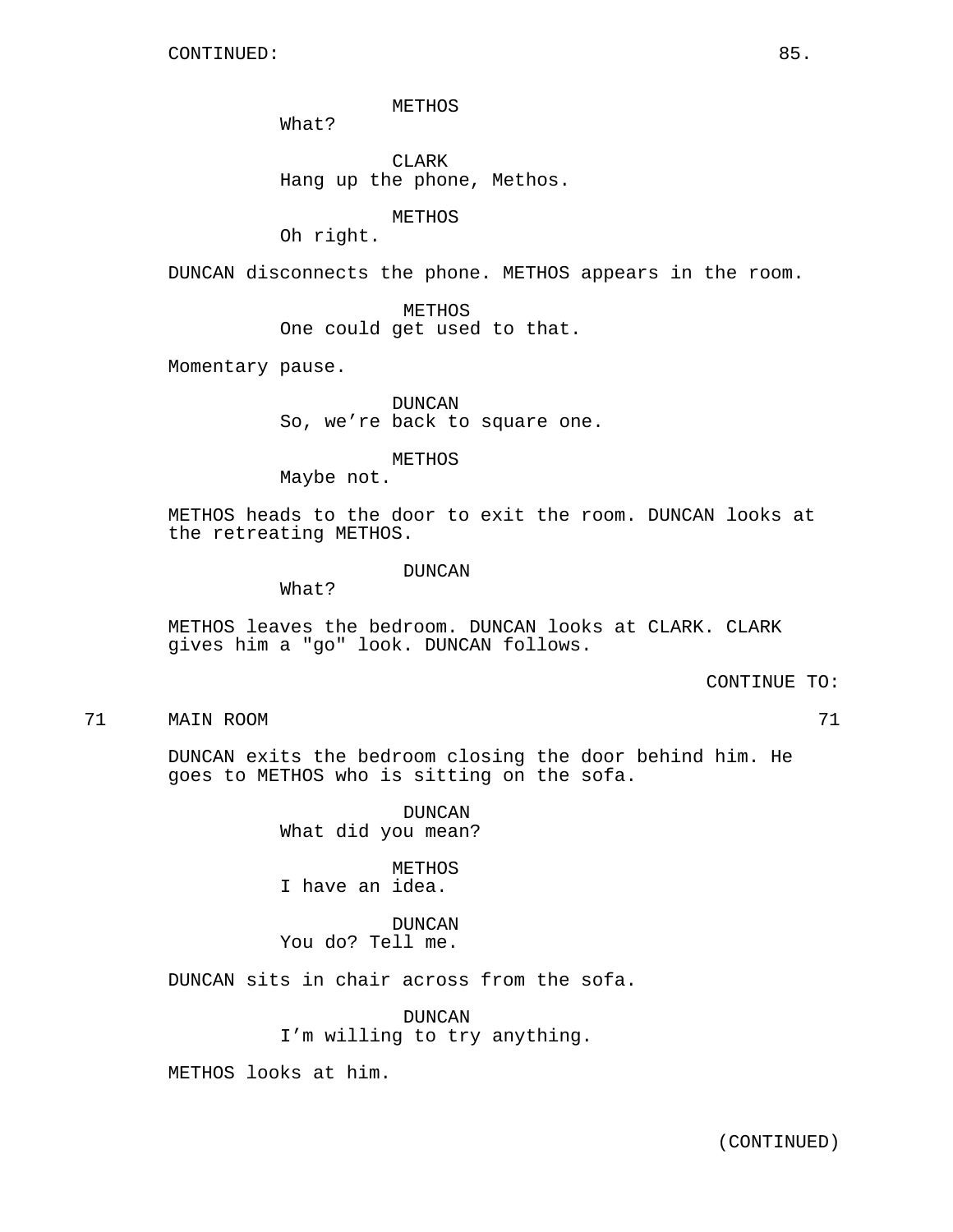CONTINUED:

METHOS
What?

CLARK
Hang up the phone, Methos.

METHOS
Oh right.

DUNCAN disconnects the phone. METHOS appears in the room.

METHOS
One could get used to that.

Momentary pause.

DUNCAN
So, we're back to square one.

METHOS
Maybe not.

METHOS heads to the door to exit the room. DUNCAN looks at the retreating METHOS.

DUNCAN
What?

METHOS leaves the bedroom. DUNCAN looks at CLARK. CLARK gives him a "go" look. DUNCAN follows.

CONTINUE TO:

71 MAIN ROOM 71

DUNCAN exits the bedroom closing the door behind him. He goes to METHOS who is sitting on the sofa.

DUNCAN
What did you mean?

METHOS
I have an idea.

DUNCAN
You do? Tell me.

DUNCAN sits in chair across from the sofa.

DUNCAN
I'm willing to try anything.

METHOS looks at him.

(CONTINUED)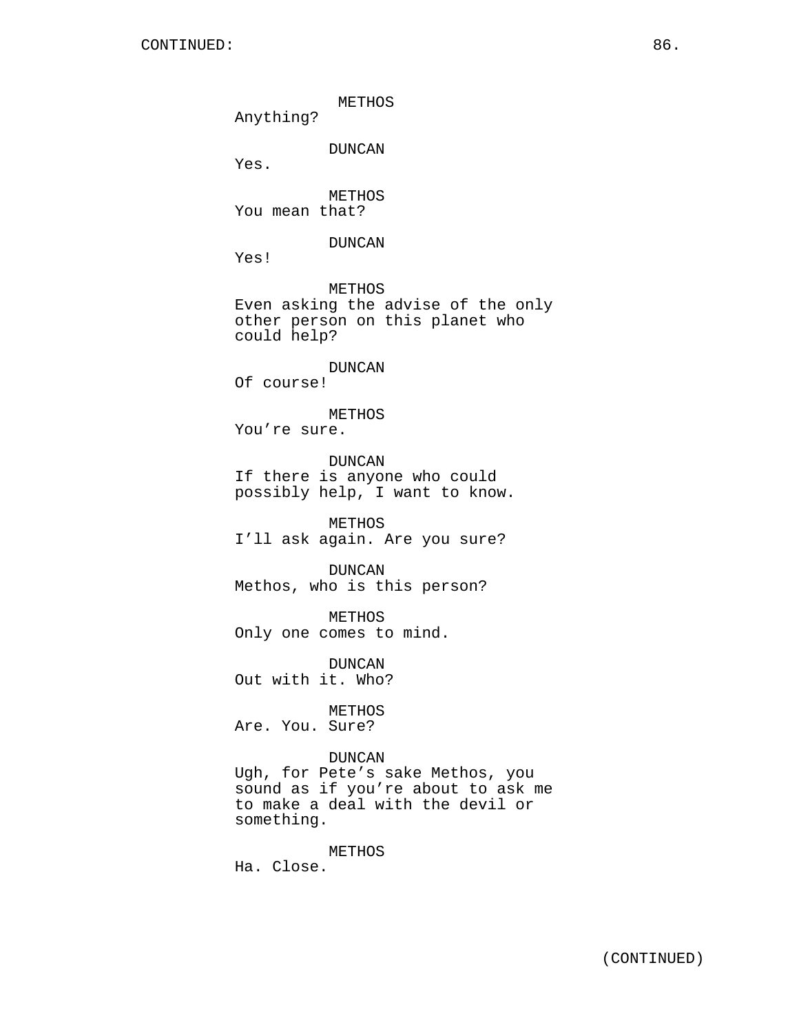METHOS
Anything?

DUNCAN
Yes.

METHOS
You mean that?

DUNCAN
Yes!

METHOS
Even asking the advise of the only other person on this planet who could help?

DUNCAN
Of course!

METHOS
You're sure.

DUNCAN
If there is anyone who could possibly help, I want to know.

METHOS
I'll ask again. Are you sure?

DUNCAN
Methos, who is this person?

METHOS
Only one comes to mind.

DUNCAN
Out with it. Who?

METHOS
Are. You. Sure?

DUNCAN
Ugh, for Pete's sake Methos, you sound as if you're about to ask me to make a deal with the devil or something.

METHOS
Ha. Close.

(CONTINUED)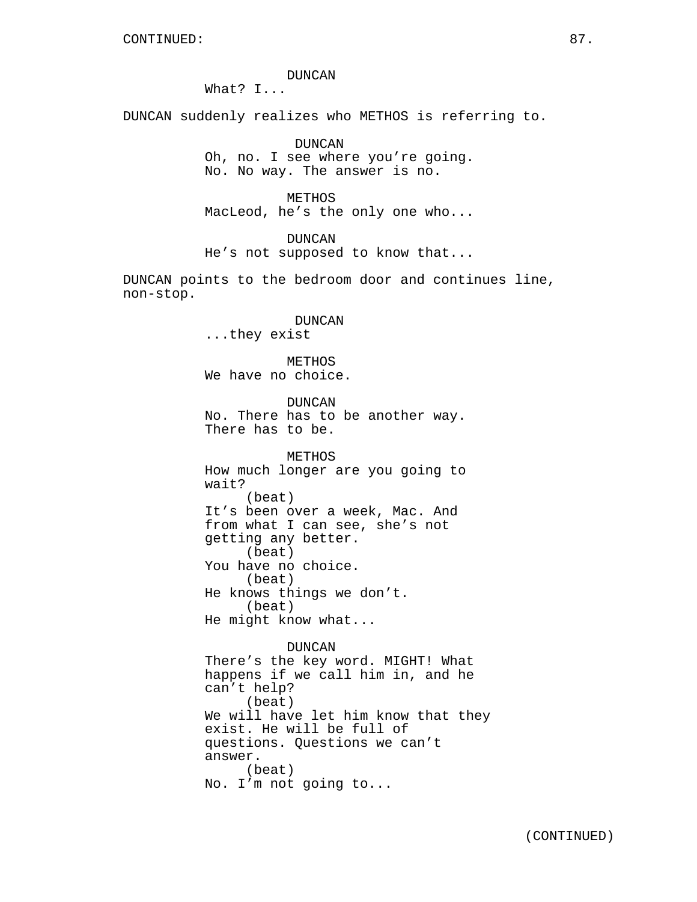CONTINUED:

DUNCAN
What? I...

DUNCAN suddenly realizes who METHOS is referring to.

DUNCAN
Oh, no. I see where you're going.
No. No way. The answer is no.

METHOS
MacLeod, he's the only one who...

DUNCAN
He's not supposed to know that...

DUNCAN points to the bedroom door and continues line, non-stop.

DUNCAN
...they exist

METHOS
We have no choice.

DUNCAN
No. There has to be another way.
There has to be.

METHOS
How much longer are you going to wait?
(beat)
It's been over a week, Mac. And from what I can see, she's not getting any better.
(beat)
You have no choice.
(beat)
He knows things we don't.
(beat)
He might know what...

DUNCAN
There's the key word. MIGHT! What happens if we call him in, and he can't help?
(beat)
We will have let him know that they exist. He will be full of questions. Questions we can't answer.
(beat)
No. I'm not going to...

(CONTINUED)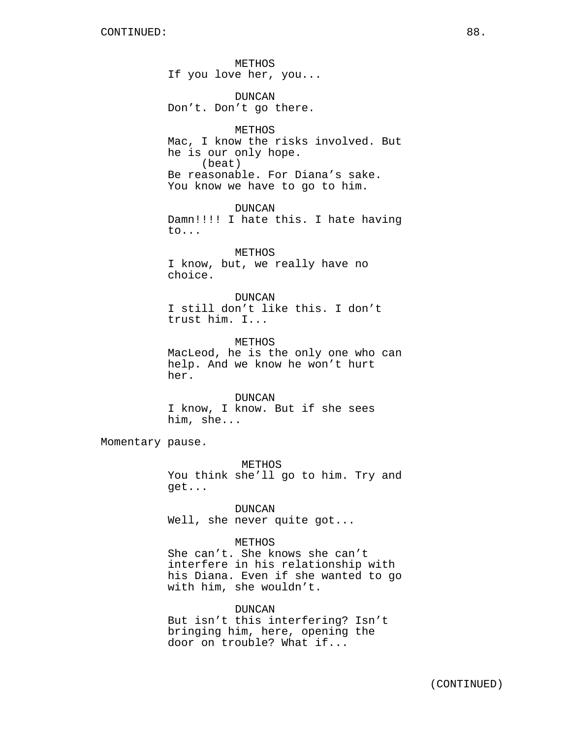CONTINUED:

METHOS
If you love her, you...

DUNCAN
Don't. Don't go there.

METHOS
Mac, I know the risks involved. But he is our only hope.
(beat)
Be reasonable. For Diana's sake. You know we have to go to him.

DUNCAN
Damn!!!! I hate this. I hate having to...

METHOS
I know, but, we really have no choice.

DUNCAN
I still don't like this. I don't trust him. I...

METHOS
MacLeod, he is the only one who can help. And we know he won't hurt her.

DUNCAN
I know, I know. But if she sees him, she...

Momentary pause.

METHOS
You think she'll go to him. Try and get...

DUNCAN
Well, she never quite got...

METHOS
She can't. She knows she can't interfere in his relationship with his Diana. Even if she wanted to go with him, she wouldn't.

DUNCAN
But isn't this interfering? Isn't bringing him, here, opening the door on trouble? What if...

(CONTINUED)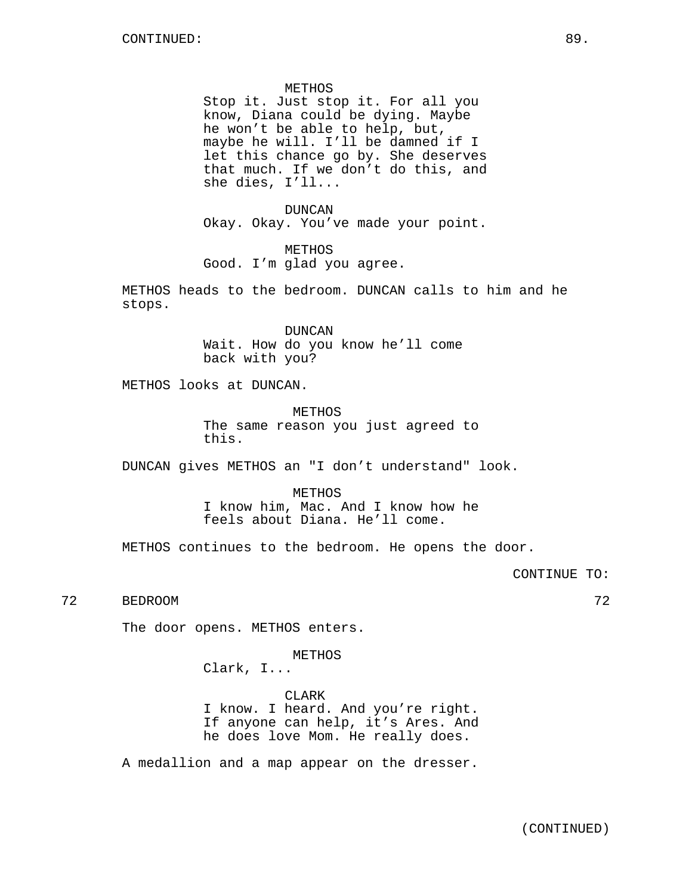CONTINUED:

METHOS
Stop it. Just stop it. For all you know, Diana could be dying. Maybe he won't be able to help, but, maybe he will. I'll be damned if I let this chance go by. She deserves that much. If we don't do this, and she dies, I'll...

DUNCAN
Okay. Okay. You've made your point.

METHOS
Good. I'm glad you agree.

METHOS heads to the bedroom. DUNCAN calls to him and he stops.

DUNCAN
Wait. How do you know he'll come back with you?

METHOS looks at DUNCAN.

METHOS
The same reason you just agreed to this.

DUNCAN gives METHOS an "I don't understand" look.

METHOS
I know him, Mac. And I know how he feels about Diana. He'll come.

METHOS continues to the bedroom. He opens the door.

CONTINUE TO:

72 BEDROOM 72

The door opens. METHOS enters.

METHOS
Clark, I...

CLARK
I know. I heard. And you're right. If anyone can help, it's Ares. And he does love Mom. He really does.

A medallion and a map appear on the dresser.

(CONTINUED)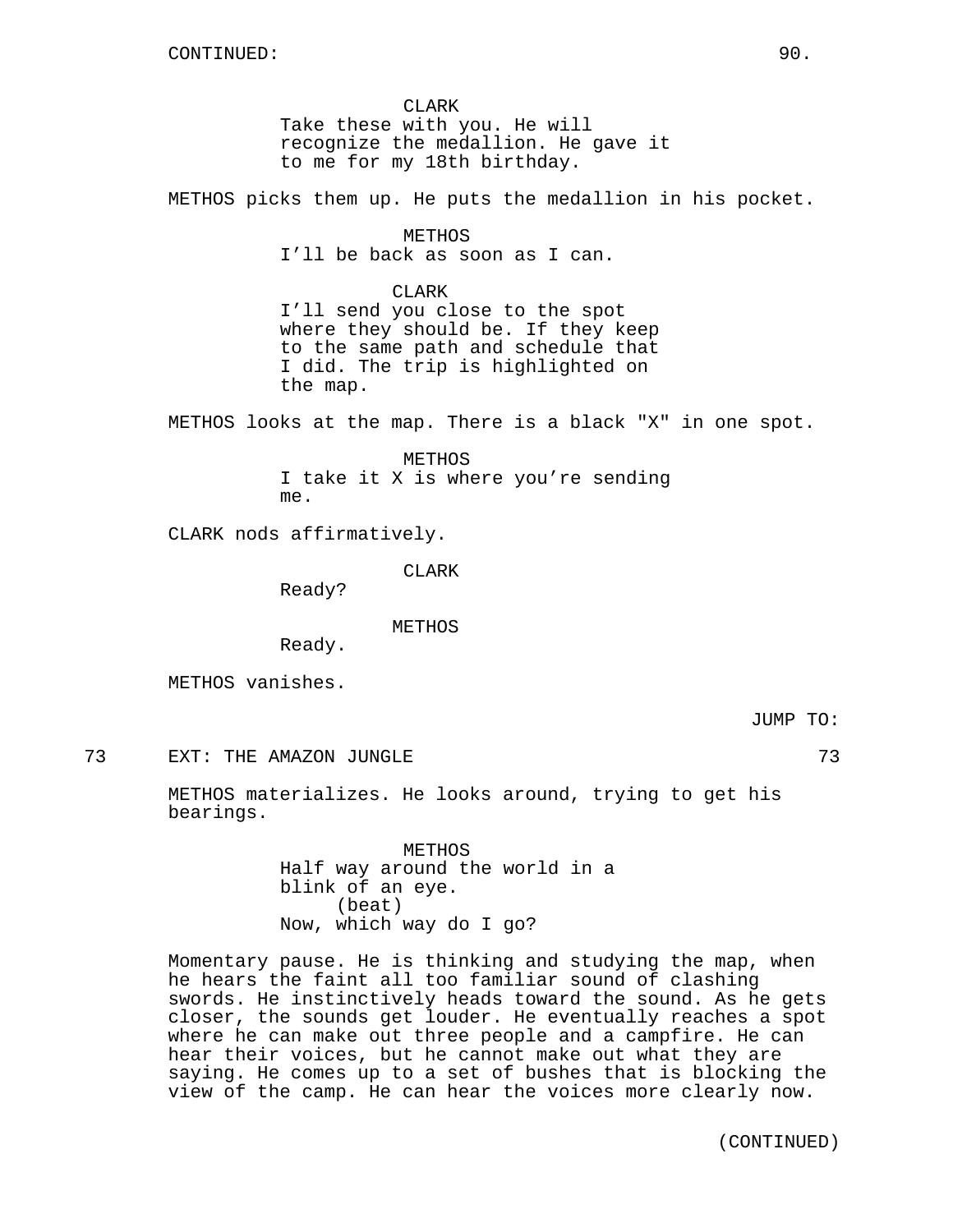CONTINUED:

CLARK
Take these with you. He will recognize the medallion. He gave it to me for my 18th birthday.

METHOS picks them up. He puts the medallion in his pocket.

METHOS
I'll be back as soon as I can.

CLARK
I'll send you close to the spot where they should be. If they keep to the same path and schedule that I did. The trip is highlighted on the map.

METHOS looks at the map. There is a black "X" in one spot.

METHOS
I take it X is where you're sending me.

CLARK nods affirmatively.

CLARK
Ready?

METHOS
Ready.

METHOS vanishes.

JUMP TO:

73 EXT: THE AMAZON JUNGLE 73

METHOS materializes. He looks around, trying to get his bearings.

METHOS
Half way around the world in a blink of an eye.
(beat)
Now, which way do I go?

Momentary pause. He is thinking and studying the map, when he hears the faint all too familiar sound of clashing swords. He instinctively heads toward the sound. As he gets closer, the sounds get louder. He eventually reaches a spot where he can make out three people and a campfire. He can hear their voices, but he cannot make out what they are saying. He comes up to a set of bushes that is blocking the view of the camp. He can hear the voices more clearly now.

(CONTINUED)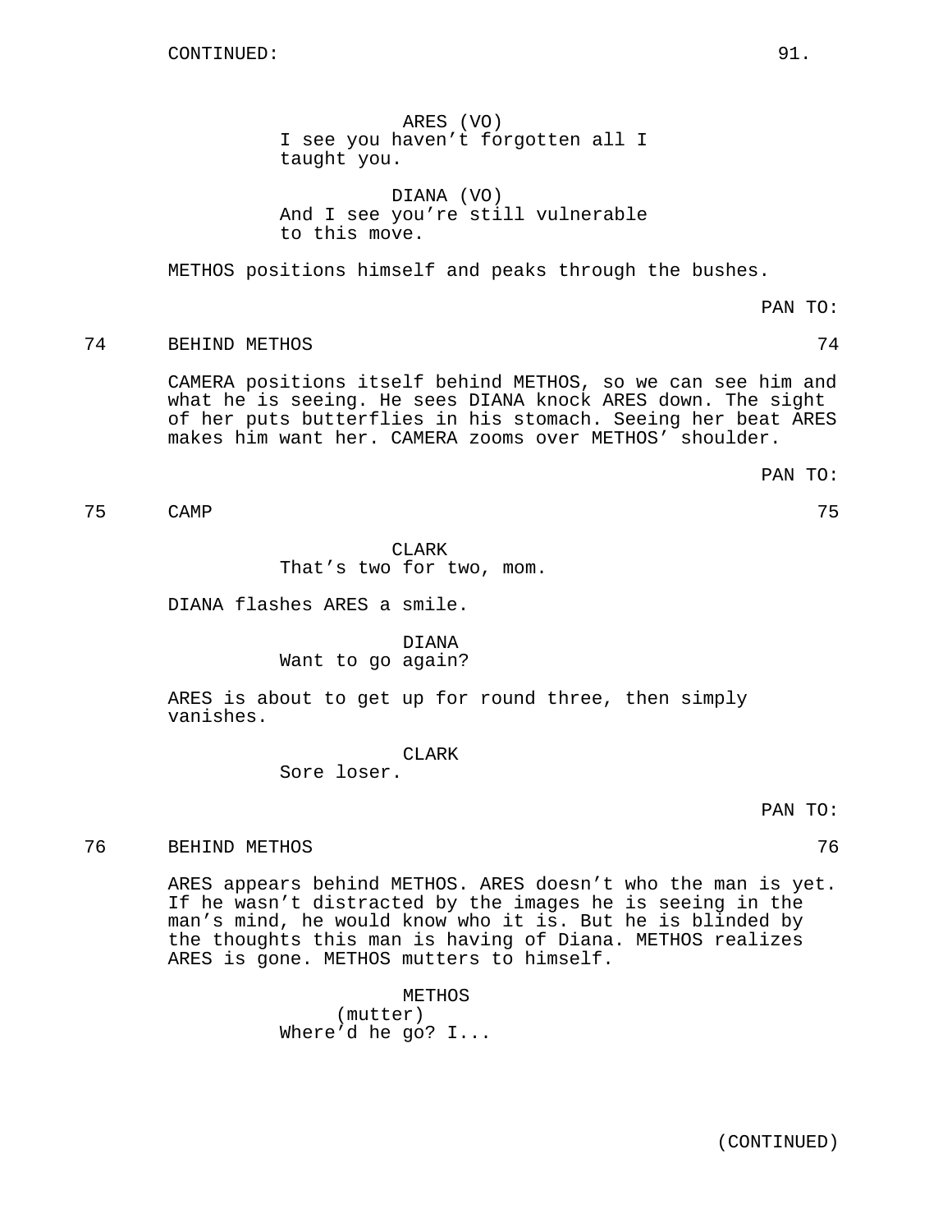CONTINUED:

ARES (VO)
I see you haven't forgotten all I taught you.

DIANA (VO)
And I see you're still vulnerable to this move.

METHOS positions himself and peaks through the bushes.

PAN TO:

74 BEHIND METHOS 74

CAMERA positions itself behind METHOS, so we can see him and what he is seeing. He sees DIANA knock ARES down. The sight of her puts butterflies in his stomach. Seeing her beat ARES makes him want her. CAMERA zooms over METHOS' shoulder.

PAN TO:

75 CAMP 75

CLARK
That's two for two, mom.

DIANA flashes ARES a smile.

DIANA
Want to go again?

ARES is about to get up for round three, then simply vanishes.

CLARK
Sore loser.

PAN TO:

76 BEHIND METHOS 76

ARES appears behind METHOS. ARES doesn't who the man is yet. If he wasn't distracted by the images he is seeing in the man's mind, he would know who it is. But he is blinded by the thoughts this man is having of Diana. METHOS realizes ARES is gone. METHOS mutters to himself.

METHOS
(mutter)
Where'd he go? I...

(CONTINUED)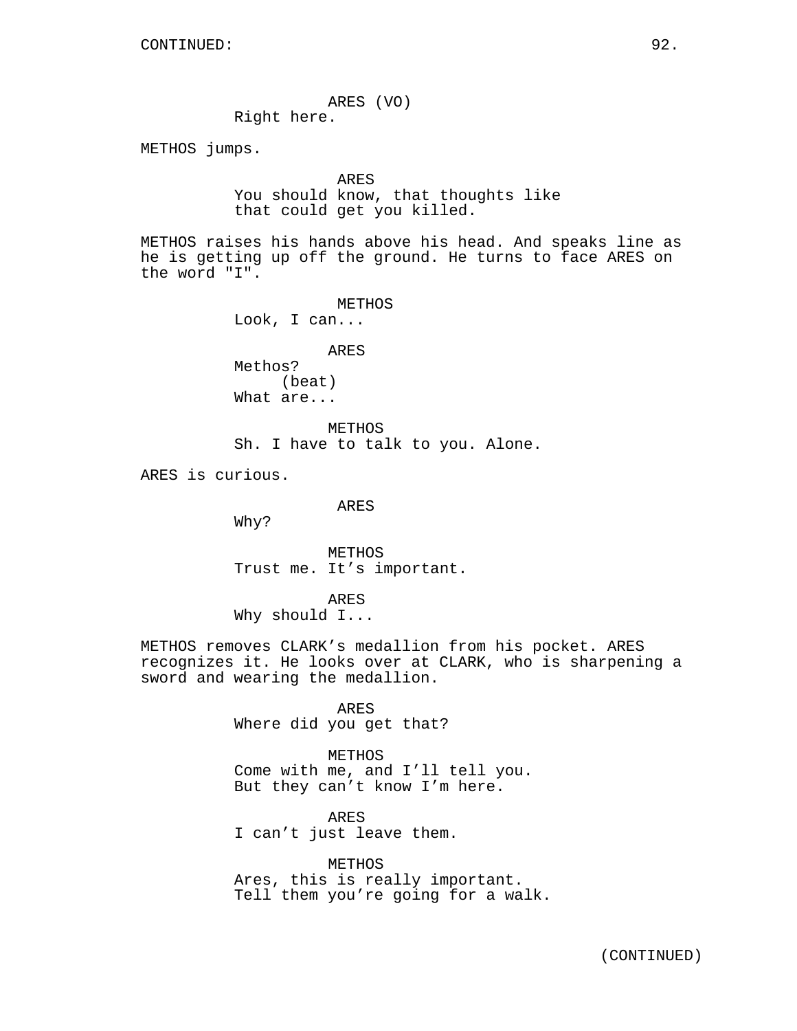CONTINUED:

ARES (VO)
Right here.

METHOS jumps.

ARES
You should know, that thoughts like that could get you killed.

METHOS raises his hands above his head. And speaks line as he is getting up off the ground. He turns to face ARES on the word "I".

METHOS
Look, I can...

ARES
Methos?
(beat)
What are...

METHOS
Sh. I have to talk to you. Alone.

ARES is curious.

ARES
Why?

METHOS
Trust me. It's important.

ARES
Why should I...

METHOS removes CLARK's medallion from his pocket. ARES recognizes it. He looks over at CLARK, who is sharpening a sword and wearing the medallion.

ARES
Where did you get that?

METHOS
Come with me, and I'll tell you. But they can't know I'm here.

ARES
I can't just leave them.

METHOS
Ares, this is really important. Tell them you're going for a walk.

(CONTINUED)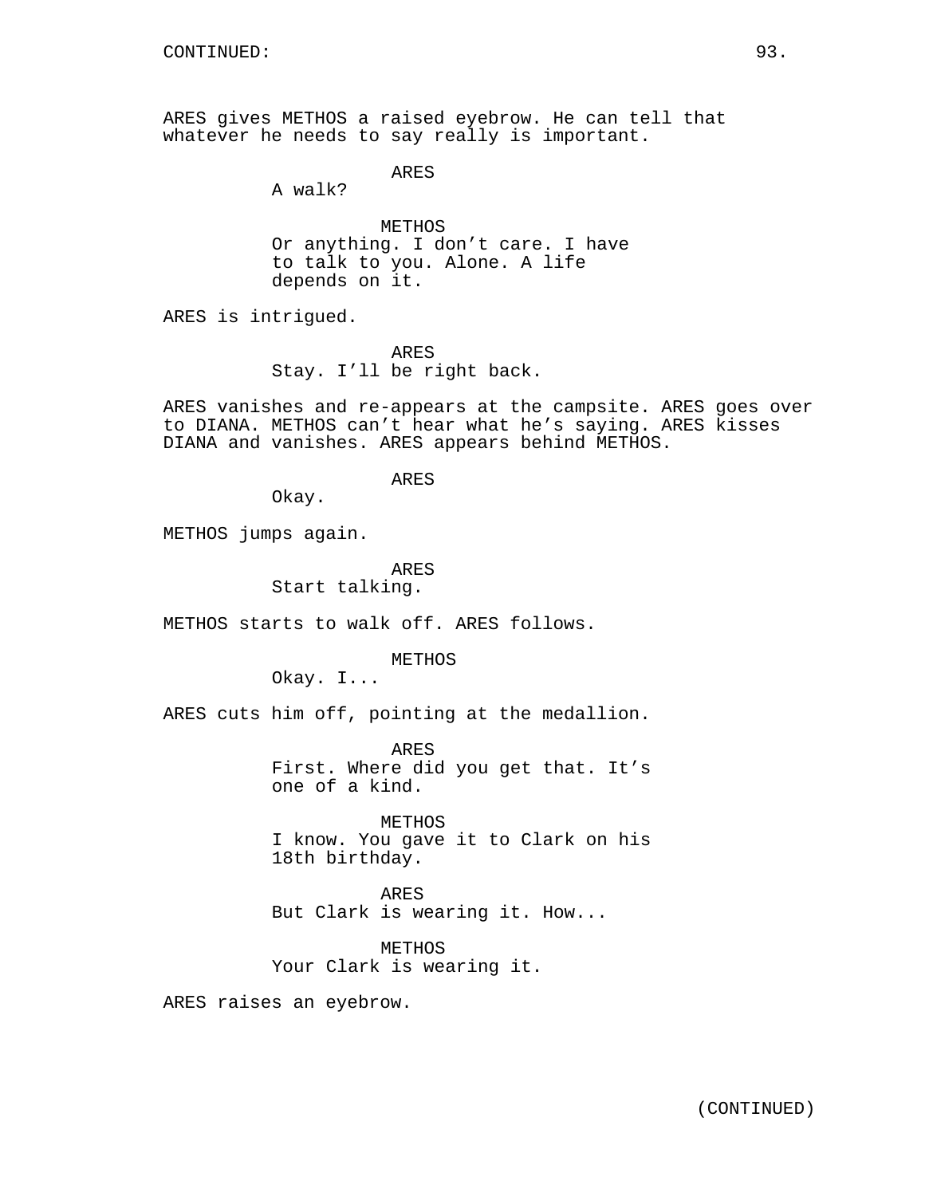CONTINUED:

ARES gives METHOS a raised eyebrow. He can tell that whatever he needs to say really is important.

ARES
A walk?

METHOS
Or anything. I don't care. I have to talk to you. Alone. A life depends on it.

ARES is intrigued.

ARES
Stay. I'll be right back.

ARES vanishes and re-appears at the campsite. ARES goes over to DIANA. METHOS can't hear what he's saying. ARES kisses DIANA and vanishes. ARES appears behind METHOS.

ARES
Okay.

METHOS jumps again.

ARES
Start talking.

METHOS starts to walk off. ARES follows.

METHOS
Okay. I...

ARES cuts him off, pointing at the medallion.

ARES
First. Where did you get that. It's one of a kind.

METHOS
I know. You gave it to Clark on his 18th birthday.

ARES
But Clark is wearing it. How...

METHOS
Your Clark is wearing it.

ARES raises an eyebrow.

(CONTINUED)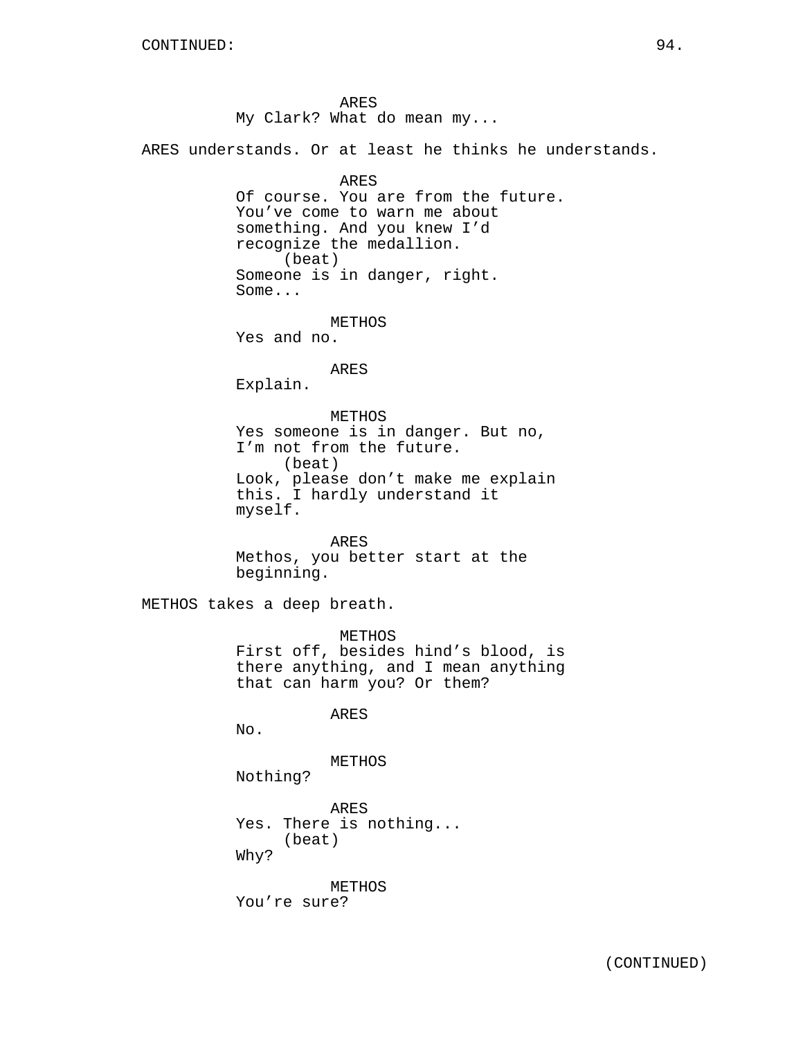CONTINUED:

ARES
My Clark? What do mean my...

ARES understands. Or at least he thinks he understands.

ARES
Of course. You are from the future. You've come to warn me about something. And you knew I'd recognize the medallion.
(beat)
Someone is in danger, right. Some...

METHOS
Yes and no.

ARES
Explain.

METHOS
Yes someone is in danger. But no, I'm not from the future.
(beat)
Look, please don't make me explain this. I hardly understand it myself.

ARES
Methos, you better start at the beginning.

METHOS takes a deep breath.

METHOS
First off, besides hind's blood, is there anything, and I mean anything that can harm you? Or them?

ARES
No.

METHOS
Nothing?

ARES
Yes. There is nothing...
(beat)
Why?

METHOS
You're sure?

(CONTINUED)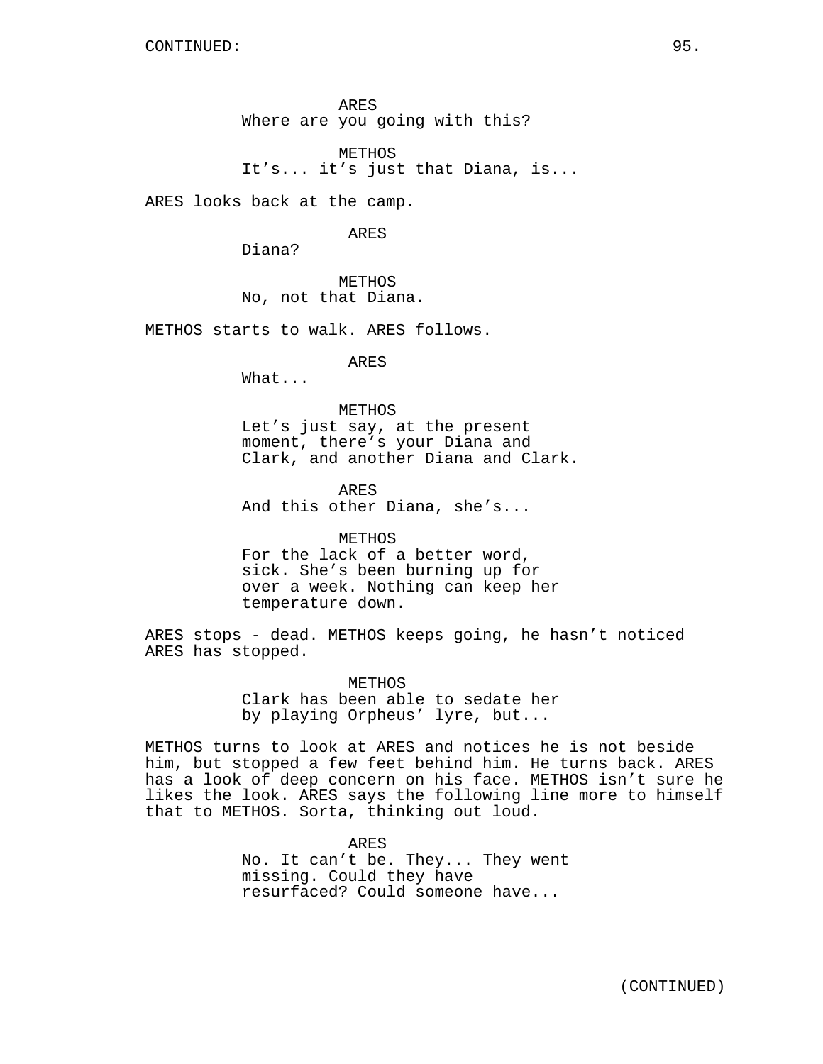ARES
Where are you going with this?

METHOS
It's... it's just that Diana, is...

ARES looks back at the camp.

ARES
Diana?

METHOS
No, not that Diana.

METHOS starts to walk. ARES follows.

ARES
What...

METHOS
Let's just say, at the present moment, there's your Diana and Clark, and another Diana and Clark.

ARES
And this other Diana, she's...

METHOS
For the lack of a better word, sick. She's been burning up for over a week. Nothing can keep her temperature down.

ARES stops - dead. METHOS keeps going, he hasn't noticed ARES has stopped.

METHOS
Clark has been able to sedate her by playing Orpheus' lyre, but...

METHOS turns to look at ARES and notices he is not beside him, but stopped a few feet behind him. He turns back. ARES has a look of deep concern on his face. METHOS isn't sure he likes the look. ARES says the following line more to himself that to METHOS. Sorta, thinking out loud.

ARES
No. It can't be. They... They went missing. Could they have resurfaced? Could someone have...

(CONTINUED)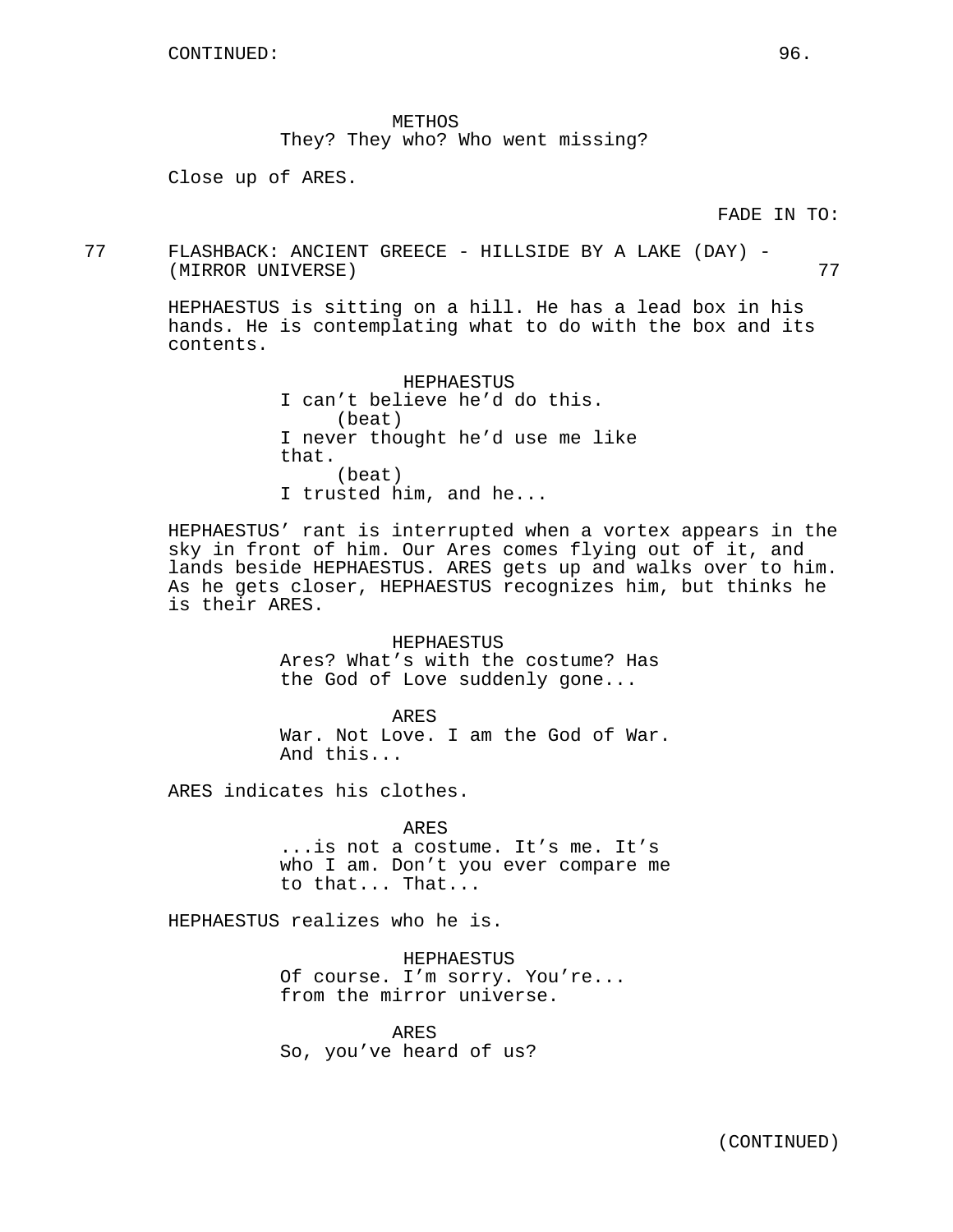CONTINUED:

METHOS
They? They who? Who went missing?

Close up of ARES.

FADE IN TO:

77 FLASHBACK: ANCIENT GREECE - HILLSIDE BY A LAKE (DAY) - (MIRROR UNIVERSE) 77

HEPHAESTUS is sitting on a hill. He has a lead box in his hands. He is contemplating what to do with the box and its contents.

HEPHAESTUS
I can't believe he'd do this.
(beat)
I never thought he'd use me like that.
(beat)
I trusted him, and he...

HEPHAESTUS' rant is interrupted when a vortex appears in the sky in front of him. Our Ares comes flying out of it, and lands beside HEPHAESTUS. ARES gets up and walks over to him. As he gets closer, HEPHAESTUS recognizes him, but thinks he is their ARES.

HEPHAESTUS
Ares? What's with the costume? Has the God of Love suddenly gone...

ARES
War. Not Love. I am the God of War. And this...

ARES indicates his clothes.

ARES
...is not a costume. It's me. It's who I am. Don't you ever compare me to that... That...

HEPHAESTUS realizes who he is.

HEPHAESTUS
Of course. I'm sorry. You're... from the mirror universe.

ARES
So, you've heard of us?

(CONTINUED)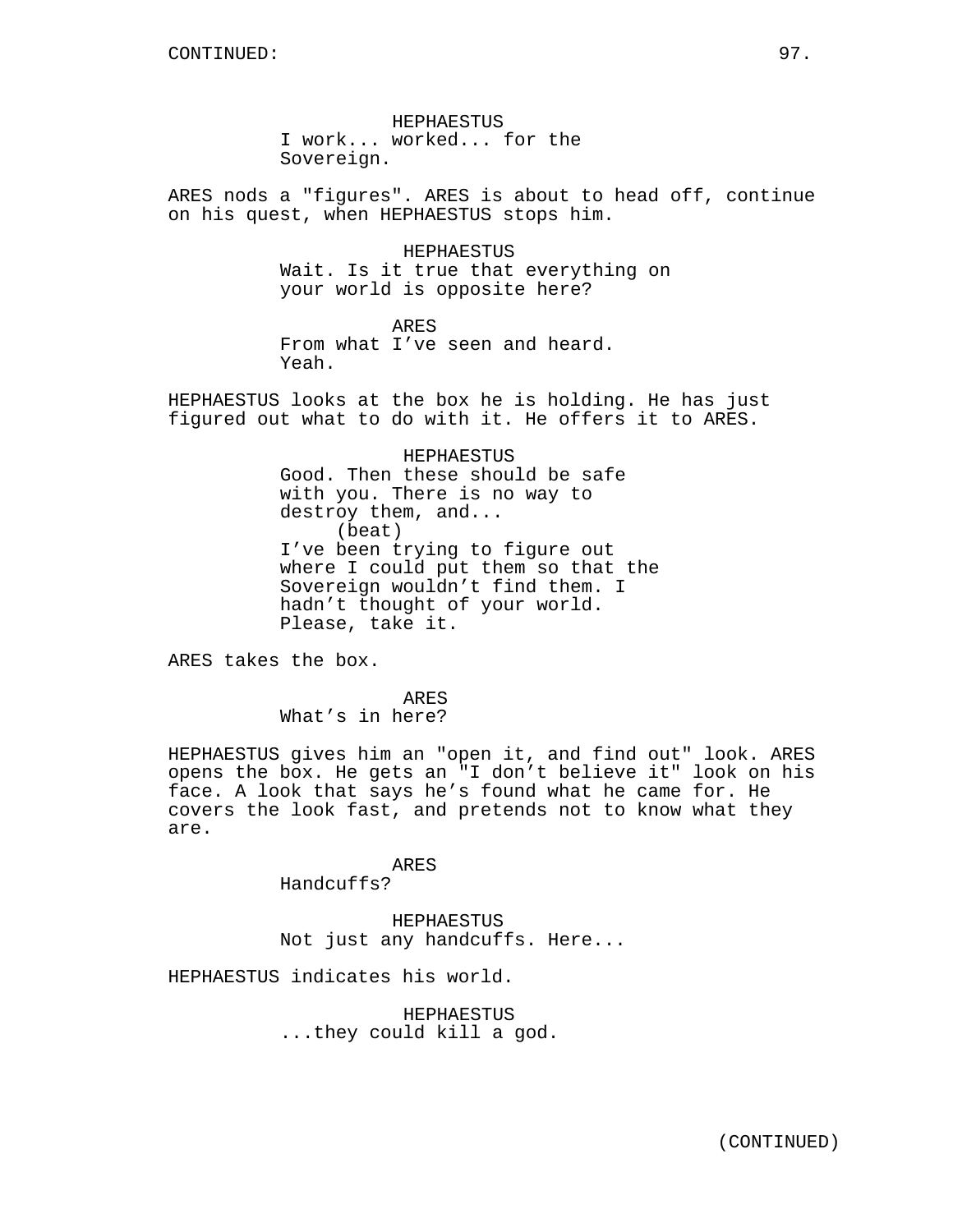HEPHAESTUS
I work... worked... for the Sovereign.

ARES nods a "figures". ARES is about to head off, continue on his quest, when HEPHAESTUS stops him.

HEPHAESTUS
Wait. Is it true that everything on your world is opposite here?

ARES
From what I've seen and heard. Yeah.

HEPHAESTUS looks at the box he is holding. He has just figured out what to do with it. He offers it to ARES.

HEPHAESTUS
Good. Then these should be safe with you. There is no way to destroy them, and...
(beat)
I've been trying to figure out where I could put them so that the Sovereign wouldn't find them. I hadn't thought of your world. Please, take it.

ARES takes the box.

ARES
What's in here?

HEPHAESTUS gives him an "open it, and find out" look. ARES opens the box. He gets an "I don't believe it" look on his face. A look that says he's found what he came for. He covers the look fast, and pretends not to know what they are.

ARES
Handcuffs?

HEPHAESTUS
Not just any handcuffs. Here...

HEPHAESTUS indicates his world.

HEPHAESTUS
...they could kill a god.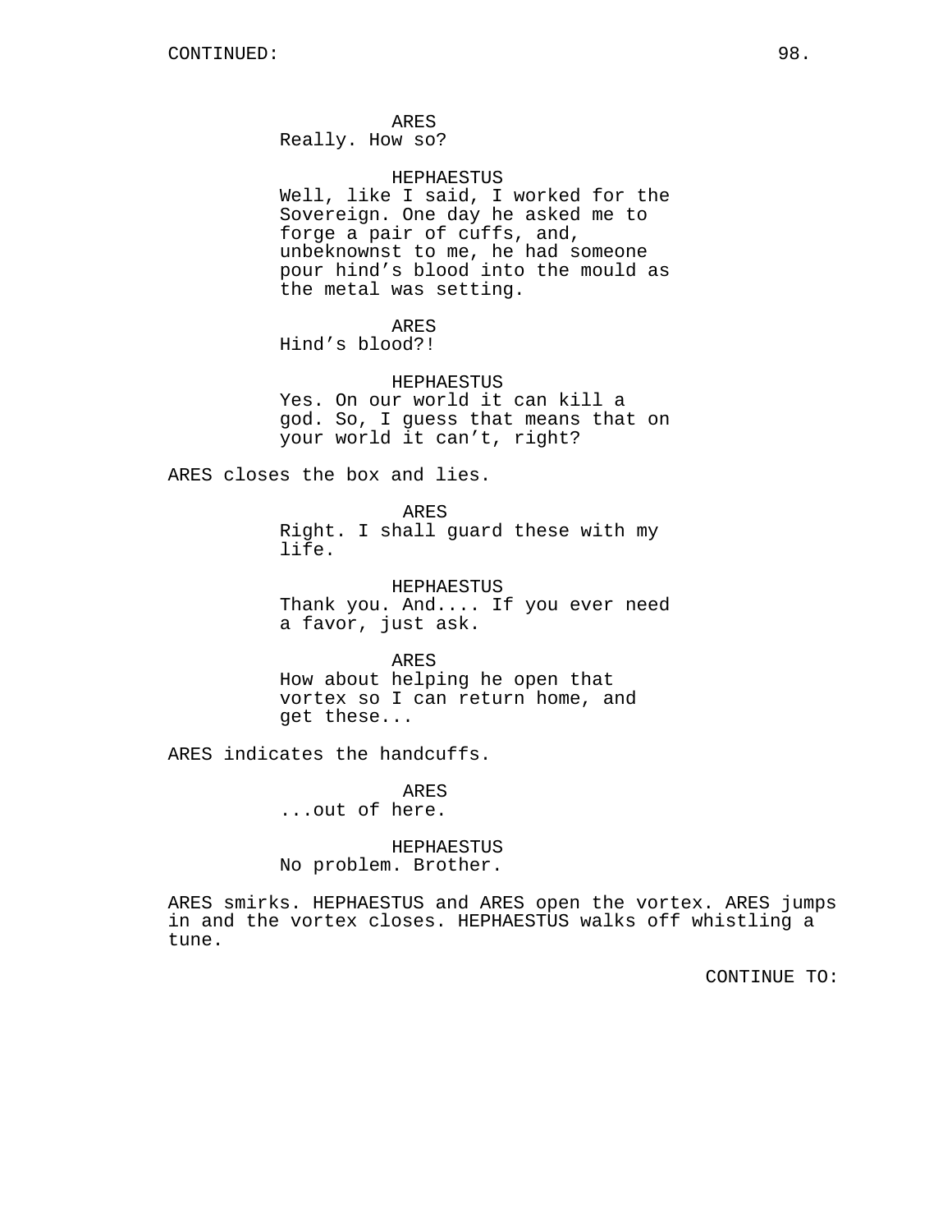ARES
Really. How so?

HEPHAESTUS
Well, like I said, I worked for the Sovereign. One day he asked me to forge a pair of cuffs, and, unbeknownst to me, he had someone pour hind's blood into the mould as the metal was setting.

ARES
Hind's blood?!

HEPHAESTUS
Yes. On our world it can kill a god. So, I guess that means that on your world it can't, right?

ARES closes the box and lies.

ARES
Right. I shall guard these with my life.

HEPHAESTUS
Thank you. And.... If you ever need a favor, just ask.

ARES
How about helping he open that vortex so I can return home, and get these...

ARES indicates the handcuffs.

ARES
...out of here.

HEPHAESTUS
No problem. Brother.

ARES smirks. HEPHAESTUS and ARES open the vortex. ARES jumps in and the vortex closes. HEPHAESTUS walks off whistling a tune.

CONTINUE TO: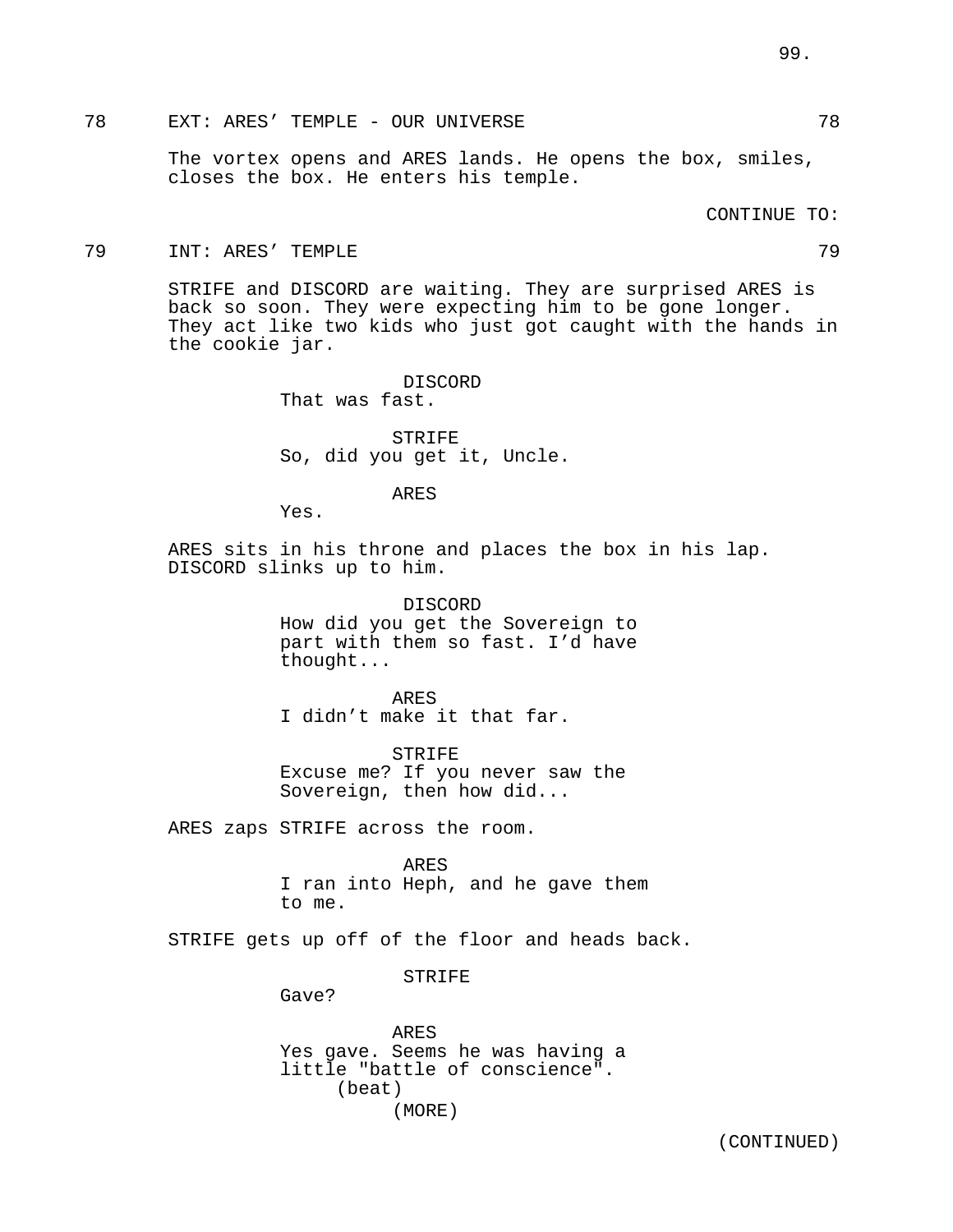78 EXT: ARES' TEMPLE - OUR UNIVERSE 78

The vortex opens and ARES lands. He opens the box, smiles, closes the box. He enters his temple.

CONTINUE TO:

79 INT: ARES' TEMPLE 79

STRIFE and DISCORD are waiting. They are surprised ARES is back so soon. They were expecting him to be gone longer. They act like two kids who just got caught with the hands in the cookie jar.

DISCORD
That was fast.

STRIFE
So, did you get it, Uncle.

ARES
Yes.

ARES sits in his throne and places the box in his lap. DISCORD slinks up to him.

DISCORD
How did you get the Sovereign to part with them so fast. I'd have thought...

ARES
I didn't make it that far.

STRIFE
Excuse me? If you never saw the Sovereign, then how did...

ARES zaps STRIFE across the room.

ARES
I ran into Heph, and he gave them to me.

STRIFE gets up off of the floor and heads back.

STRIFE
Gave?

ARES
Yes gave. Seems he was having a little "battle of conscience".
(beat)
(MORE)

(CONTINUED)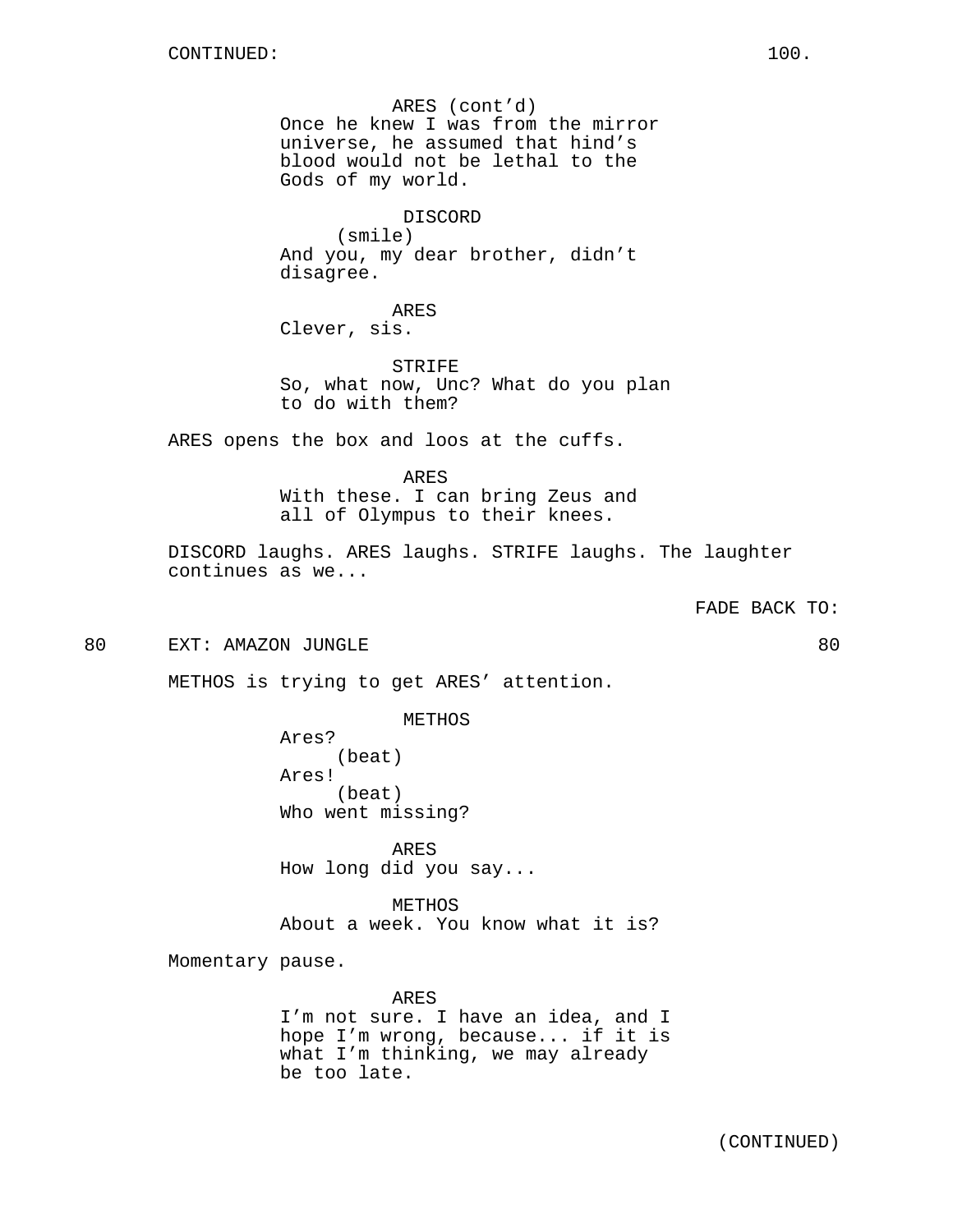CONTINUED:

ARES (cont'd)
Once he knew I was from the mirror universe, he assumed that hind's blood would not be lethal to the Gods of my world.

DISCORD
(smile)
And you, my dear brother, didn't disagree.

ARES
Clever, sis.

STRIFE
So, what now, Unc? What do you plan to do with them?

ARES opens the box and loos at the cuffs.

ARES
With these. I can bring Zeus and all of Olympus to their knees.

DISCORD laughs. ARES laughs. STRIFE laughs. The laughter continues as we...

FADE BACK TO:

80 EXT: AMAZON JUNGLE 80

METHOS is trying to get ARES' attention.

METHOS
Ares?
(beat)
Ares!
(beat)
Who went missing?

ARES
How long did you say...

METHOS
About a week. You know what it is?

Momentary pause.

ARES
I'm not sure. I have an idea, and I hope I'm wrong, because... if it is what I'm thinking, we may already be too late.

(CONTINUED)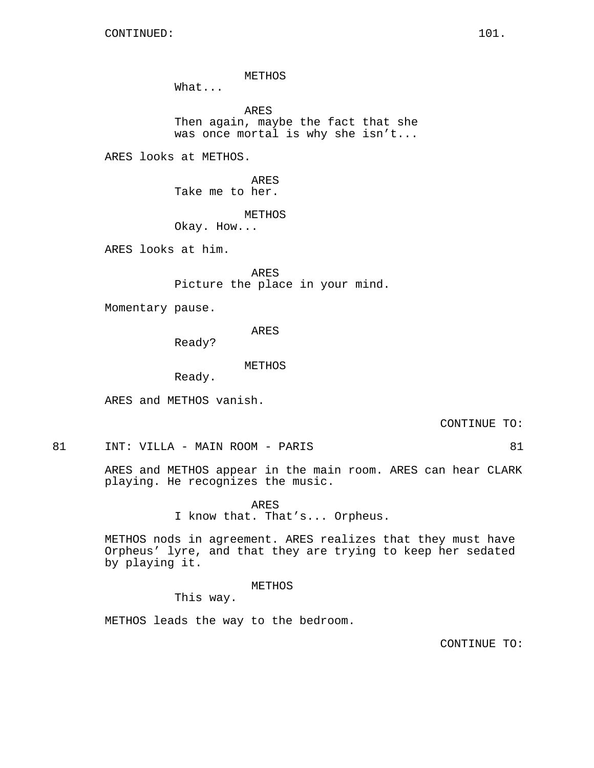CONTINUED:

METHOS
What...

ARES
Then again, maybe the fact that she was once mortal is why she isn't...

ARES looks at METHOS.

ARES
Take me to her.

METHOS
Okay. How...

ARES looks at him.

ARES
Picture the place in your mind.

Momentary pause.

ARES
Ready?

METHOS
Ready.

ARES and METHOS vanish.

CONTINUE TO:

81 INT: VILLA - MAIN ROOM - PARIS 81

ARES and METHOS appear in the main room. ARES can hear CLARK playing. He recognizes the music.

ARES
I know that. That's... Orpheus.

METHOS nods in agreement. ARES realizes that they must have Orpheus' lyre, and that they are trying to keep her sedated by playing it.

METHOS
This way.

METHOS leads the way to the bedroom.

CONTINUE TO: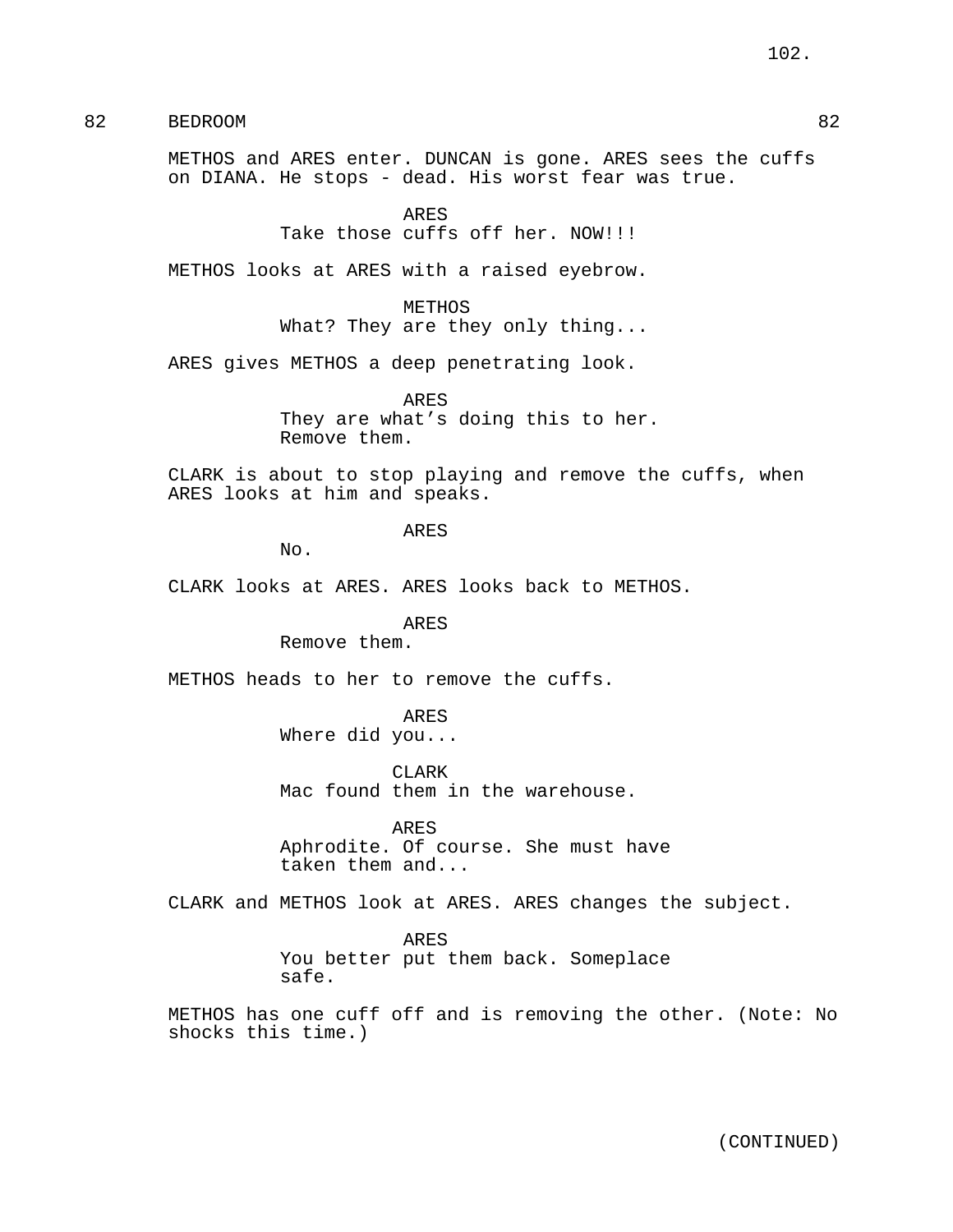82 BEDROOM 82

METHOS and ARES enter. DUNCAN is gone. ARES sees the cuffs on DIANA. He stops - dead. His worst fear was true.

ARES
Take those cuffs off her. NOW!!!

METHOS looks at ARES with a raised eyebrow.

METHOS
What? They are they only thing...

ARES gives METHOS a deep penetrating look.

ARES
They are what's doing this to her. Remove them.

CLARK is about to stop playing and remove the cuffs, when ARES looks at him and speaks.

ARES
No.

CLARK looks at ARES. ARES looks back to METHOS.

ARES
Remove them.

METHOS heads to her to remove the cuffs.

ARES
Where did you...

CLARK
Mac found them in the warehouse.

ARES
Aphrodite. Of course. She must have taken them and...

CLARK and METHOS look at ARES. ARES changes the subject.

ARES
You better put them back. Someplace safe.

METHOS has one cuff off and is removing the other. (Note: No shocks this time.)

(CONTINUED)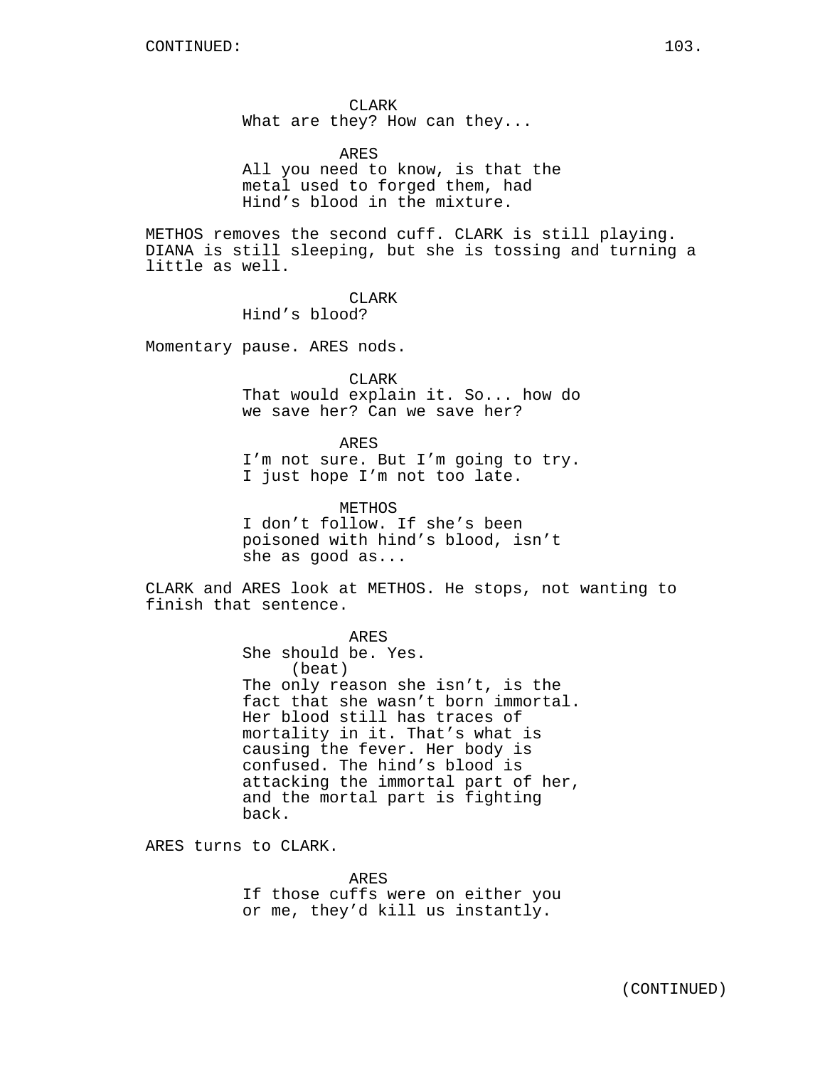CONTINUED:

CLARK
What are they? How can they...

ARES
All you need to know, is that the metal used to forged them, had Hind’s blood in the mixture.

METHOS removes the second cuff. CLARK is still playing. DIANA is still sleeping, but she is tossing and turning a little as well.

CLARK
Hind’s blood?

Momentary pause. ARES nods.

CLARK
That would explain it. So... how do we save her? Can we save her?

ARES
I’m not sure. But I’m going to try. I just hope I’m not too late.

METHOS
I don’t follow. If she’s been poisoned with hind’s blood, isn’t she as good as...

CLARK and ARES look at METHOS. He stops, not wanting to finish that sentence.

ARES
She should be. Yes.
(beat)
The only reason she isn’t, is the fact that she wasn’t born immortal. Her blood still has traces of mortality in it. That’s what is causing the fever. Her body is confused. The hind’s blood is attacking the immortal part of her, and the mortal part is fighting back.

ARES turns to CLARK.

ARES
If those cuffs were on either you or me, they’d kill us instantly.

(CONTINUED)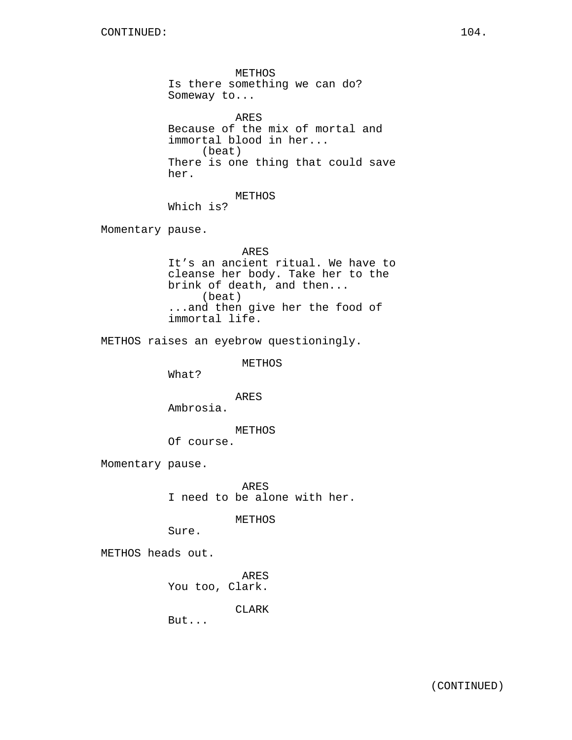METHOS
Is there something we can do?
Someway to...

ARES
Because of the mix of mortal and
immortal blood in her...
(beat)
There is one thing that could save
her.

METHOS
Which is?

Momentary pause.

ARES
It's an ancient ritual. We have to
cleanse her body. Take her to the
brink of death, and then...
(beat)
...and then give her the food of
immortal life.

METHOS raises an eyebrow questioningly.

METHOS
What?

ARES
Ambrosia.

METHOS
Of course.

Momentary pause.

ARES
I need to be alone with her.

METHOS
Sure.

METHOS heads out.

ARES
You too, Clark.

CLARK
But...

(CONTINUED)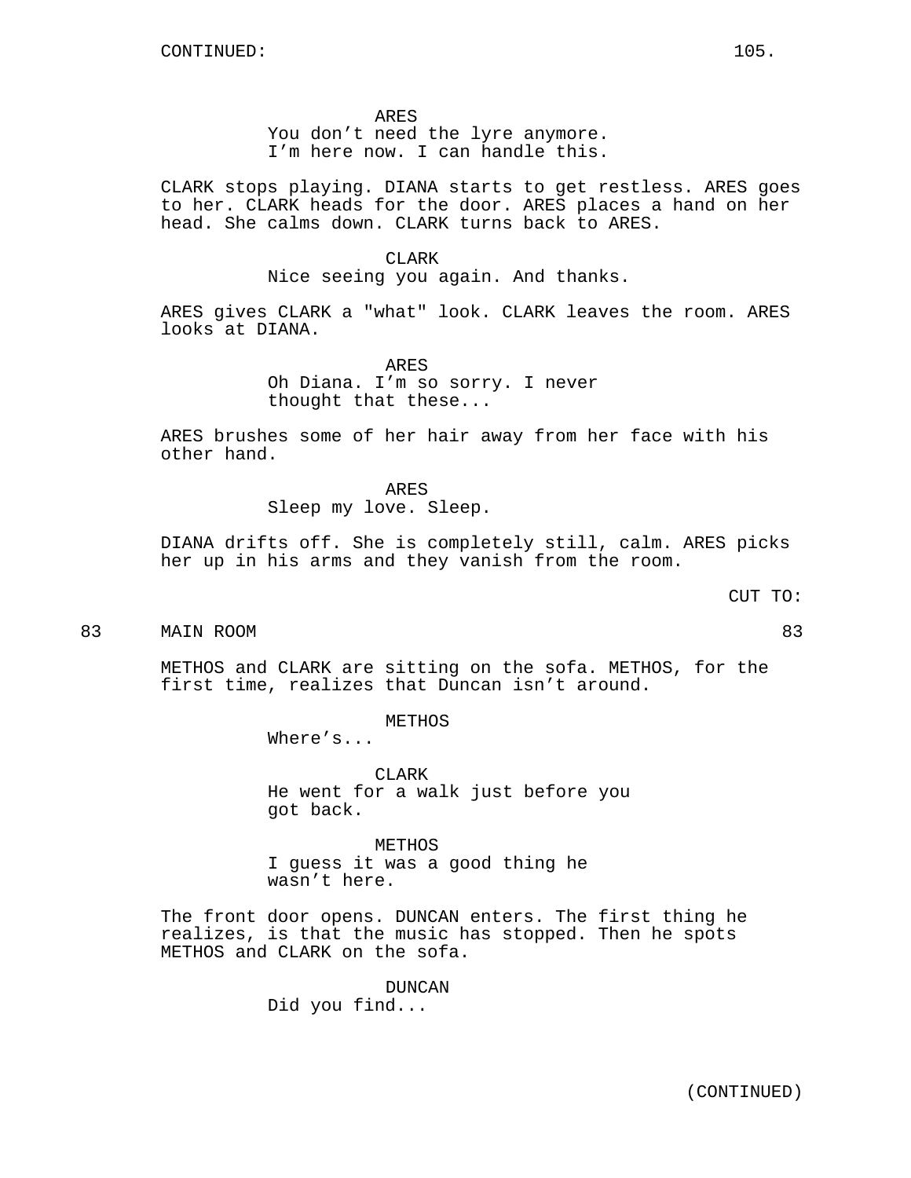ARES
You don't need the lyre anymore.
I'm here now. I can handle this.

CLARK stops playing. DIANA starts to get restless. ARES goes to her. CLARK heads for the door. ARES places a hand on her head. She calms down. CLARK turns back to ARES.

CLARK
Nice seeing you again. And thanks.

ARES gives CLARK a "what" look. CLARK leaves the room. ARES looks at DIANA.

ARES
Oh Diana. I'm so sorry. I never
thought that these...

ARES brushes some of her hair away from her face with his other hand.

ARES
Sleep my love. Sleep.

DIANA drifts off. She is completely still, calm. ARES picks her up in his arms and they vanish from the room.

CUT TO:

83 MAIN ROOM 83

METHOS and CLARK are sitting on the sofa. METHOS, for the first time, realizes that Duncan isn't around.

METHOS
Where's...

CLARK
He went for a walk just before you
got back.

METHOS
I guess it was a good thing he
wasn't here.

The front door opens. DUNCAN enters. The first thing he realizes, is that the music has stopped. Then he spots METHOS and CLARK on the sofa.

DUNCAN
Did you find...

(CONTINUED)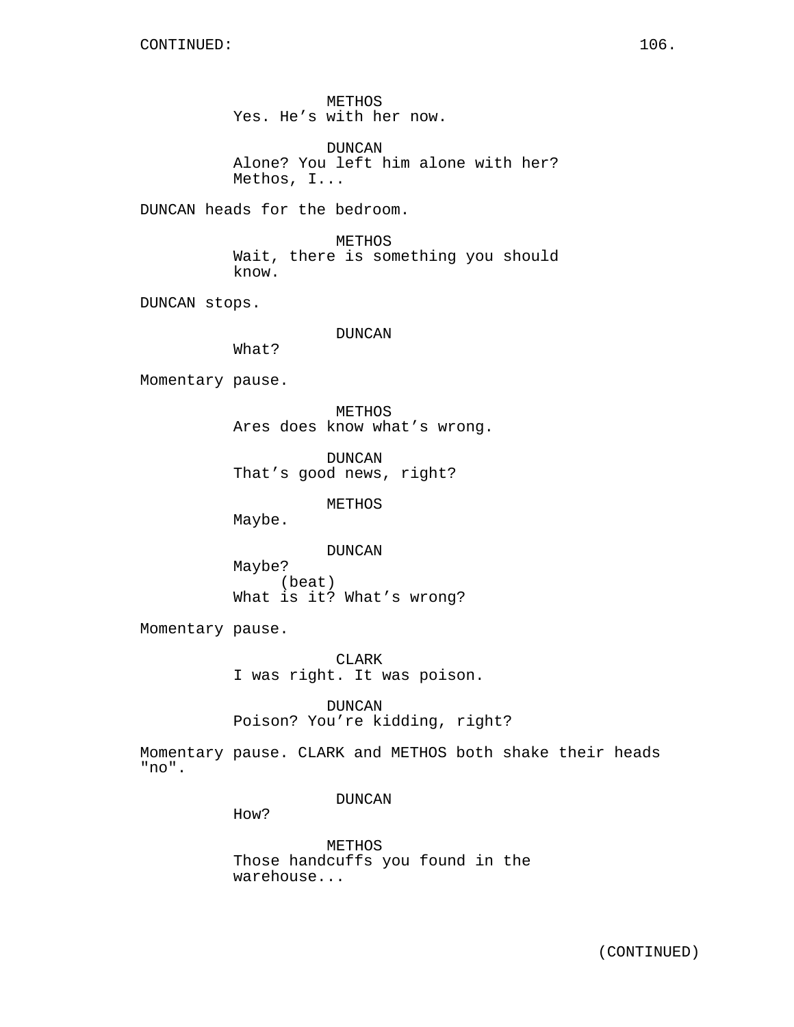METHOS
Yes. He's with her now.

DUNCAN
Alone? You left him alone with her?
Methos, I...

DUNCAN heads for the bedroom.

METHOS
Wait, there is something you should
know.

DUNCAN stops.

DUNCAN
What?

Momentary pause.

METHOS
Ares does know what's wrong.

DUNCAN
That's good news, right?

METHOS
Maybe.

DUNCAN
Maybe?
(beat)
What is it? What's wrong?

Momentary pause.

CLARK
I was right. It was poison.

DUNCAN
Poison? You're kidding, right?

Momentary pause. CLARK and METHOS both shake their heads
"no".

DUNCAN
How?

METHOS
Those handcuffs you found in the
warehouse...

(CONTINUED)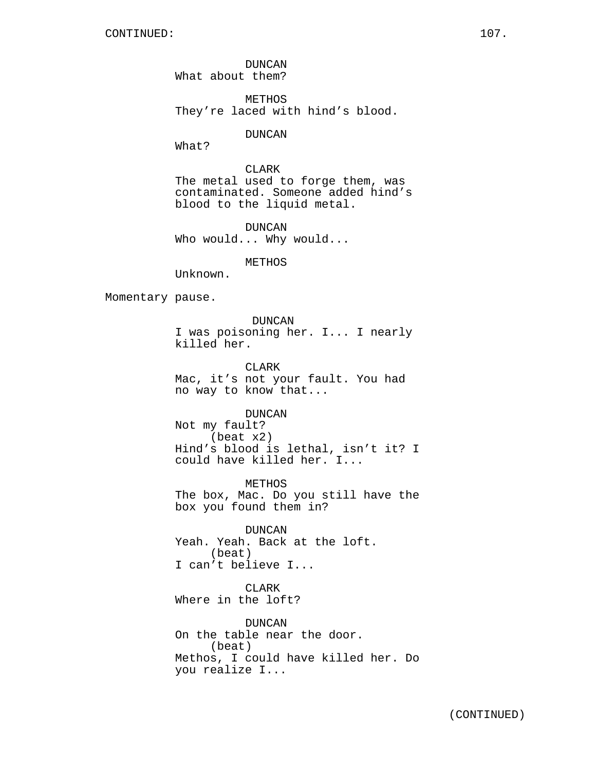CONTINUED:

DUNCAN
What about them?

METHOS
They're laced with hind's blood.

DUNCAN
What?

CLARK
The metal used to forge them, was contaminated. Someone added hind's blood to the liquid metal.

DUNCAN
Who would... Why would...

METHOS
Unknown.

Momentary pause.

DUNCAN
I was poisoning her. I... I nearly killed her.

CLARK
Mac, it's not your fault. You had no way to know that...

DUNCAN
Not my fault?
(beat x2)
Hind's blood is lethal, isn't it? I could have killed her. I...

METHOS
The box, Mac. Do you still have the box you found them in?

DUNCAN
Yeah. Yeah. Back at the loft.
(beat)
I can't believe I...

CLARK
Where in the loft?

DUNCAN
On the table near the door.
(beat)
Methos, I could have killed her. Do you realize I...

(CONTINUED)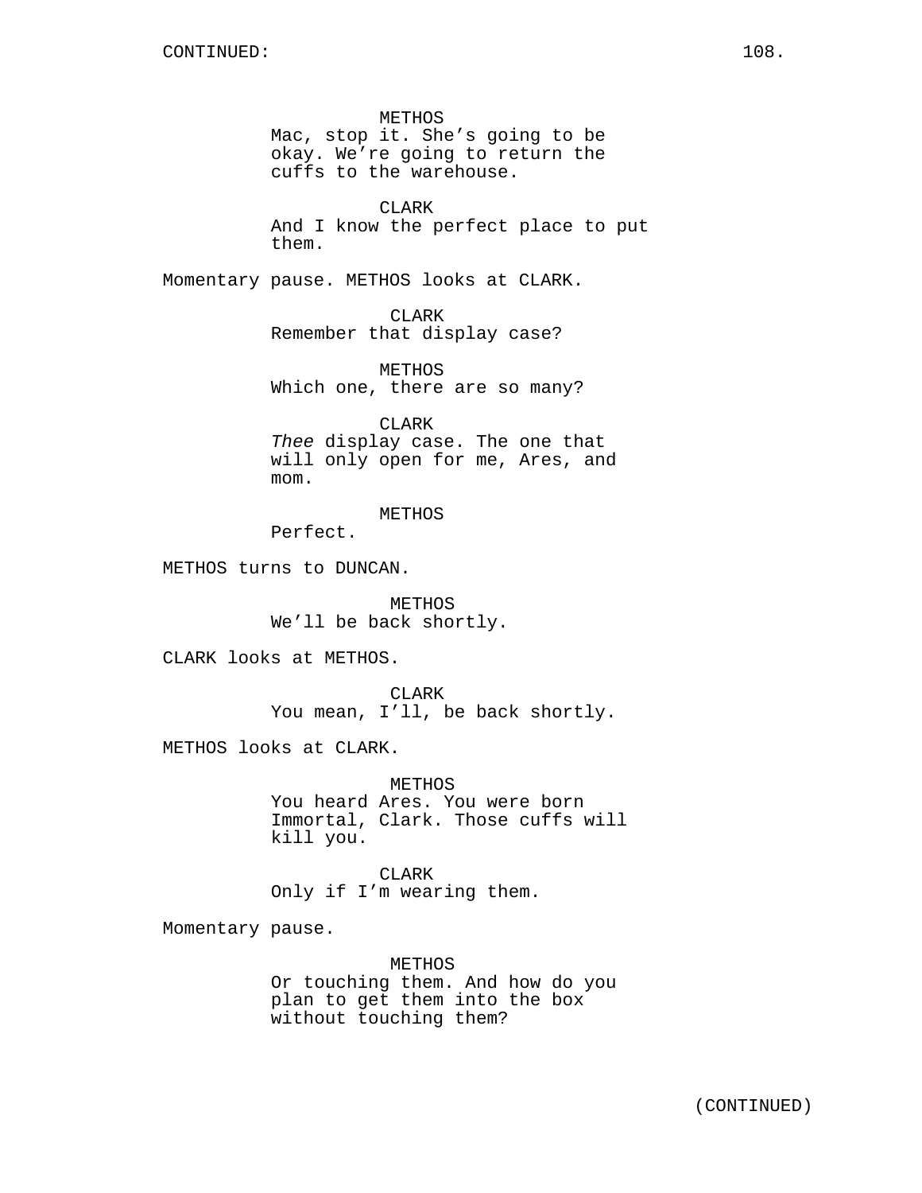METHOS
Mac, stop it. She's going to be okay. We're going to return the cuffs to the warehouse.

CLARK
And I know the perfect place to put them.

Momentary pause. METHOS looks at CLARK.

CLARK
Remember that display case?

METHOS
Which one, there are so many?

CLARK
*Thee* display case. The one that will only open for me, Ares, and mom.

METHOS
Perfect.

METHOS turns to DUNCAN.

METHOS
We'll be back shortly.

CLARK looks at METHOS.

CLARK
You mean, I'll, be back shortly.

METHOS looks at CLARK.

METHOS
You heard Ares. You were born Immortal, Clark. Those cuffs will kill you.

CLARK
Only if I'm wearing them.

Momentary pause.

METHOS
Or touching them. And how do you plan to get them into the box without touching them?

(CONTINUED)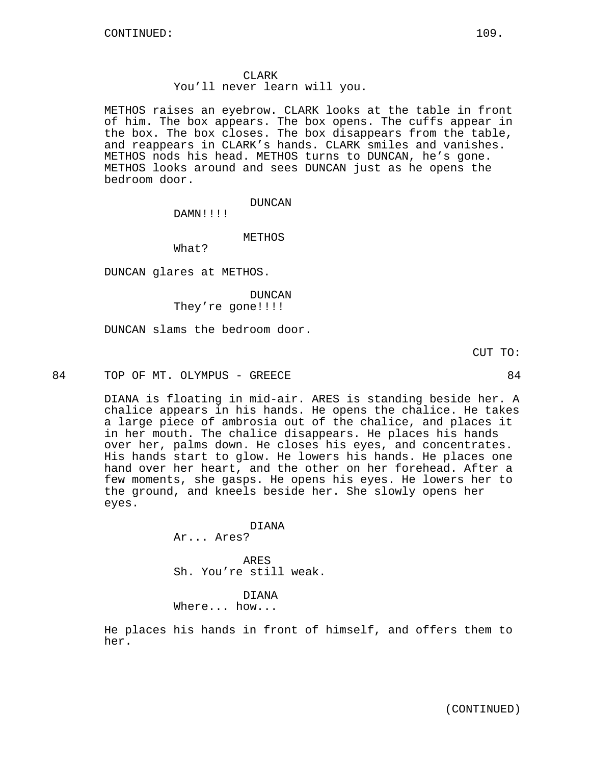CONTINUED:

CLARK
You'll never learn will you.

METHOS raises an eyebrow. CLARK looks at the table in front of him. The box appears. The box opens. The cuffs appear in the box. The box closes. The box disappears from the table, and reappears in CLARK's hands. CLARK smiles and vanishes. METHOS nods his head. METHOS turns to DUNCAN, he's gone. METHOS looks around and sees DUNCAN just as he opens the bedroom door.

DUNCAN
DAMN!!!!

METHOS
What?

DUNCAN glares at METHOS.

DUNCAN
They're gone!!!!

DUNCAN slams the bedroom door.

CUT TO:

84 TOP OF MT. OLYMPUS - GREECE 84

DIANA is floating in mid-air. ARES is standing beside her. A chalice appears in his hands. He opens the chalice. He takes a large piece of ambrosia out of the chalice, and places it in her mouth. The chalice disappears. He places his hands over her, palms down. He closes his eyes, and concentrates. His hands start to glow. He lowers his hands. He places one hand over her heart, and the other on her forehead. After a few moments, she gasps. He opens his eyes. He lowers her to the ground, and kneels beside her. She slowly opens her eyes.

DIANA
Ar... Ares?

ARES
Sh. You're still weak.

DIANA
Where... how...

He places his hands in front of himself, and offers them to her.

(CONTINUED)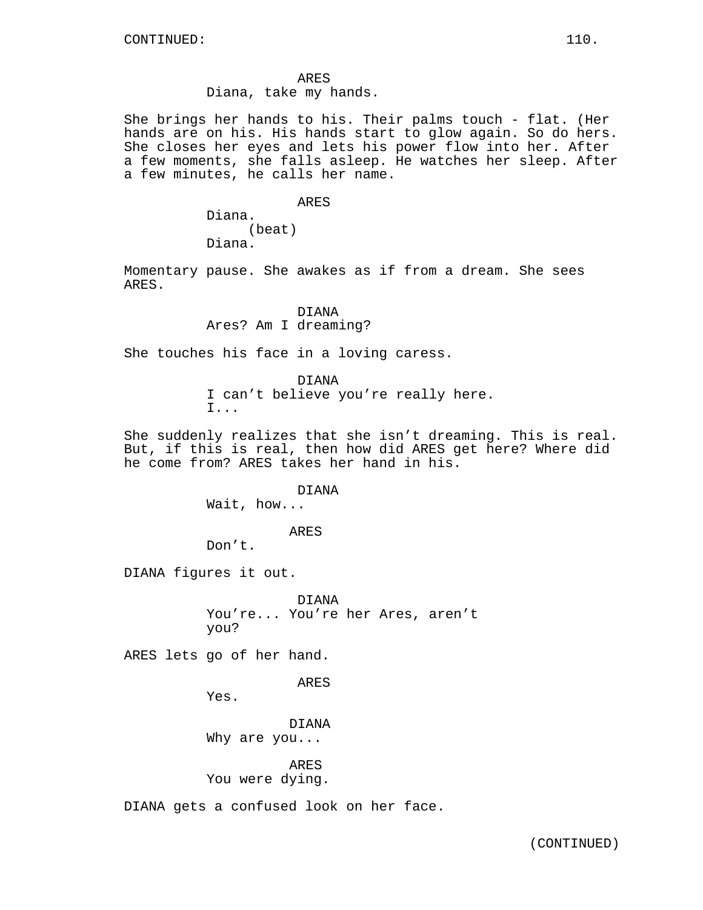ARES
Diana, take my hands.

She brings her hands to his. Their palms touch - flat. (Her hands are on his. His hands start to glow again. So do hers. She closes her eyes and lets his power flow into her. After a few moments, she falls asleep. He watches her sleep. After a few minutes, he calls her name.

ARES
Diana.
(beat)
Diana.

Momentary pause. She awakes as if from a dream. She sees ARES.

DIANA
Ares? Am I dreaming?

She touches his face in a loving caress.

DIANA
I can't believe you're really here.
I...

She suddenly realizes that she isn't dreaming. This is real. But, if this is real, then how did ARES get here? Where did he come from? ARES takes her hand in his.

DIANA
Wait, how...

ARES
Don't.

DIANA figures it out.

DIANA
You're... You're her Ares, aren't you?

ARES lets go of her hand.

ARES
Yes.

DIANA
Why are you...

ARES
You were dying.

DIANA gets a confused look on her face.

(CONTINUED)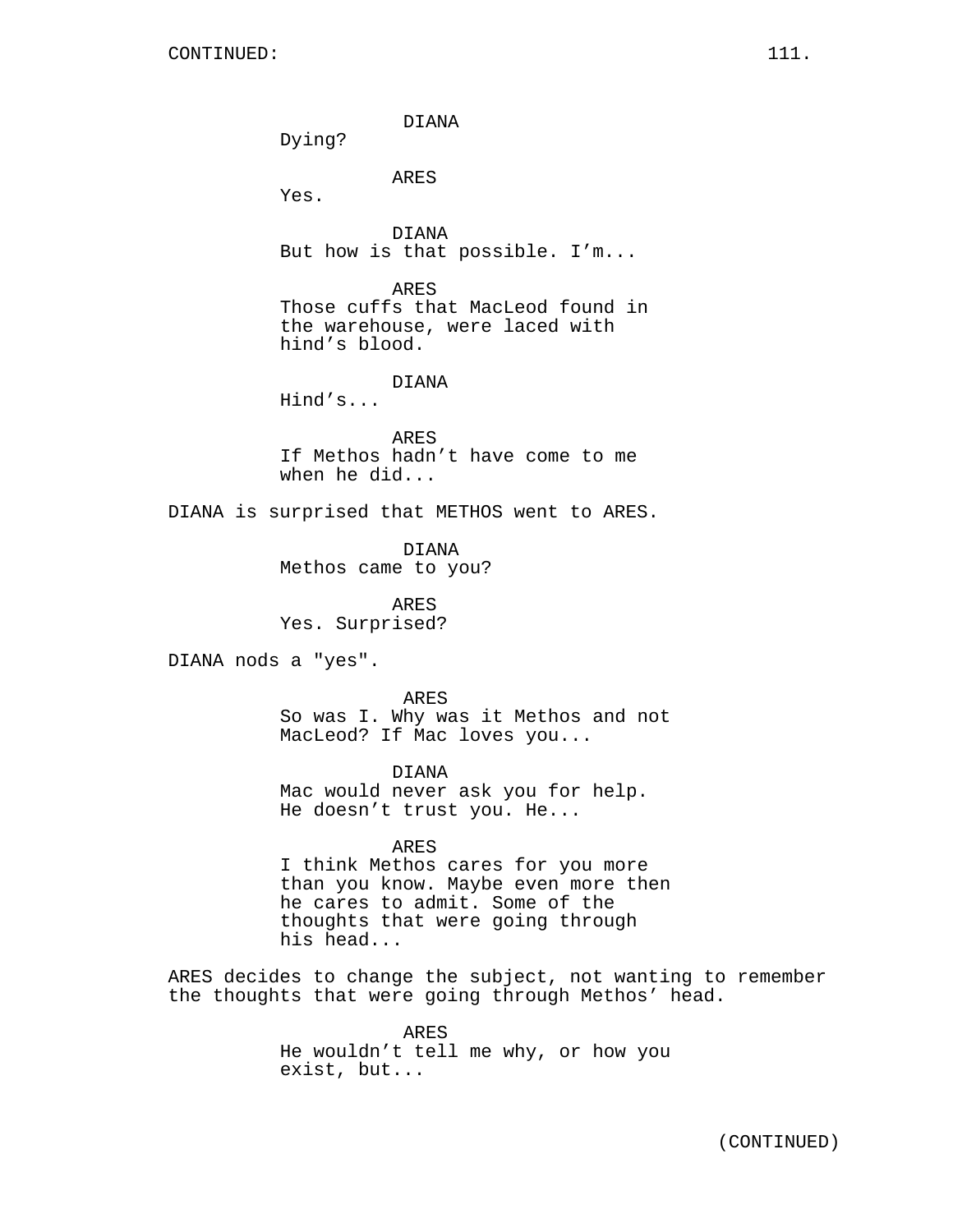CONTINUED:

DIANA
Dying?

ARES
Yes.

DIANA
But how is that possible. I'm...

ARES
Those cuffs that MacLeod found in the warehouse, were laced with hind's blood.

DIANA
Hind's...

ARES
If Methos hadn't have come to me when he did...

DIANA is surprised that METHOS went to ARES.

DIANA
Methos came to you?

ARES
Yes. Surprised?

DIANA nods a "yes".

ARES
So was I. Why was it Methos and not MacLeod? If Mac loves you...

DIANA
Mac would never ask you for help. He doesn't trust you. He...

ARES
I think Methos cares for you more than you know. Maybe even more then he cares to admit. Some of the thoughts that were going through his head...

ARES decides to change the subject, not wanting to remember the thoughts that were going through Methos' head.

ARES
He wouldn't tell me why, or how you exist, but...

(CONTINUED)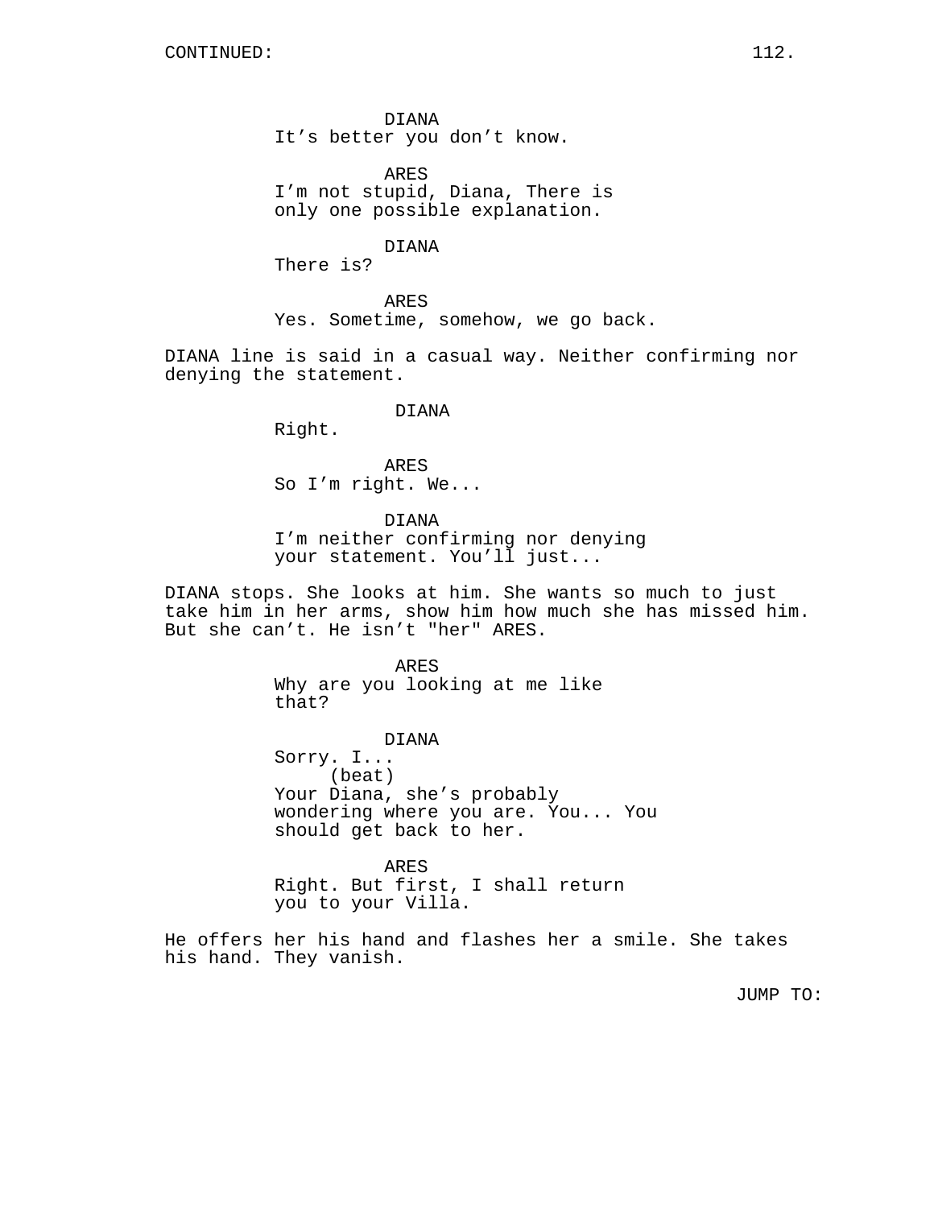DIANA
It's better you don't know.

ARES
I'm not stupid, Diana, There is only one possible explanation.

DIANA
There is?

ARES
Yes. Sometime, somehow, we go back.

DIANA line is said in a casual way. Neither confirming nor denying the statement.

DIANA
Right.

ARES
So I'm right. We...

DIANA
I'm neither confirming nor denying your statement. You'll just...

DIANA stops. She looks at him. She wants so much to just take him in her arms, show him how much she has missed him. But she can't. He isn't "her" ARES.

ARES
Why are you looking at me like that?

DIANA
Sorry. I...
(beat)
Your Diana, she's probably wondering where you are. You... You should get back to her.

ARES
Right. But first, I shall return you to your Villa.

He offers her his hand and flashes her a smile. She takes his hand. They vanish.

JUMP TO: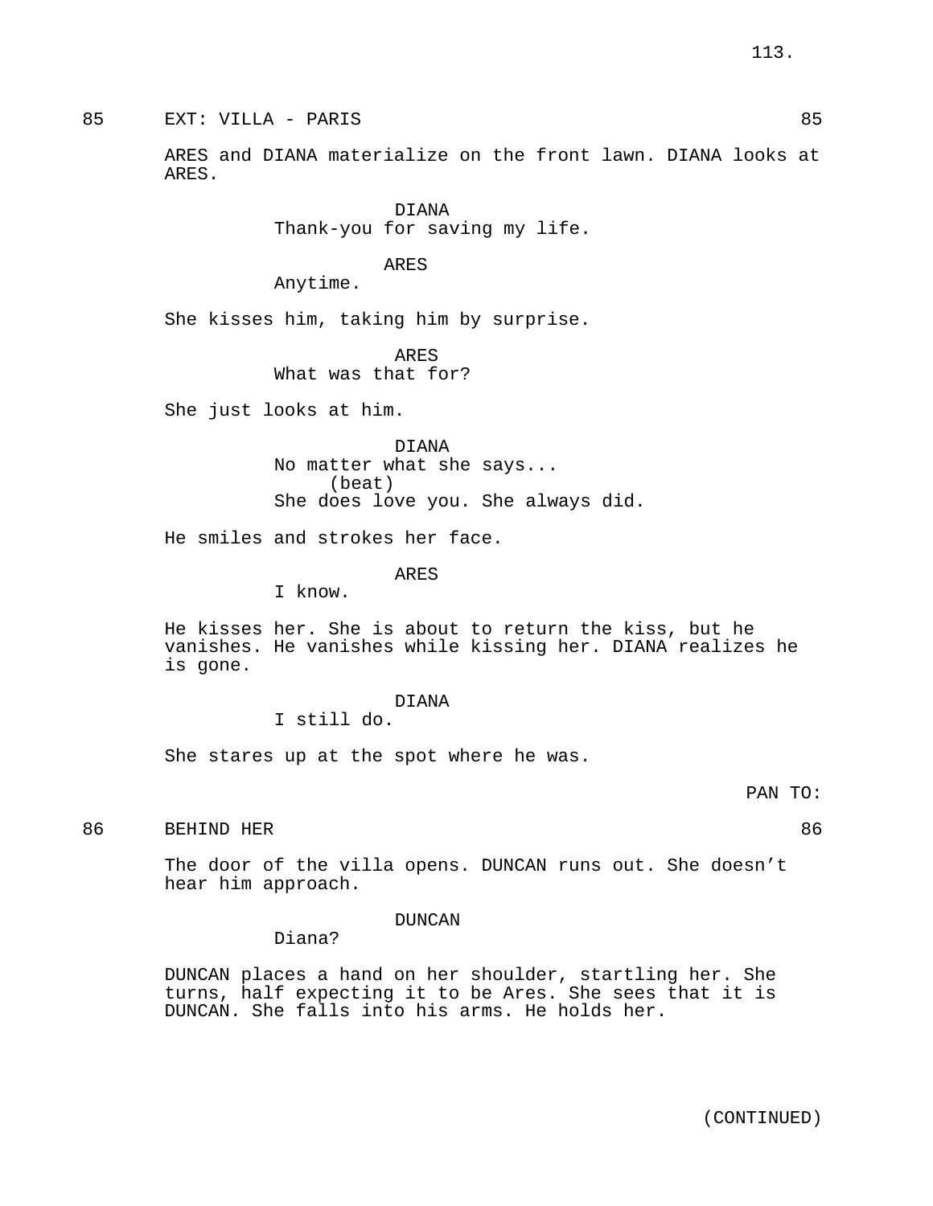85 EXT: VILLA - PARIS 85

ARES and DIANA materialize on the front lawn. DIANA looks at ARES.

DIANA
Thank-you for saving my life.

ARES
Anytime.

She kisses him, taking him by surprise.

ARES
What was that for?

She just looks at him.

DIANA
No matter what she says...
(beat)
She does love you. She always did.

He smiles and strokes her face.

ARES
I know.

He kisses her. She is about to return the kiss, but he vanishes. He vanishes while kissing her. DIANA realizes he is gone.

DIANA
I still do.

She stares up at the spot where he was.

PAN TO:

86 BEHIND HER 86

The door of the villa opens. DUNCAN runs out. She doesn't hear him approach.

DUNCAN
Diana?

DUNCAN places a hand on her shoulder, startling her. She turns, half expecting it to be Ares. She sees that it is DUNCAN. She falls into his arms. He holds her.

(CONTINUED)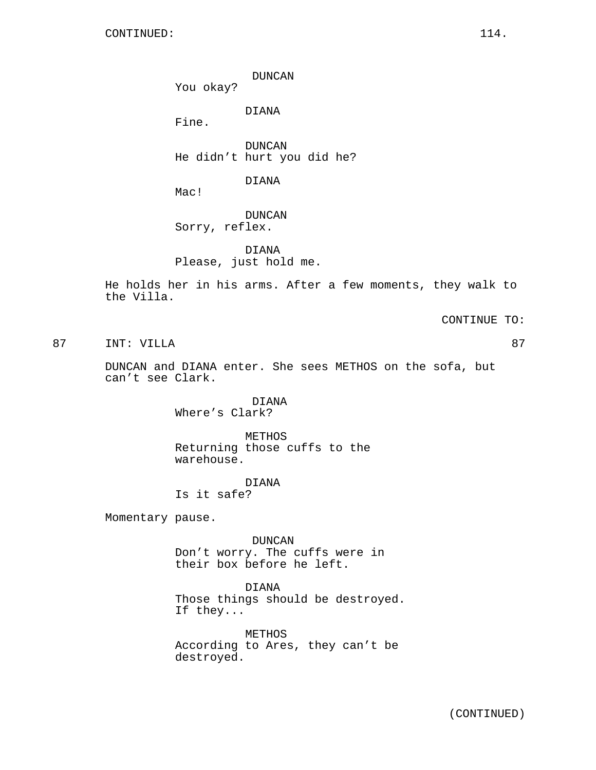DUNCAN
You okay?

DIANA
Fine.

DUNCAN
He didn't hurt you did he?

DIANA
Mac!

DUNCAN
Sorry, reflex.

DIANA
Please, just hold me.

He holds her in his arms. After a few moments, they walk to the Villa.

CONTINUE TO:

87 INT: VILLA 87

DUNCAN and DIANA enter. She sees METHOS on the sofa, but can't see Clark.

DIANA
Where's Clark?

METHOS
Returning those cuffs to the warehouse.

DIANA
Is it safe?

Momentary pause.

DUNCAN
Don't worry. The cuffs were in their box before he left.

DIANA
Those things should be destroyed. If they...

METHOS
According to Ares, they can't be destroyed.

(CONTINUED)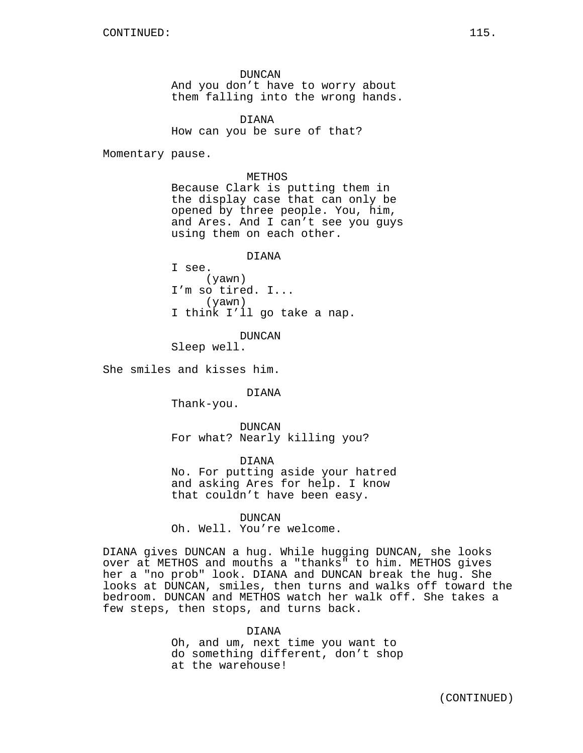CONTINUED:

DUNCAN
And you don't have to worry about them falling into the wrong hands.

DIANA
How can you be sure of that?

Momentary pause.

METHOS
Because Clark is putting them in the display case that can only be opened by three people. You, him, and Ares. And I can't see you guys using them on each other.

DIANA
I see.
(yawn)
I'm so tired. I...
(yawn)
I think I'll go take a nap.

DUNCAN
Sleep well.

She smiles and kisses him.

DIANA
Thank-you.

DUNCAN
For what? Nearly killing you?

DIANA
No. For putting aside your hatred and asking Ares for help. I know that couldn't have been easy.

DUNCAN
Oh. Well. You're welcome.

DIANA gives DUNCAN a hug. While hugging DUNCAN, she looks over at METHOS and mouths a "thanks" to him. METHOS gives her a "no prob" look. DIANA and DUNCAN break the hug. She looks at DUNCAN, smiles, then turns and walks off toward the bedroom. DUNCAN and METHOS watch her walk off. She takes a few steps, then stops, and turns back.

DIANA
Oh, and um, next time you want to do something different, don't shop at the warehouse!

(CONTINUED)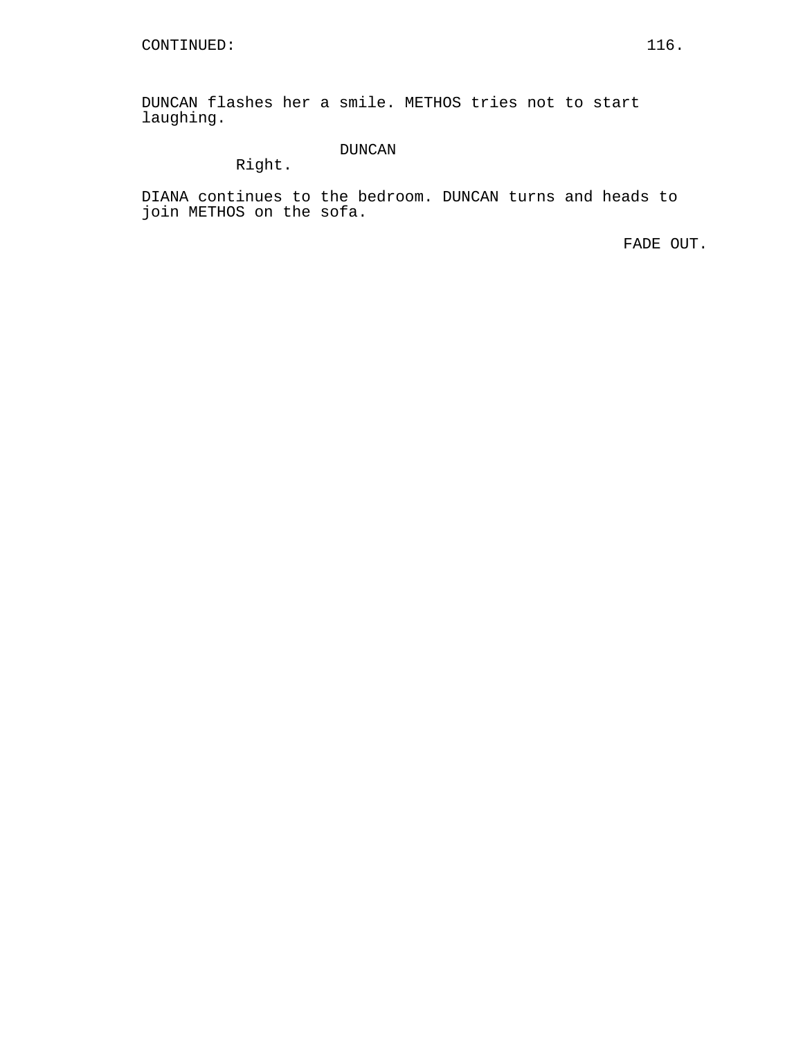CONTINUED:

DUNCAN flashes her a smile. METHOS tries not to start laughing.

DUNCAN
Right.

DIANA continues to the bedroom. DUNCAN turns and heads to join METHOS on the sofa.

FADE OUT.